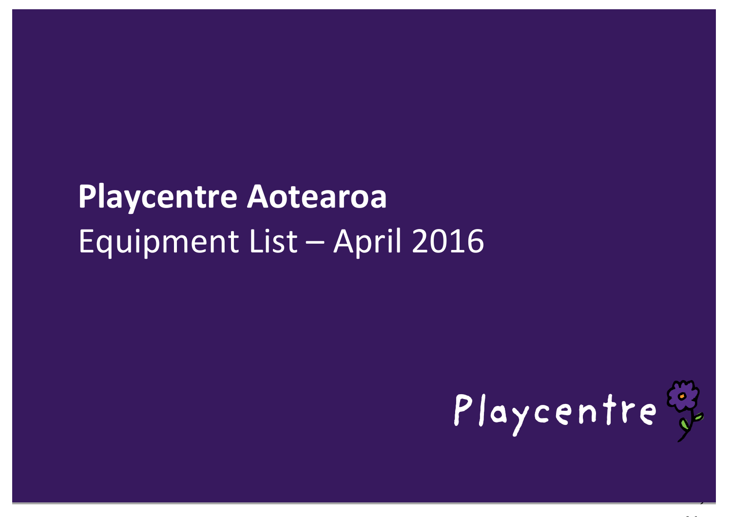# Playcentre Aotearoa

Equipment List – April 2016

Playcentre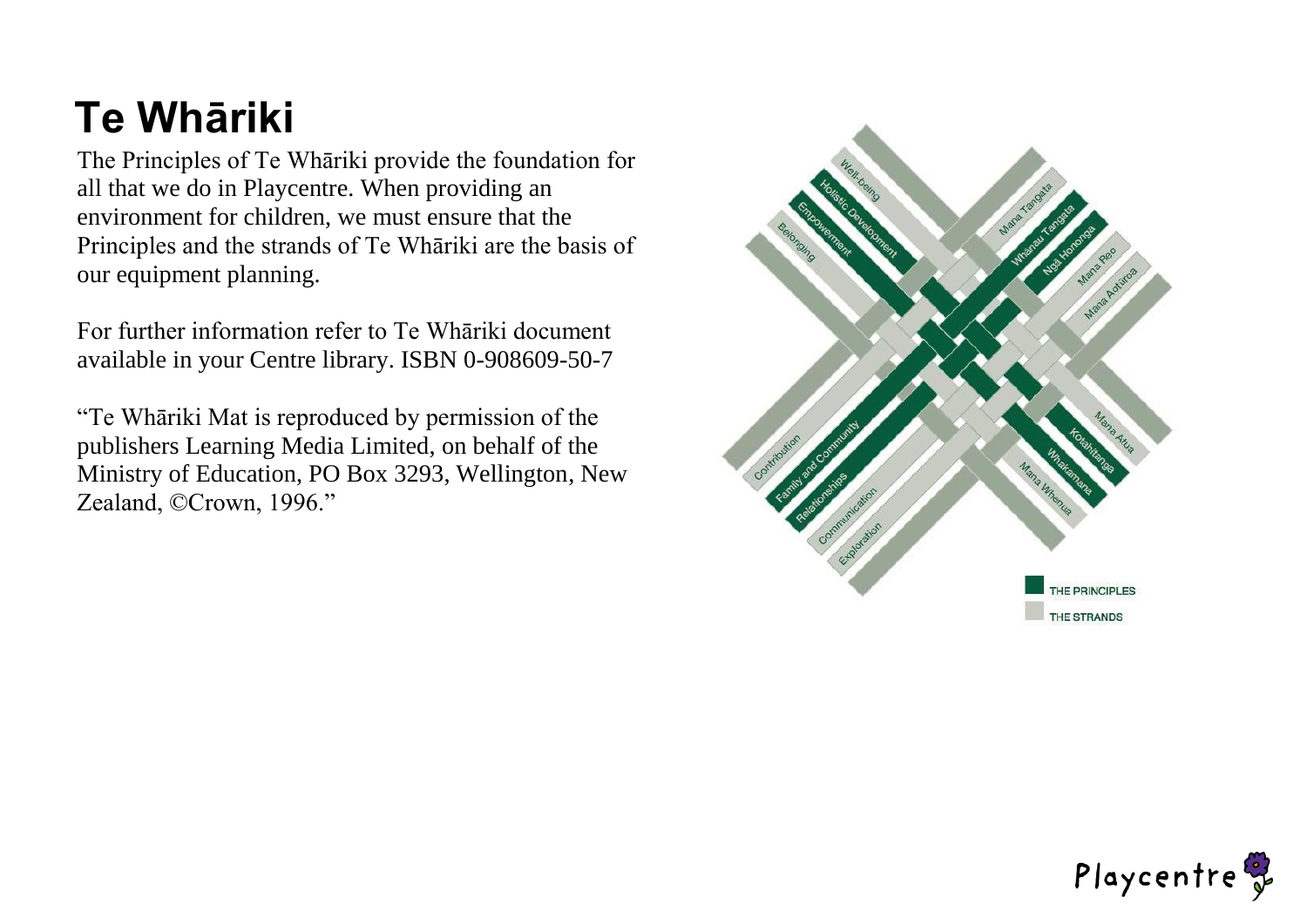# Te Whāriki

The Principles of Te Whāriki provide the foundation for all that we do in Playcentre. When providing an environment for children, we must ensure that the Principles and the strands of Te Whāriki are the basis of our equipment planning.

For further information refer to Te Whāriki document available in your Centre library. ISBN 0-908609-50-7

"Te Whāriki Mat is reproduced by permission of the publishers Learning Media Limited, on behalf of the Ministry of Education, PO Box 3293, Wellington, New Zealand, ©Crown, 1996."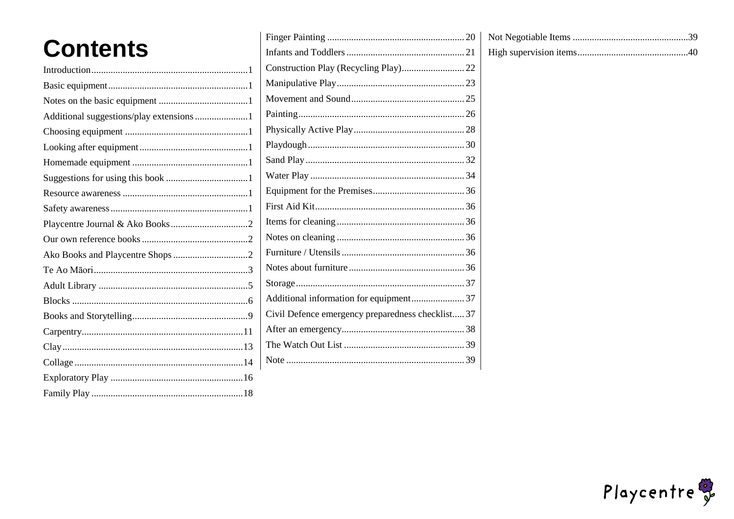# Contents

Introduction ........ 1
Basic equipment ........ 1
Notes on the basic equipment ........ 1
Additional suggestions/play extensions ........ 1
Choosing equipment ........ 1
Looking after equipment ........ 1
Homemade equipment ........ 1
Suggestions for using this book ........ 1
Resource awareness ........ 1
Safety awareness ........ 1
Playcentre Journal & Ako Books ........ 2
Our own reference books ........ 2
Ako Books and Playcentre Shops ........ 2
Te Ao Māori ........ 3
Adult Library ........ 5
Blocks ........ 6
Books and Storytelling ........ 9
Carpentry ........ 11
Clay ........ 13
Collage ........ 14
Exploratory Play ........ 16
Family Play ........ 18
Finger Painting ........ 20
Infants and Toddlers ........ 21
Construction Play (Recycling Play) ........ 22
Manipulative Play ........ 23
Movement and Sound ........ 25
Painting ........ 26
Physically Active Play ........ 28
Playdough ........ 30
Sand Play ........ 32
Water Play ........ 34
Equipment for the Premises ........ 36
First Aid Kit ........ 36
Items for cleaning ........ 36
Notes on cleaning ........ 36
Furniture / Utensils ........ 36
Notes about furniture ........ 36
Storage ........ 37
Additional information for equipment ........ 37
Civil Defence emergency preparedness checklist ........ 37
After an emergency ........ 38
The Watch Out List ........ 39
Note ........ 39
Not Negotiable Items ........ 39
High supervision items ........ 40

Playcentre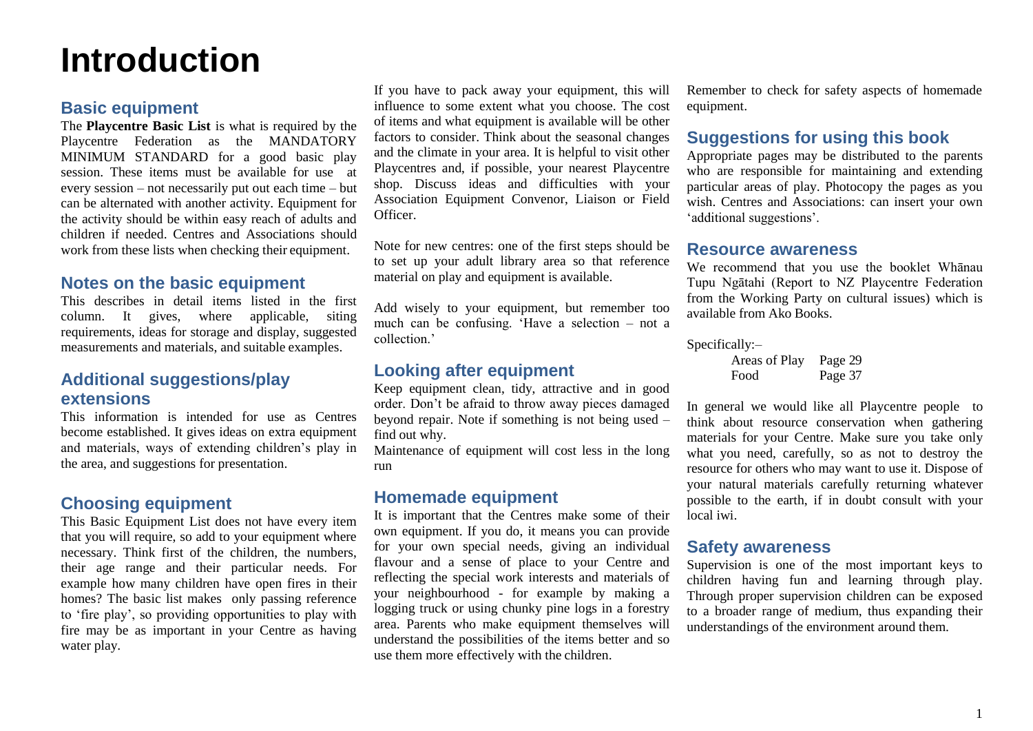# Introduction

## Basic equipment

The **Playcentre Basic List** is what is required by the Playcentre Federation as the MANDATORY MINIMUM STANDARD for a good basic play session. These items must be available for use at every session – not necessarily put out each time – but can be alternated with another activity. Equipment for the activity should be within easy reach of adults and children if needed. Centres and Associations should work from these lists when checking their equipment.

## Notes on the basic equipment

This describes in detail items listed in the first column. It gives, where applicable, siting requirements, ideas for storage and display, suggested measurements and materials, and suitable examples.

## Additional suggestions/play extensions

This information is intended for use as Centres become established. It gives ideas on extra equipment and materials, ways of extending children's play in the area, and suggestions for presentation.

## Choosing equipment

This Basic Equipment List does not have every item that you will require, so add to your equipment where necessary. Think first of the children, the numbers, their age range and their particular needs. For example how many children have open fires in their homes? The basic list makes only passing reference to 'fire play', so providing opportunities to play with fire may be as important in your Centre as having water play.

If you have to pack away your equipment, this will influence to some extent what you choose. The cost of items and what equipment is available will be other factors to consider. Think about the seasonal changes and the climate in your area. It is helpful to visit other Playcentres and, if possible, your nearest Playcentre shop. Discuss ideas and difficulties with your Association Equipment Convenor, Liaison or Field Officer.

Note for new centres: one of the first steps should be to set up your adult library area so that reference material on play and equipment is available.

Add wisely to your equipment, but remember too much can be confusing. 'Have a selection – not a collection.'

## Looking after equipment

Keep equipment clean, tidy, attractive and in good order. Don't be afraid to throw away pieces damaged beyond repair. Note if something is not being used – find out why.

Maintenance of equipment will cost less in the long run

## Homemade equipment

It is important that the Centres make some of their own equipment. If you do, it means you can provide for your own special needs, giving an individual flavour and a sense of place to your Centre and reflecting the special work interests and materials of your neighbourhood - for example by making a logging truck or using chunky pine logs in a forestry area. Parents who make equipment themselves will understand the possibilities of the items better and so use them more effectively with the children.

Remember to check for safety aspects of homemade equipment.

## Suggestions for using this book

Appropriate pages may be distributed to the parents who are responsible for maintaining and extending particular areas of play. Photocopy the pages as you wish. Centres and Associations: can insert your own 'additional suggestions'.

## Resource awareness

We recommend that you use the booklet Whānau Tupu Ngātahi (Report to NZ Playcentre Federation from the Working Party on cultural issues) which is available from Ako Books.

Specifically:–

| | |
|---|---|
| Areas of Play | Page 29 |
| Food | Page 37 |

In general we would like all Playcentre people to think about resource conservation when gathering materials for your Centre. Make sure you take only what you need, carefully, so as not to destroy the resource for others who may want to use it. Dispose of your natural materials carefully returning whatever possible to the earth, if in doubt consult with your local iwi.

## Safety awareness

Supervision is one of the most important keys to children having fun and learning through play. Through proper supervision children can be exposed to a broader range of medium, thus expanding their understandings of the environment around them.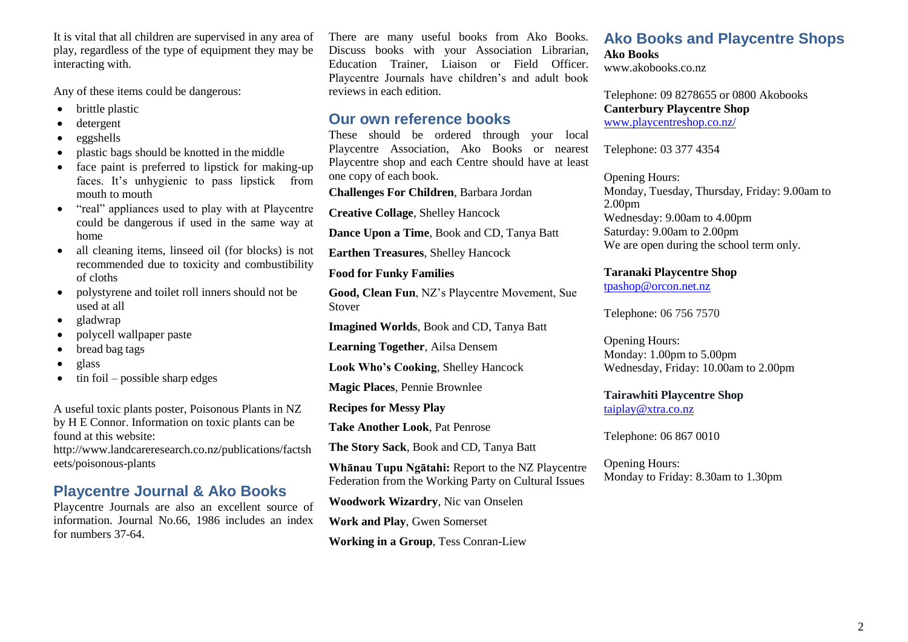It is vital that all children are supervised in any area of play, regardless of the type of equipment they may be interacting with.

Any of these items could be dangerous:

- brittle plastic
- detergent
- eggshells
- plastic bags should be knotted in the middle
- face paint is preferred to lipstick for making-up faces. It's unhygienic to pass lipstick from mouth to mouth
- "real" appliances used to play with at Playcentre could be dangerous if used in the same way at home
- all cleaning items, linseed oil (for blocks) is not recommended due to toxicity and combustibility of cloths
- polystyrene and toilet roll inners should not be used at all
- gladwrap
- polycell wallpaper paste
- bread bag tags
- glass
- tin foil – possible sharp edges

A useful toxic plants poster, Poisonous Plants in NZ by H E Connor. Information on toxic plants can be found at this website:
http://www.landcareresearch.co.nz/publications/factsheets/poisonous-plants

## Playcentre Journal & Ako Books

Playcentre Journals are also an excellent source of information. Journal No.66, 1986 includes an index for numbers 37-64.

There are many useful books from Ako Books. Discuss books with your Association Librarian, Education Trainer, Liaison or Field Officer. Playcentre Journals have children's and adult book reviews in each edition.

## Our own reference books

These should be ordered through your local Playcentre Association, Ako Books or nearest Playcentre shop and each Centre should have at least one copy of each book.

**Challenges For Children**, Barbara Jordan

**Creative Collage**, Shelley Hancock

**Dance Upon a Time**, Book and CD, Tanya Batt

**Earthen Treasures**, Shelley Hancock

**Food for Funky Families**

**Good, Clean Fun**, NZ's Playcentre Movement, Sue Stover

**Imagined Worlds**, Book and CD, Tanya Batt

**Learning Together**, Ailsa Densem

**Look Who's Cooking**, Shelley Hancock

**Magic Places**, Pennie Brownlee

**Recipes for Messy Play**

**Take Another Look**, Pat Penrose

**The Story Sack**, Book and CD, Tanya Batt

**Whānau Tupu Ngātahi:** Report to the NZ Playcentre Federation from the Working Party on Cultural Issues

**Woodwork Wizardry**, Nic van Onselen

**Work and Play**, Gwen Somerset

**Working in a Group**, Tess Conran-Liew

## Ako Books and Playcentre Shops

**Ako Books**
www.akobooks.co.nz

Telephone: 09 8278655 or 0800 Akobooks

**Canterbury Playcentre Shop**
www.playcentreshop.co.nz/

Telephone: 03 377 4354

Opening Hours:
Monday, Tuesday, Thursday, Friday: 9.00am to 2.00pm
Wednesday: 9.00am to 4.00pm
Saturday: 9.00am to 2.00pm
We are open during the school term only.

**Taranaki Playcentre Shop**
tpashop@orcon.net.nz

Telephone: 06 756 7570

Opening Hours:
Monday: 1.00pm to 5.00pm
Wednesday, Friday: 10.00am to 2.00pm

**Tairawhiti Playcentre Shop**
taiplay@xtra.co.nz

Telephone: 06 867 0010

Opening Hours:
Monday to Friday: 8.30am to 1.30pm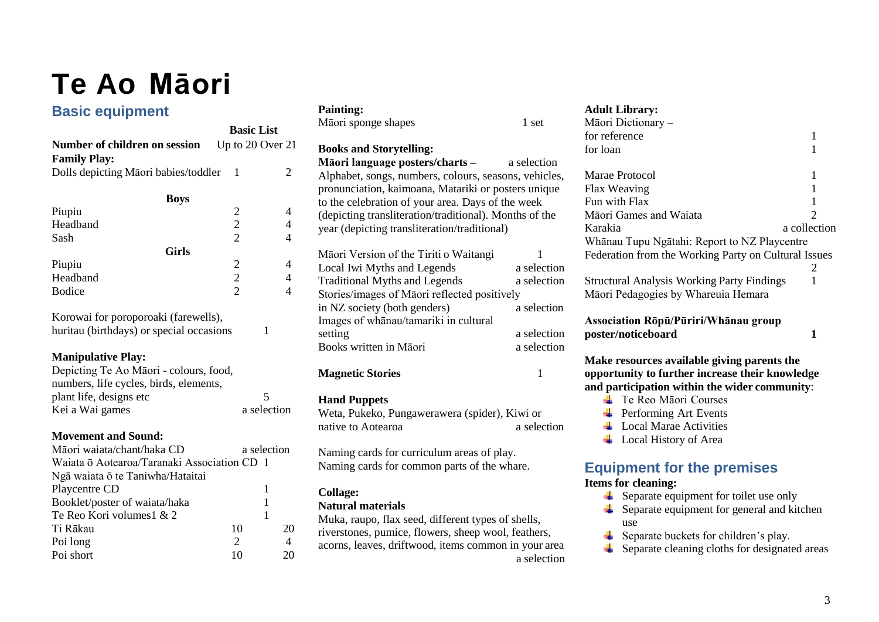# Te Ao Māori

## Basic equipment

| | Basic List | |
|---|---|---|
| **Number of children on session** | Up to 20 | Over 21 |
| **Family Play:** | | |
| Dolls depicting Māori babies/toddler | 1 | 2 |
| **Boys** | | |
| Piupiu | 2 | 4 |
| Headband | 2 | 4 |
| Sash | 2 | 4 |
| **Girls** | | |
| Piupiu | 2 | 4 |
| Headband | 2 | 4 |
| Bodice | 2 | 4 |

Korowai for poroporoaki (farewells), huritau (birthdays) or special occasions — 1

**Manipulative Play:**

Depicting Te Ao Māori - colours, food, numbers, life cycles, birds, elements, plant life, designs etc — 5

Kei a Wai games — a selection

**Movement and Sound:**

| | | |
|---|---|---|
| Māori waiata/chant/haka CD | a selection | |
| Waiata ō Aotearoa/Taranaki Association CD | 1 | |
| Ngā waiata ō te Taniwha/Hataitai Playcentre CD | 1 | |
| Booklet/poster of waiata/haka | 1 | |
| Te Reo Kori volumes1 & 2 | 1 | |
| Ti Rākau | 10 | 20 |
| Poi long | 2 | 4 |
| Poi short | 10 | 20 |

**Painting:**

Māori sponge shapes — 1 set

**Books and Storytelling:**

**Māori language posters/charts –** a selection

Alphabet, songs, numbers, colours, seasons, vehicles, pronunciation, kaimoana, Matariki or posters unique to the celebration of your area. Days of the week (depicting transliteration/traditional). Months of the year (depicting transliteration/traditional)

| | |
|---|---|
| Māori Version of the Tiriti o Waitangi | 1 |
| Local Iwi Myths and Legends | a selection |
| Traditional Myths and Legends | a selection |
| Stories/images of Māori reflected positively in NZ society (both genders) | a selection |
| Images of whānau/tamariki in cultural setting | a selection |
| Books written in Māori | a selection |

**Magnetic Stories** — 1

**Hand Puppets**

Weta, Pukeko, Pungawerawera (spider), Kiwi or native to Aotearoa — a selection

Naming cards for curriculum areas of play.
Naming cards for common parts of the whare.

**Collage:**

**Natural materials**

Muka, raupo, flax seed, different types of shells, riverstones, pumice, flowers, sheep wool, feathers, acorns, leaves, driftwood, items common in your area — a selection

**Adult Library:**

| | |
|---|---|
| Māori Dictionary – for reference | 1 |
| for loan | 1 |
| Marae Protocol | 1 |
| Flax Weaving | 1 |
| Fun with Flax | 1 |
| Māori Games and Waiata | 2 |
| Karakia | a collection |
| Whānau Tupu Ngātahi: Report to NZ Playcentre Federation from the Working Party on Cultural Issues | 2 |
| Structural Analysis Working Party Findings | 1 |
| Māori Pedagogies by Whareuia Hemara | |

**Association Rōpū/Pūriri/Whānau group poster/noticeboard** — **1**

**Make resources available giving parents the opportunity to further increase their knowledge and participation within the wider community**:

- Te Reo Māori Courses
- Performing Art Events
- Local Marae Activities
- Local History of Area

## Equipment for the premises

**Items for cleaning:**

- Separate equipment for toilet use only
- Separate equipment for general and kitchen use
- Separate buckets for children's play.
- Separate cleaning cloths for designated areas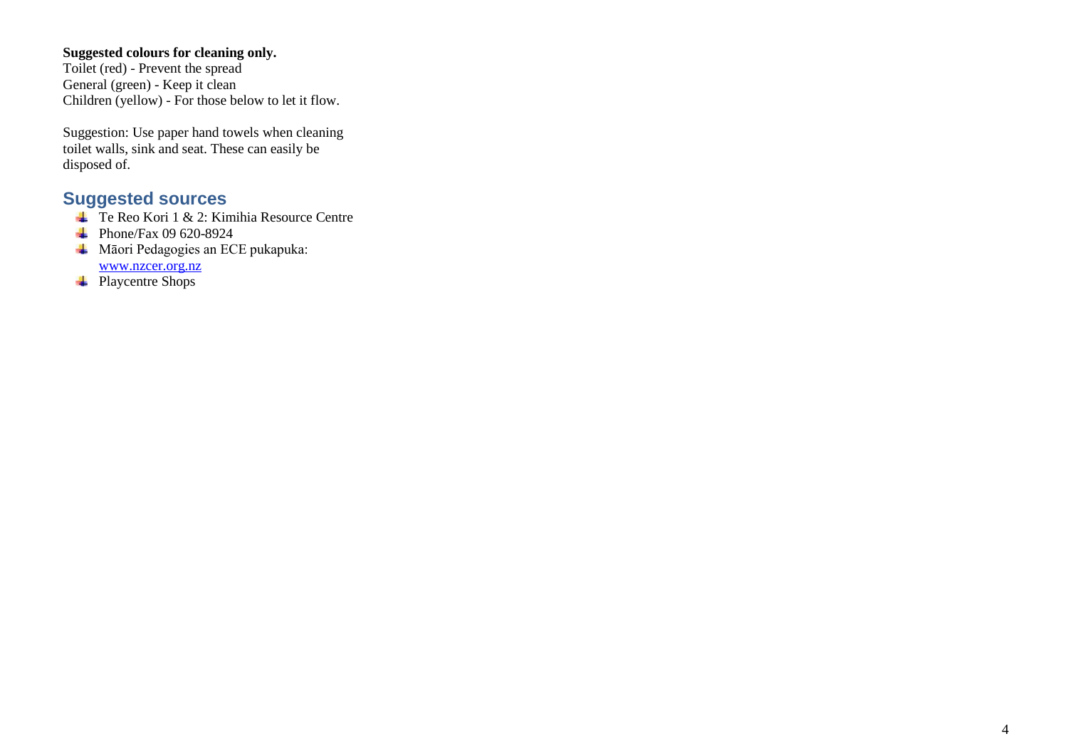**Suggested colours for cleaning only.**
Toilet (red) - Prevent the spread
General (green) - Keep it clean
Children (yellow) - For those below to let it flow.

Suggestion: Use paper hand towels when cleaning toilet walls, sink and seat. These can easily be disposed of.

## Suggested sources

- Te Reo Kori 1 & 2: Kimihia Resource Centre
- Phone/Fax 09 620-8924
- Māori Pedagogies an ECE pukapuka: www.nzcer.org.nz
- Playcentre Shops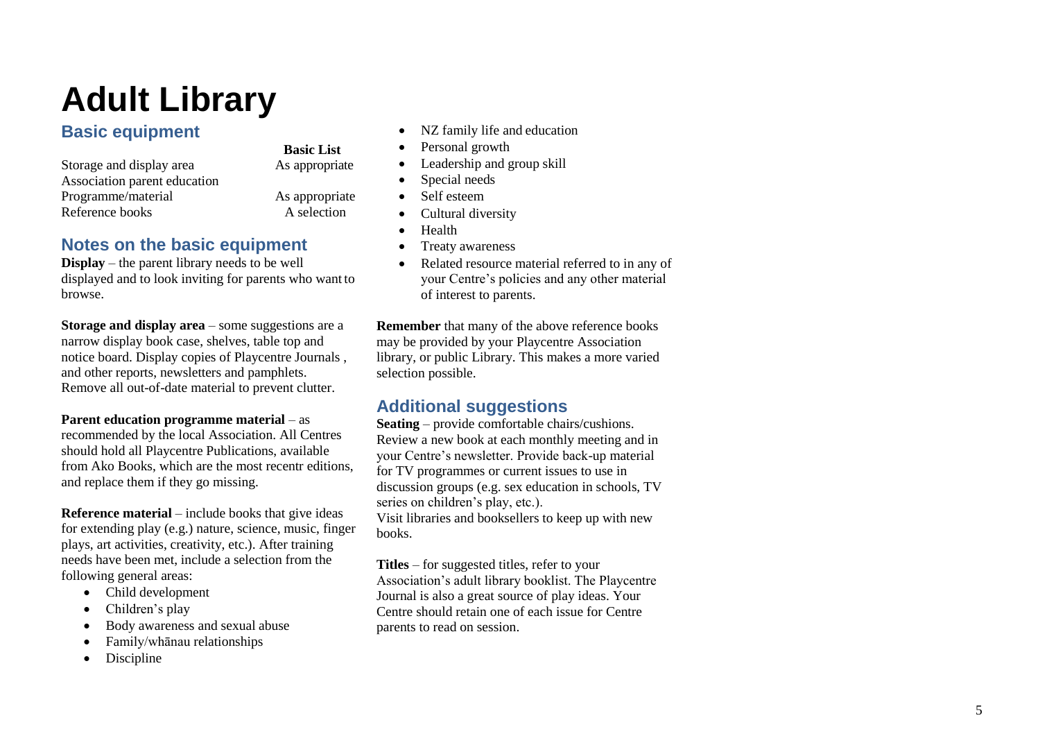# Adult Library

## Basic equipment

| | Basic List |
|---|---|
| Storage and display area | As appropriate |
| Association parent education Programme/material | As appropriate |
| Reference books | A selection |

## Notes on the basic equipment

**Display** – the parent library needs to be well displayed and to look inviting for parents who want to browse.

**Storage and display area** – some suggestions are a narrow display book case, shelves, table top and notice board. Display copies of Playcentre Journals , and other reports, newsletters and pamphlets. Remove all out-of-date material to prevent clutter.

**Parent education programme material** – as recommended by the local Association. All Centres should hold all Playcentre Publications, available from Ako Books, which are the most recentr editions, and replace them if they go missing.

**Reference material** – include books that give ideas for extending play (e.g.) nature, science, music, finger plays, art activities, creativity, etc.). After training needs have been met, include a selection from the following general areas:

- Child development
- Children's play
- Body awareness and sexual abuse
- Family/whānau relationships
- Discipline
- NZ family life and education
- Personal growth
- Leadership and group skill
- Special needs
- Self esteem
- Cultural diversity
- Health
- Treaty awareness
- Related resource material referred to in any of your Centre's policies and any other material of interest to parents.

**Remember** that many of the above reference books may be provided by your Playcentre Association library, or public Library. This makes a more varied selection possible.

## Additional suggestions

**Seating** – provide comfortable chairs/cushions. Review a new book at each monthly meeting and in your Centre's newsletter. Provide back-up material for TV programmes or current issues to use in discussion groups (e.g. sex education in schools, TV series on children's play, etc.).
Visit libraries and booksellers to keep up with new books.

**Titles** – for suggested titles, refer to your Association's adult library booklist. The Playcentre Journal is also a great source of play ideas. Your Centre should retain one of each issue for Centre parents to read on session.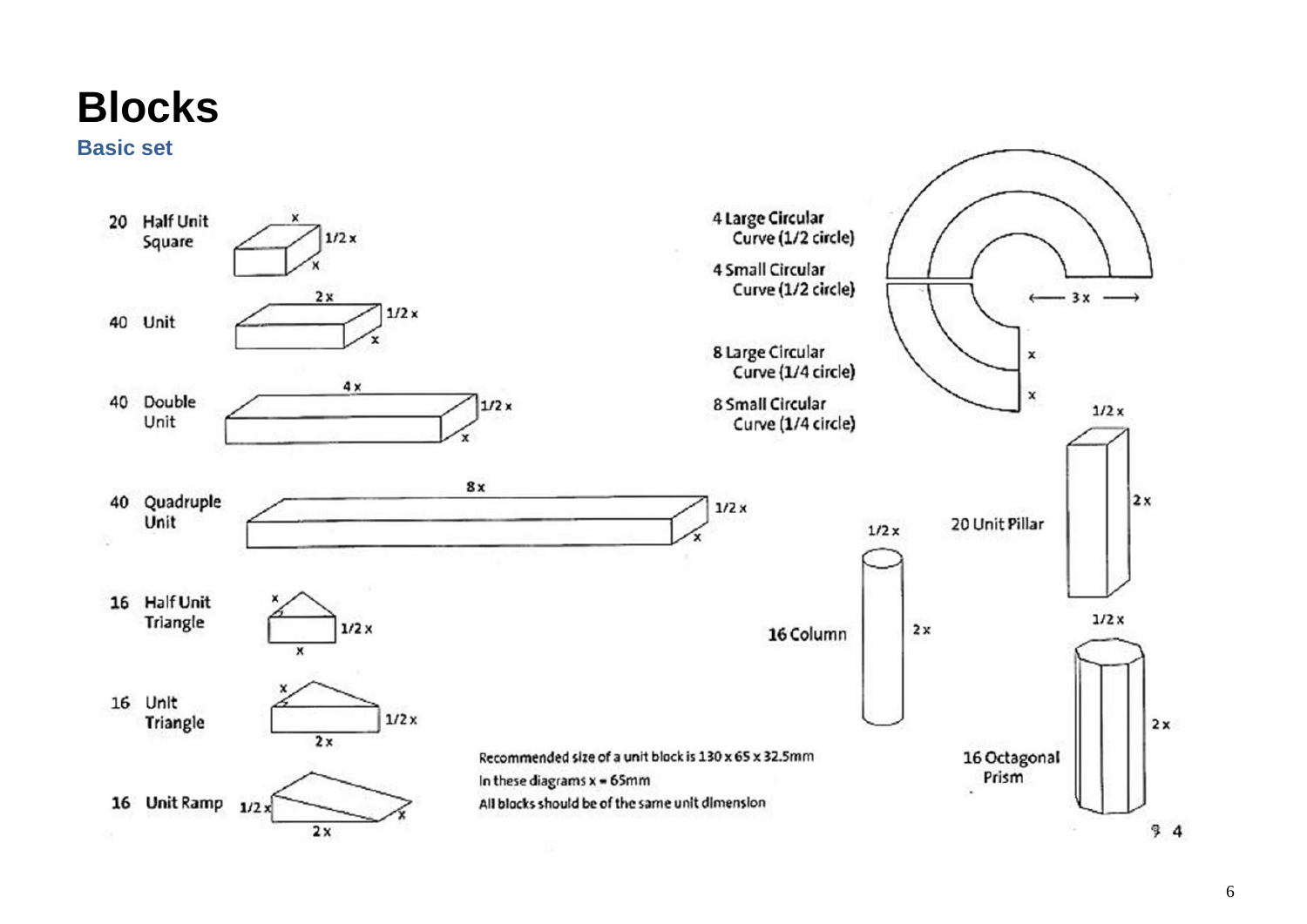# Blocks

## Basic set

20 Half Unit Square

x

1/2 x

x

40 Unit

2 x

1/2 x

x

40 Double Unit

4 x

1/2 x

x

40 Quadruple Unit

8 x

1/2 x

x

16 Half Unit Triangle

x

1/2 x

x

16 Unit Triangle

x

1/2 x

2 x

16 Unit Ramp

1/2 x

x

2 x

4 Large Circular Curve (1/2 circle)

4 Small Circular Curve (1/2 circle)

8 Large Circular Curve (1/4 circle)

8 Small Circular Curve (1/4 circle)

3 x

x

x

1/2 x

20 Unit Pillar

2 x

1/2 x

16 Column

2 x

1/2 x

16 Octagonal Prism

2 x

Recommended size of a unit block is 130 x 65 x 32.5mm

In these diagrams x = 65mm

All blocks should be of the same unit dimension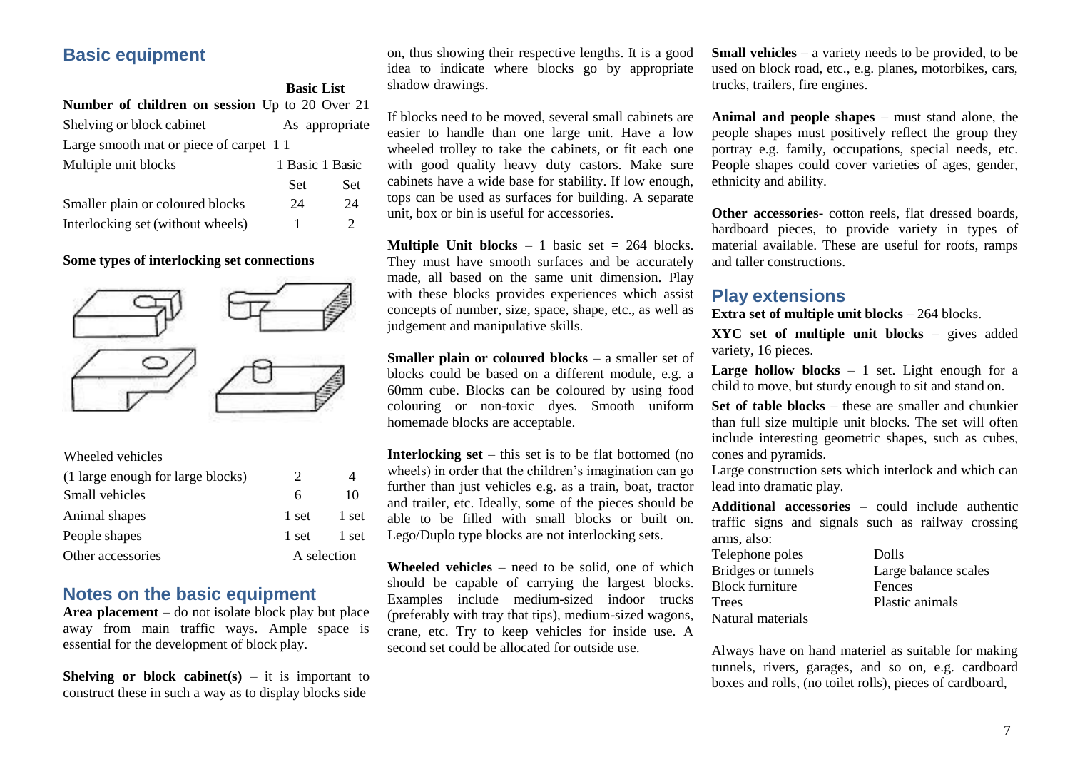## Basic equipment

| Basic List | Number of children on session Up to 20 | Over 21 |
|---|---|---|
| Shelving or block cabinet | As appropriate | |
| Large smooth mat or piece of carpet | 1 | 1 |
| Multiple unit blocks | 1 Basic Set | 1 Basic Set |
| Smaller plain or coloured blocks | 24 | 24 |
| Interlocking set (without wheels) | 1 | 2 |

**Some types of interlocking set connections**

| | | |
|---|---|---|
| Wheeled vehicles (1 large enough for large blocks) | 2 | 4 |
| Small vehicles | 6 | 10 |
| Animal shapes | 1 set | 1 set |
| People shapes | 1 set | 1 set |
| Other accessories | A selection | |

## Notes on the basic equipment

**Area placement** – do not isolate block play but place away from main traffic ways. Ample space is essential for the development of block play.

**Shelving or block cabinet(s)** – it is important to construct these in such a way as to display blocks side on, thus showing their respective lengths. It is a good idea to indicate where blocks go by appropriate shadow drawings.

If blocks need to be moved, several small cabinets are easier to handle than one large unit. Have a low wheeled trolley to take the cabinets, or fit each one with good quality heavy duty castors. Make sure cabinets have a wide base for stability. If low enough, tops can be used as surfaces for building. A separate unit, box or bin is useful for accessories.

**Multiple Unit blocks** – 1 basic set = 264 blocks. They must have smooth surfaces and be accurately made, all based on the same unit dimension. Play with these blocks provides experiences which assist concepts of number, size, space, shape, etc., as well as judgement and manipulative skills.

**Smaller plain or coloured blocks** – a smaller set of blocks could be based on a different module, e.g. a 60mm cube. Blocks can be coloured by using food colouring or non-toxic dyes. Smooth uniform homemade blocks are acceptable.

**Interlocking set** – this set is to be flat bottomed (no wheels) in order that the children's imagination can go further than just vehicles e.g. as a train, boat, tractor and trailer, etc. Ideally, some of the pieces should be able to be filled with small blocks or built on. Lego/Duplo type blocks are not interlocking sets.

**Wheeled vehicles** – need to be solid, one of which should be capable of carrying the largest blocks. Examples include medium-sized indoor trucks (preferably with tray that tips), medium-sized wagons, crane, etc. Try to keep vehicles for inside use. A second set could be allocated for outside use.

**Small vehicles** – a variety needs to be provided, to be used on block road, etc., e.g. planes, motorbikes, cars, trucks, trailers, fire engines.

**Animal and people shapes** – must stand alone, the people shapes must positively reflect the group they portray e.g. family, occupations, special needs, etc. People shapes could cover varieties of ages, gender, ethnicity and ability.

**Other accessories**- cotton reels, flat dressed boards, hardboard pieces, to provide variety in types of material available. These are useful for roofs, ramps and taller constructions.

## Play extensions

**Extra set of multiple unit blocks** – 264 blocks.

**XYC set of multiple unit blocks** – gives added variety, 16 pieces.

**Large hollow blocks** – 1 set. Light enough for a child to move, but sturdy enough to sit and stand on.

**Set of table blocks** – these are smaller and chunkier than full size multiple unit blocks. The set will often include interesting geometric shapes, such as cubes, cones and pyramids.

Large construction sets which interlock and which can lead into dramatic play.

**Additional accessories** – could include authentic traffic signs and signals such as railway crossing arms, also:

| | |
|---|---|
| Telephone poles | Dolls |
| Bridges or tunnels | Large balance scales |
| Block furniture | Fences |
| Trees | Plastic animals |
| Natural materials | |

Always have on hand materiel as suitable for making tunnels, rivers, garages, and so on, e.g. cardboard boxes and rolls, (no toilet rolls), pieces of cardboard,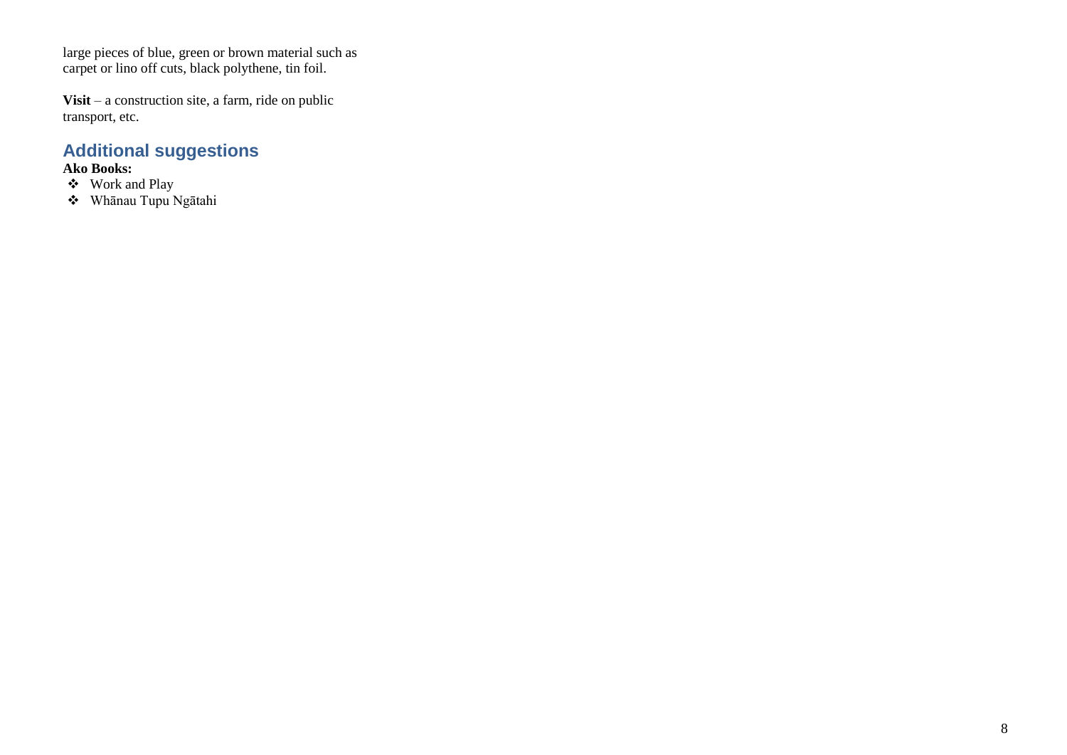large pieces of blue, green or brown material such as carpet or lino off cuts, black polythene, tin foil.

**Visit** – a construction site, a farm, ride on public transport, etc.

## Additional suggestions

**Ako Books:**

- Work and Play
- Whānau Tupu Ngātahi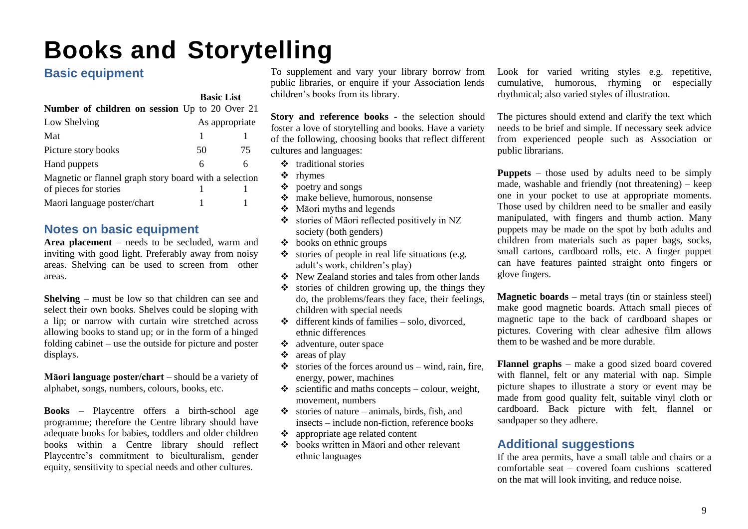# Books and Storytelling

## Basic equipment

| | Basic List | |
|---|---|---|
| **Number of children on session** | Up to 20 | Over 21 |
| Low Shelving | As appropriate | |
| Mat | 1 | 1 |
| Picture story books | 50 | 75 |
| Hand puppets | 6 | 6 |
| Magnetic or flannel graph story board with a selection of pieces for stories | 1 | 1 |
| Maori language poster/chart | 1 | 1 |

## Notes on basic equipment

**Area placement** – needs to be secluded, warm and inviting with good light. Preferably away from noisy areas. Shelving can be used to screen from other areas.

**Shelving** – must be low so that children can see and select their own books. Shelves could be sloping with a lip; or narrow with curtain wire stretched across allowing books to stand up; or in the form of a hinged folding cabinet – use the outside for picture and poster displays.

**Māori language poster/chart** – should be a variety of alphabet, songs, numbers, colours, books, etc.

**Books** – Playcentre offers a birth-school age programme; therefore the Centre library should have adequate books for babies, toddlers and older children books within a Centre library should reflect Playcentre's commitment to biculturalism, gender equity, sensitivity to special needs and other cultures.

To supplement and vary your library borrow from public libraries, or enquire if your Association lends children's books from its library.

**Story and reference books** - the selection should foster a love of storytelling and books. Have a variety of the following, choosing books that reflect different cultures and languages:

- traditional stories
- rhymes
- poetry and songs
- make believe, humorous, nonsense
- Māori myths and legends
- stories of Māori reflected positively in NZ society (both genders)
- books on ethnic groups
- stories of people in real life situations (e.g. adult's work, children's play)
- New Zealand stories and tales from other lands
- stories of children growing up, the things they do, the problems/fears they face, their feelings, children with special needs
- different kinds of families – solo, divorced, ethnic differences
- adventure, outer space
- areas of play
- stories of the forces around us – wind, rain, fire, energy, power, machines
- scientific and maths concepts – colour, weight, movement, numbers
- stories of nature – animals, birds, fish, and insects – include non-fiction, reference books
- appropriate age related content
- books written in Māori and other relevant ethnic languages

Look for varied writing styles e.g. repetitive, cumulative, humorous, rhyming or especially rhythmical; also varied styles of illustration.

The pictures should extend and clarify the text which needs to be brief and simple. If necessary seek advice from experienced people such as Association or public librarians.

**Puppets** – those used by adults need to be simply made, washable and friendly (not threatening) – keep one in your pocket to use at appropriate moments. Those used by children need to be smaller and easily manipulated, with fingers and thumb action. Many puppets may be made on the spot by both adults and children from materials such as paper bags, socks, small cartons, cardboard rolls, etc. A finger puppet can have features painted straight onto fingers or glove fingers.

**Magnetic boards** – metal trays (tin or stainless steel) make good magnetic boards. Attach small pieces of magnetic tape to the back of cardboard shapes or pictures. Covering with clear adhesive film allows them to be washed and be more durable.

**Flannel graphs** – make a good sized board covered with flannel, felt or any material with nap. Simple picture shapes to illustrate a story or event may be made from good quality felt, suitable vinyl cloth or cardboard. Back picture with felt, flannel or sandpaper so they adhere.

## Additional suggestions

If the area permits, have a small table and chairs or a comfortable seat – covered foam cushions scattered on the mat will look inviting, and reduce noise.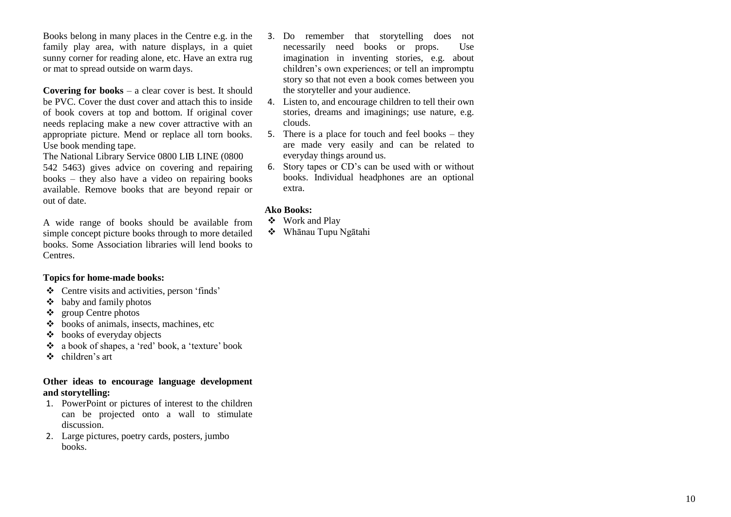Books belong in many places in the Centre e.g. in the family play area, with nature displays, in a quiet sunny corner for reading alone, etc. Have an extra rug or mat to spread outside on warm days.

**Covering for books** – a clear cover is best. It should be PVC. Cover the dust cover and attach this to inside of book covers at top and bottom. If original cover needs replacing make a new cover attractive with an appropriate picture. Mend or replace all torn books. Use book mending tape.

The National Library Service 0800 LIB LINE (0800 542 5463) gives advice on covering and repairing books – they also have a video on repairing books available. Remove books that are beyond repair or out of date.

A wide range of books should be available from simple concept picture books through to more detailed books. Some Association libraries will lend books to Centres.

**Topics for home-made books:**

- ❖ Centre visits and activities, person 'finds'
- ❖ baby and family photos
- ❖ group Centre photos
- ❖ books of animals, insects, machines, etc
- ❖ books of everyday objects
- ❖ a book of shapes, a 'red' book, a 'texture' book
- ❖ children's art

**Other ideas to encourage language development and storytelling:**

1. PowerPoint or pictures of interest to the children can be projected onto a wall to stimulate discussion.
2. Large pictures, poetry cards, posters, jumbo books.
3. Do remember that storytelling does not necessarily need books or props. Use imagination in inventing stories, e.g. about children's own experiences; or tell an impromptu story so that not even a book comes between you the storyteller and your audience.
4. Listen to, and encourage children to tell their own stories, dreams and imaginings; use nature, e.g. clouds.
5. There is a place for touch and feel books – they are made very easily and can be related to everyday things around us.
6. Story tapes or CD's can be used with or without books. Individual headphones are an optional extra.

**Ako Books:**

- ❖ Work and Play
- ❖ Whānau Tupu Ngātahi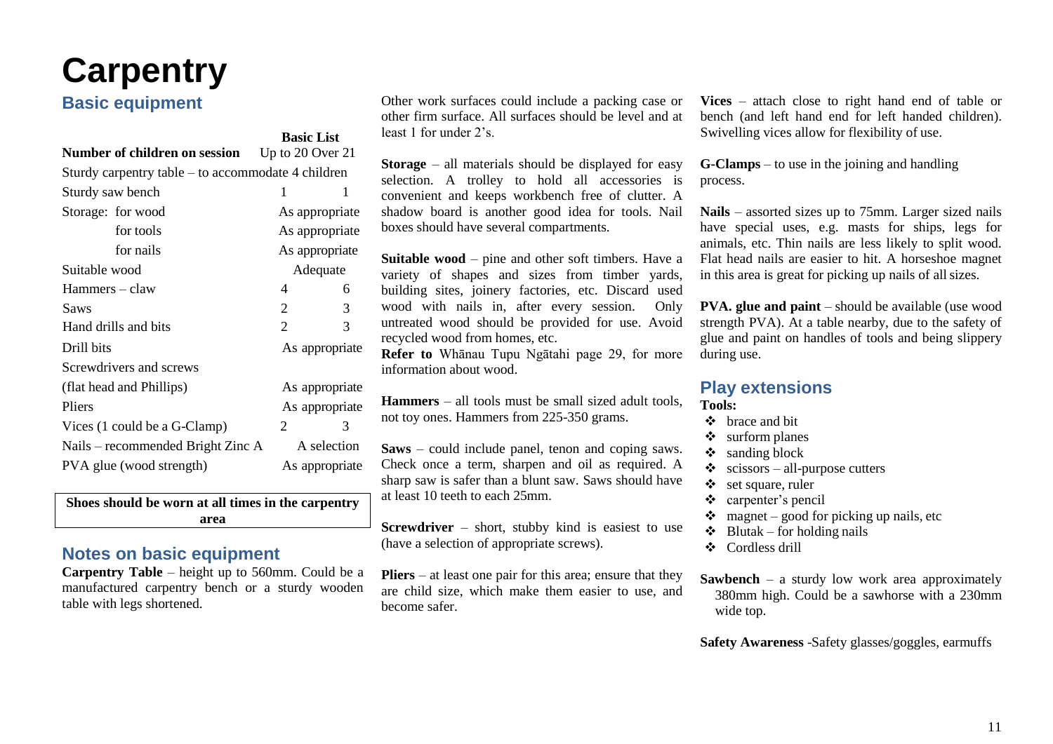# Carpentry

## Basic equipment

| | Basic List | |
|---|---|---|
| **Number of children on session** | Up to 20 | Over 21 |
| Sturdy carpentry table – to accommodate 4 children | | |
| Sturdy saw bench | 1 | 1 |
| Storage: for wood | As appropriate | |
| for tools | As appropriate | |
| for nails | As appropriate | |
| Suitable wood | Adequate | |
| Hammers – claw | 4 | 6 |
| Saws | 2 | 3 |
| Hand drills and bits | 2 | 3 |
| Drill bits | As appropriate | |
| Screwdrivers and screws | | |
| (flat head and Phillips) | As appropriate | |
| Pliers | As appropriate | |
| Vices (1 could be a G-Clamp) | 2 | 3 |
| Nails – recommended Bright Zinc A | A selection | |
| PVA glue (wood strength) | As appropriate | |

**Shoes should be worn at all times in the carpentry area**

## Notes on basic equipment

**Carpentry Table** – height up to 560mm. Could be a manufactured carpentry bench or a sturdy wooden table with legs shortened.

Other work surfaces could include a packing case or other firm surface. All surfaces should be level and at least 1 for under 2's.

**Storage** – all materials should be displayed for easy selection. A trolley to hold all accessories is convenient and keeps workbench free of clutter. A shadow board is another good idea for tools. Nail boxes should have several compartments.

**Suitable wood** – pine and other soft timbers. Have a variety of shapes and sizes from timber yards, building sites, joinery factories, etc. Discard used wood with nails in, after every session. Only untreated wood should be provided for use. Avoid recycled wood from homes, etc.

**Refer to** Whānau Tupu Ngātahi page 29, for more information about wood.

**Hammers** – all tools must be small sized adult tools, not toy ones. Hammers from 225-350 grams.

**Saws** – could include panel, tenon and coping saws. Check once a term, sharpen and oil as required. A sharp saw is safer than a blunt saw. Saws should have at least 10 teeth to each 25mm.

**Screwdriver** – short, stubby kind is easiest to use (have a selection of appropriate screws).

**Pliers** – at least one pair for this area; ensure that they are child size, which make them easier to use, and become safer.

**Vices** – attach close to right hand end of table or bench (and left hand end for left handed children). Swivelling vices allow for flexibility of use.

**G-Clamps** – to use in the joining and handling process.

**Nails** – assorted sizes up to 75mm. Larger sized nails have special uses, e.g. masts for ships, legs for animals, etc. Thin nails are less likely to split wood. Flat head nails are easier to hit. A horseshoe magnet in this area is great for picking up nails of all sizes.

**PVA. glue and paint** – should be available (use wood strength PVA). At a table nearby, due to the safety of glue and paint on handles of tools and being slippery during use.

## Play extensions

**Tools:**

- brace and bit
- surform planes
- sanding block
- scissors – all-purpose cutters
- set square, ruler
- carpenter's pencil
- magnet – good for picking up nails, etc
- Blutak – for holding nails
- Cordless drill

**Sawbench** – a sturdy low work area approximately 380mm high. Could be a sawhorse with a 230mm wide top.

**Safety Awareness** -Safety glasses/goggles, earmuffs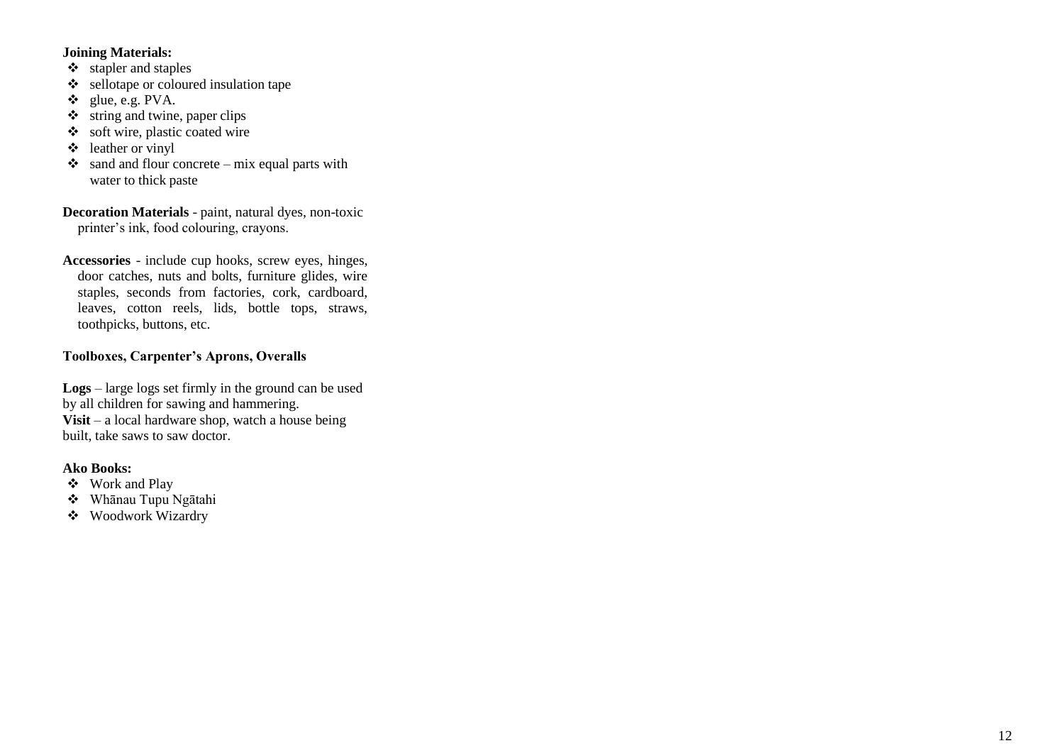**Joining Materials:**

- stapler and staples
- sellotape or coloured insulation tape
- glue, e.g. PVA.
- string and twine, paper clips
- soft wire, plastic coated wire
- leather or vinyl
- sand and flour concrete – mix equal parts with water to thick paste

**Decoration Materials** - paint, natural dyes, non-toxic printer's ink, food colouring, crayons.

**Accessories** - include cup hooks, screw eyes, hinges, door catches, nuts and bolts, furniture glides, wire staples, seconds from factories, cork, cardboard, leaves, cotton reels, lids, bottle tops, straws, toothpicks, buttons, etc.

**Toolboxes, Carpenter's Aprons, Overalls**

**Logs** – large logs set firmly in the ground can be used by all children for sawing and hammering.
**Visit** – a local hardware shop, watch a house being built, take saws to saw doctor.

**Ako Books:**

- Work and Play
- Whānau Tupu Ngātahi
- Woodwork Wizardry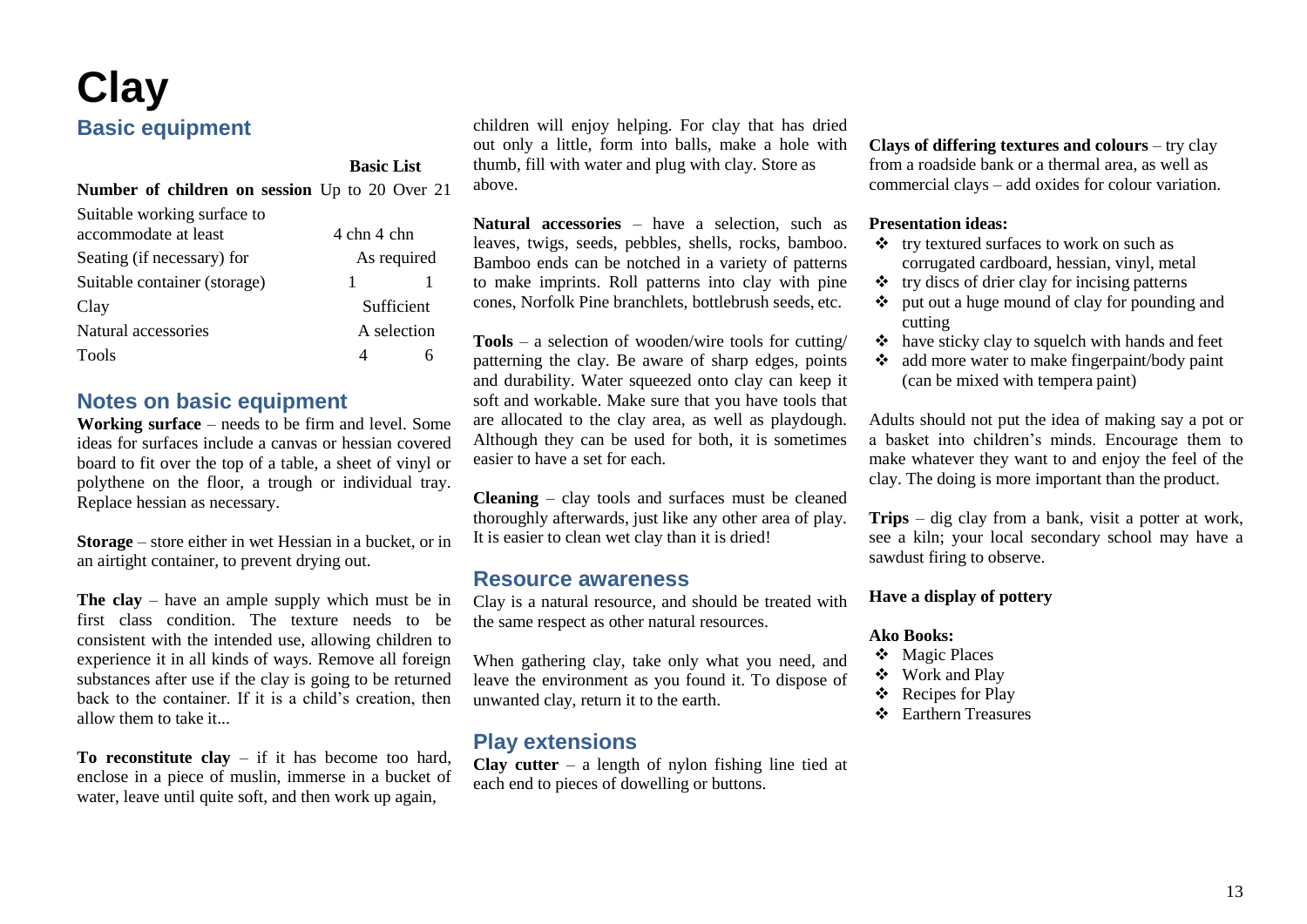# Clay

## Basic equipment

| | Basic List | |
|---|---|---|
| **Number of children on session** | Up to 20 | Over 21 |
| Suitable working surface to accommodate at least | 4 chn | 4 chn |
| Seating (if necessary) for | As required | |
| Suitable container (storage) | 1 | 1 |
| Clay | Sufficient | |
| Natural accessories | A selection | |
| Tools | 4 | 6 |

## Notes on basic equipment

**Working surface** – needs to be firm and level. Some ideas for surfaces include a canvas or hessian covered board to fit over the top of a table, a sheet of vinyl or polythene on the floor, a trough or individual tray. Replace hessian as necessary.

**Storage** – store either in wet Hessian in a bucket, or in an airtight container, to prevent drying out.

**The clay** – have an ample supply which must be in first class condition. The texture needs to be consistent with the intended use, allowing children to experience it in all kinds of ways. Remove all foreign substances after use if the clay is going to be returned back to the container. If it is a child's creation, then allow them to take it...

**To reconstitute clay** – if it has become too hard, enclose in a piece of muslin, immerse in a bucket of water, leave until quite soft, and then work up again, children will enjoy helping. For clay that has dried out only a little, form into balls, make a hole with thumb, fill with water and plug with clay. Store as above.

**Natural accessories** – have a selection, such as leaves, twigs, seeds, pebbles, shells, rocks, bamboo. Bamboo ends can be notched in a variety of patterns to make imprints. Roll patterns into clay with pine cones, Norfolk Pine branchlets, bottlebrush seeds, etc.

**Tools** – a selection of wooden/wire tools for cutting/patterning the clay. Be aware of sharp edges, points and durability. Water squeezed onto clay can keep it soft and workable. Make sure that you have tools that are allocated to the clay area, as well as playdough. Although they can be used for both, it is sometimes easier to have a set for each.

**Cleaning** – clay tools and surfaces must be cleaned thoroughly afterwards, just like any other area of play. It is easier to clean wet clay than it is dried!

## Resource awareness

Clay is a natural resource, and should be treated with the same respect as other natural resources.

When gathering clay, take only what you need, and leave the environment as you found it. To dispose of unwanted clay, return it to the earth.

## Play extensions

**Clay cutter** – a length of nylon fishing line tied at each end to pieces of dowelling or buttons.

**Clays of differing textures and colours** – try clay from a roadside bank or a thermal area, as well as commercial clays – add oxides for colour variation.

**Presentation ideas:**

- try textured surfaces to work on such as corrugated cardboard, hessian, vinyl, metal
- try discs of drier clay for incising patterns
- put out a huge mound of clay for pounding and cutting
- have sticky clay to squelch with hands and feet
- add more water to make fingerpaint/body paint (can be mixed with tempera paint)

Adults should not put the idea of making say a pot or a basket into children's minds. Encourage them to make whatever they want to and enjoy the feel of the clay. The doing is more important than the product.

**Trips** – dig clay from a bank, visit a potter at work, see a kiln; your local secondary school may have a sawdust firing to observe.

**Have a display of pottery**

**Ako Books:**

- Magic Places
- Work and Play
- Recipes for Play
- Earthern Treasures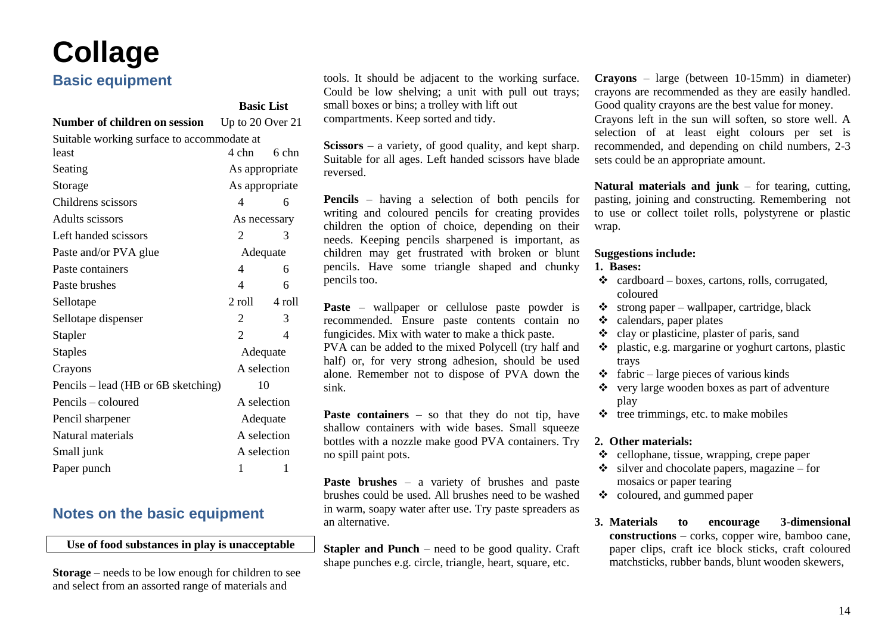# Collage

## Basic equipment

| | Basic List | |
|---|---|---|
| **Number of children on session** | Up to 20 | Over 21 |
| Suitable working surface to accommodate at least | 4 chn | 6 chn |
| Seating | As appropriate | |
| Storage | As appropriate | |
| Childrens scissors | 4 | 6 |
| Adults scissors | As necessary | |
| Left handed scissors | 2 | 3 |
| Paste and/or PVA glue | Adequate | |
| Paste containers | 4 | 6 |
| Paste brushes | 4 | 6 |
| Sellotape | 2 roll | 4 roll |
| Sellotape dispenser | 2 | 3 |
| Stapler | 2 | 4 |
| Staples | Adequate | |
| Crayons | A selection | |
| Pencils – lead (HB or 6B sketching) | 10 | |
| Pencils – coloured | A selection | |
| Pencil sharpener | Adequate | |
| Natural materials | A selection | |
| Small junk | A selection | |
| Paper punch | 1 | 1 |

## Notes on the basic equipment

**Use of food substances in play is unacceptable**

**Storage** – needs to be low enough for children to see and select from an assorted range of materials and tools. It should be adjacent to the working surface. Could be low shelving; a unit with pull out trays; small boxes or bins; a trolley with lift out compartments. Keep sorted and tidy.

**Scissors** – a variety, of good quality, and kept sharp. Suitable for all ages. Left handed scissors have blade reversed.

**Pencils** – having a selection of both pencils for writing and coloured pencils for creating provides children the option of choice, depending on their needs. Keeping pencils sharpened is important, as children may get frustrated with broken or blunt pencils. Have some triangle shaped and chunky pencils too.

**Paste** – wallpaper or cellulose paste powder is recommended. Ensure paste contents contain no fungicides. Mix with water to make a thick paste. PVA can be added to the mixed Polycell (try half and half) or, for very strong adhesion, should be used alone. Remember not to dispose of PVA down the sink.

**Paste containers** – so that they do not tip, have shallow containers with wide bases. Small squeeze bottles with a nozzle make good PVA containers. Try no spill paint pots.

**Paste brushes** – a variety of brushes and paste brushes could be used. All brushes need to be washed in warm, soapy water after use. Try paste spreaders as an alternative.

**Stapler and Punch** – need to be good quality. Craft shape punches e.g. circle, triangle, heart, square, etc.

**Crayons** – large (between 10-15mm) in diameter) crayons are recommended as they are easily handled. Good quality crayons are the best value for money. Crayons left in the sun will soften, so store well. A selection of at least eight colours per set is recommended, and depending on child numbers, 2-3 sets could be an appropriate amount.

**Natural materials and junk** – for tearing, cutting, pasting, joining and constructing. Remembering not to use or collect toilet rolls, polystyrene or plastic wrap.

**Suggestions include:**

1. **Bases:**
   - cardboard – boxes, cartons, rolls, corrugated, coloured
   - strong paper – wallpaper, cartridge, black
   - calendars, paper plates
   - clay or plasticine, plaster of paris, sand
   - plastic, e.g. margarine or yoghurt cartons, plastic trays
   - fabric – large pieces of various kinds
   - very large wooden boxes as part of adventure play
   - tree trimmings, etc. to make mobiles

2. **Other materials:**
   - cellophane, tissue, wrapping, crepe paper
   - silver and chocolate papers, magazine – for mosaics or paper tearing
   - coloured, and gummed paper

3. **Materials to encourage 3-dimensional constructions** – corks, copper wire, bamboo cane, paper clips, craft ice block sticks, craft coloured matchsticks, rubber bands, blunt wooden skewers,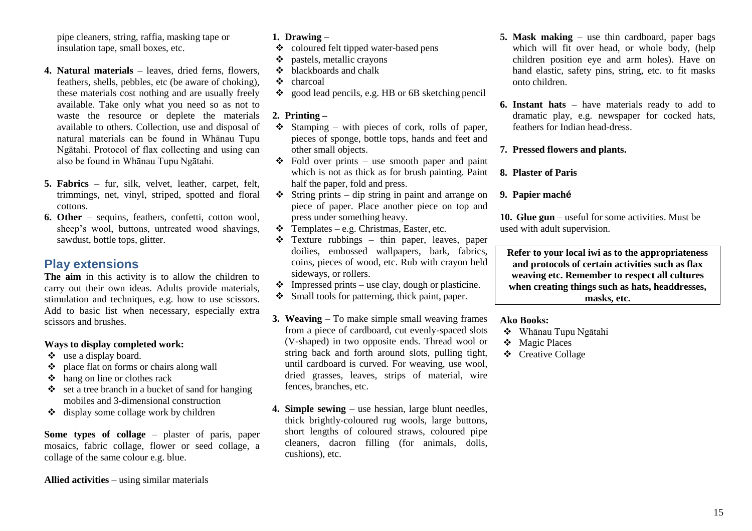pipe cleaners, string, raffia, masking tape or insulation tape, small boxes, etc.

4. **Natural materials** – leaves, dried ferns, flowers, feathers, shells, pebbles, etc (be aware of choking), these materials cost nothing and are usually freely available. Take only what you need so as not to waste the resource or deplete the materials available to others. Collection, use and disposal of natural materials can be found in Whānau Tupu Ngātahi. Protocol of flax collecting and using can also be found in Whānau Tupu Ngātahi.

5. **Fabrics** – fur, silk, velvet, leather, carpet, felt, trimmings, net, vinyl, striped, spotted and floral cottons.
6. **Other** – sequins, feathers, confetti, cotton wool, sheep's wool, buttons, untreated wood shavings, sawdust, bottle tops, glitter.

## Play extensions

**The aim** in this activity is to allow the children to carry out their own ideas. Adults provide materials, stimulation and techniques, e.g. how to use scissors. Add to basic list when necessary, especially extra scissors and brushes.

**Ways to display completed work:**

- ❖ use a display board.
- ❖ place flat on forms or chairs along wall
- ❖ hang on line or clothes rack
- ❖ set a tree branch in a bucket of sand for hanging mobiles and 3-dimensional construction
- ❖ display some collage work by children

**Some types of collage** – plaster of paris, paper mosaics, fabric collage, flower or seed collage, a collage of the same colour e.g. blue.

**Allied activities** – using similar materials

1. **Drawing –**
   - ❖ coloured felt tipped water-based pens
   - ❖ pastels, metallic crayons
   - ❖ blackboards and chalk
   - ❖ charcoal
   - ❖ good lead pencils, e.g. HB or 6B sketching pencil

2. **Printing –**
   - ❖ Stamping – with pieces of cork, rolls of paper, pieces of sponge, bottle tops, hands and feet and other small objects.
   - ❖ Fold over prints – use smooth paper and paint which is not as thick as for brush painting. Paint half the paper, fold and press.
   - ❖ String prints – dip string in paint and arrange on piece of paper. Place another piece on top and press under something heavy.
   - ❖ Templates – e.g. Christmas, Easter, etc.
   - ❖ Texture rubbings – thin paper, leaves, paper doilies, embossed wallpapers, bark, fabrics, coins, pieces of wood, etc. Rub with crayon held sideways, or rollers.
   - ❖ Impressed prints – use clay, dough or plasticine.
   - ❖ Small tools for patterning, thick paint, paper.

3. **Weaving** – To make simple small weaving frames from a piece of cardboard, cut evenly-spaced slots (V-shaped) in two opposite ends. Thread wool or string back and forth around slots, pulling tight, until cardboard is curved. For weaving, use wool, dried grasses, leaves, strips of material, wire fences, branches, etc.

4. **Simple sewing** – use hessian, large blunt needles, thick brightly-coloured rug wools, large buttons, short lengths of coloured straws, coloured pipe cleaners, dacron filling (for animals, dolls, cushions), etc.

5. **Mask making** – use thin cardboard, paper bags which will fit over head, or whole body, (help children position eye and arm holes). Have on hand elastic, safety pins, string, etc. to fit masks onto children.

6. **Instant hats** – have materials ready to add to dramatic play, e.g. newspaper for cocked hats, feathers for Indian head-dress.

7. **Pressed flowers and plants.**

8. **Plaster of Paris**

9. **Papier maché**

10. **Glue gun** – useful for some activities. Must be used with adult supervision.

**Refer to your local iwi as to the appropriateness and protocols of certain activities such as flax weaving etc. Remember to respect all cultures when creating things such as hats, headdresses, masks, etc.**

**Ako Books:**

- ❖ Whānau Tupu Ngātahi
- ❖ Magic Places
- ❖ Creative Collage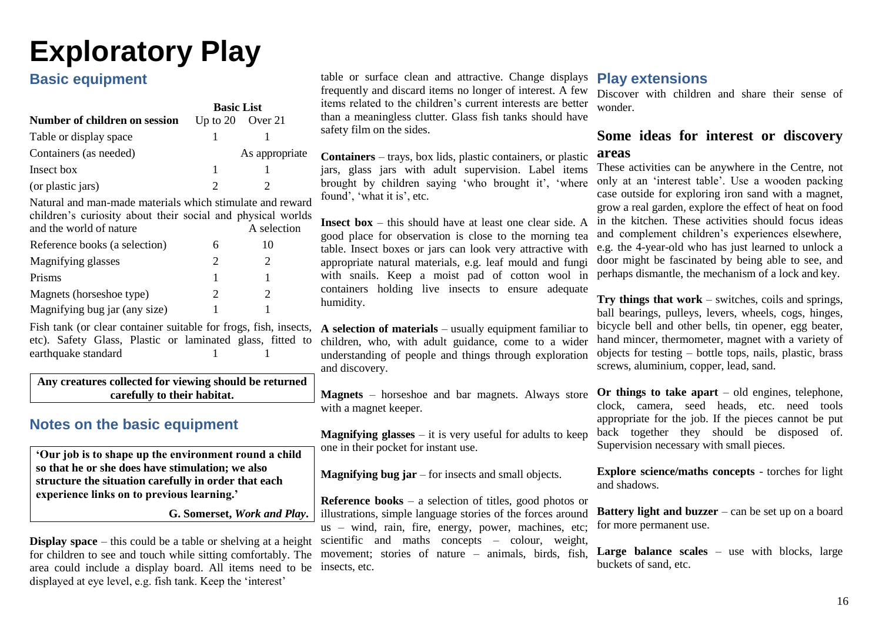# Exploratory Play

## Basic equipment

| Number of children on session | Basic List Up to 20 | Over 21 |
|---|---|---|
| Table or display space | 1 | 1 |
| Containers (as needed) | As appropriate | |
| Insect box | 1 | 1 |
| (or plastic jars) | 2 | 2 |
| Natural and man-made materials which stimulate and reward children's curiosity about their social and physical worlds and the world of nature | A selection | |
| Reference books (a selection) | 6 | 10 |
| Magnifying glasses | 2 | 2 |
| Prisms | 1 | 1 |
| Magnets (horseshoe type) | 2 | 2 |
| Magnifying bug jar (any size) | 1 | 1 |
| Fish tank (or clear container suitable for frogs, fish, insects, etc). Safety Glass, Plastic or laminated glass, fitted to earthquake standard | 1 | 1 |

**Any creatures collected for viewing should be returned carefully to their habitat.**

## Notes on the basic equipment

**'Our job is to shape up the environment round a child so that he or she does have stimulation; we also structure the situation carefully in order that each experience links on to previous learning.'**

**G. Somerset, *Work and Play*.**

**Display space** – this could be a table or shelving at a height for children to see and touch while sitting comfortably. The area could include a display board. All items need to be displayed at eye level, e.g. fish tank. Keep the 'interest' table or surface clean and attractive. Change displays frequently and discard items no longer of interest. A few items related to the children's current interests are better than a meaningless clutter. Glass fish tanks should have safety film on the sides.

**Containers** – trays, box lids, plastic containers, or plastic jars, glass jars with adult supervision. Label items brought by children saying 'who brought it', 'where found', 'what it is', etc.

**Insect box** – this should have at least one clear side. A good place for observation is close to the morning tea table. Insect boxes or jars can look very attractive with appropriate natural materials, e.g. leaf mould and fungi with snails. Keep a moist pad of cotton wool in containers holding live insects to ensure adequate humidity.

**A selection of materials** – usually equipment familiar to children, who, with adult guidance, come to a wider understanding of people and things through exploration and discovery.

**Magnets** – horseshoe and bar magnets. Always store with a magnet keeper.

**Magnifying glasses** – it is very useful for adults to keep one in their pocket for instant use.

**Magnifying bug jar** – for insects and small objects.

**Reference books** – a selection of titles, good photos or illustrations, simple language stories of the forces around us – wind, rain, fire, energy, power, machines, etc; scientific and maths concepts – colour, weight, movement; stories of nature – animals, birds, fish, insects, etc.

## Play extensions

Discover with children and share their sense of wonder.

### Some ideas for interest or discovery areas

These activities can be anywhere in the Centre, not only at an 'interest table'. Use a wooden packing case outside for exploring iron sand with a magnet, grow a real garden, explore the effect of heat on food in the kitchen. These activities should focus ideas and complement children's experiences elsewhere, e.g. the 4-year-old who has just learned to unlock a door might be fascinated by being able to see, and perhaps dismantle, the mechanism of a lock and key.

**Try things that work** – switches, coils and springs, ball bearings, pulleys, levers, wheels, cogs, hinges, bicycle bell and other bells, tin opener, egg beater, hand mincer, thermometer, magnet with a variety of objects for testing – bottle tops, nails, plastic, brass screws, aluminium, copper, lead, sand.

**Or things to take apart** – old engines, telephone, clock, camera, seed heads, etc. need tools appropriate for the job. If the pieces cannot be put back together they should be disposed of. Supervision necessary with small pieces.

**Explore science/maths concepts** - torches for light and shadows.

**Battery light and buzzer** – can be set up on a board for more permanent use.

**Large balance scales** – use with blocks, large buckets of sand, etc.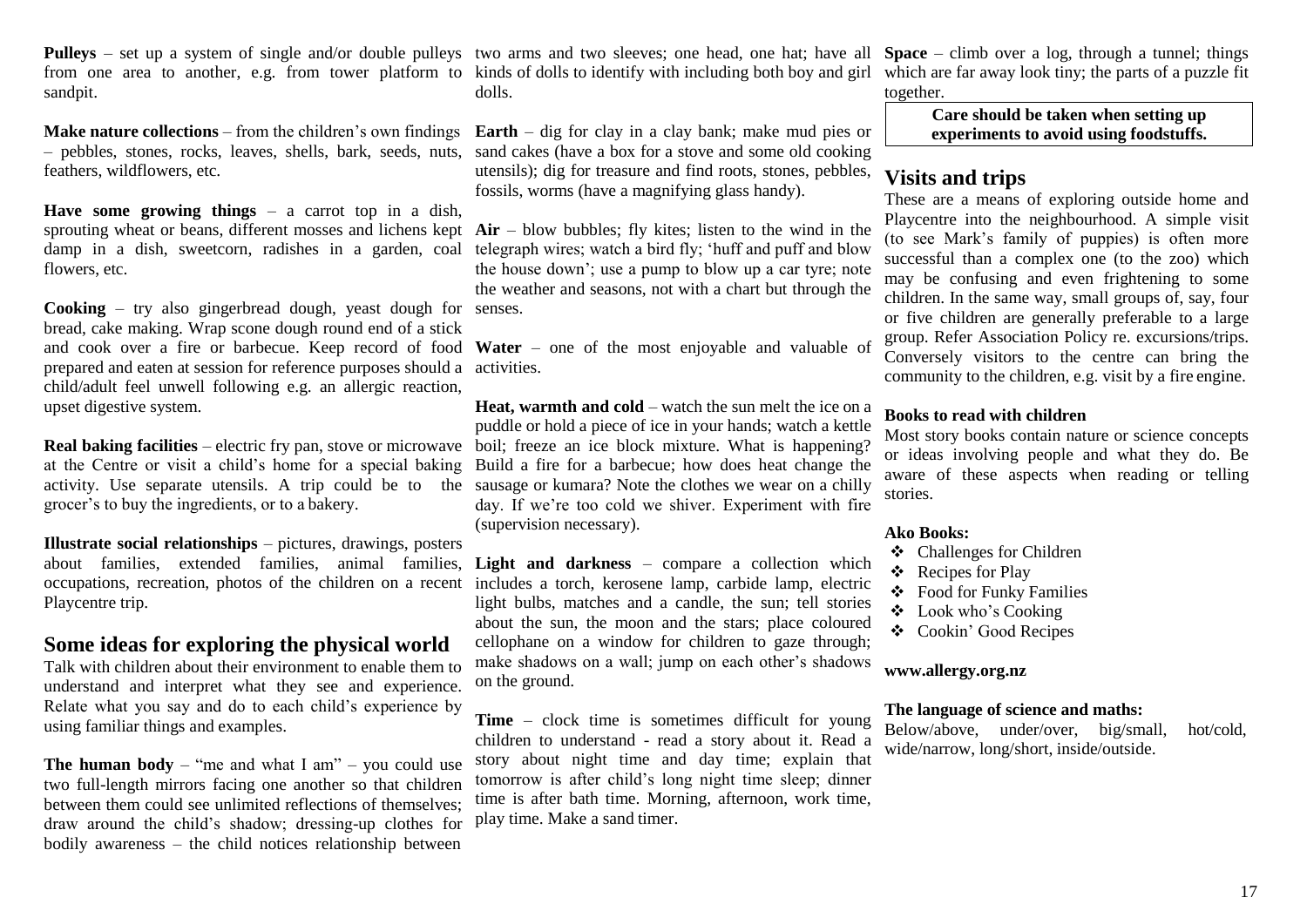**Pulleys** – set up a system of single and/or double pulleys from one area to another, e.g. from tower platform to sandpit.

**Make nature collections** – from the children's own findings – pebbles, stones, rocks, leaves, shells, bark, seeds, nuts, feathers, wildflowers, etc.

**Have some growing things** – a carrot top in a dish, sprouting wheat or beans, different mosses and lichens kept damp in a dish, sweetcorn, radishes in a garden, coal flowers, etc.

**Cooking** – try also gingerbread dough, yeast dough for bread, cake making. Wrap scone dough round end of a stick and cook over a fire or barbecue. Keep record of food prepared and eaten at session for reference purposes should a child/adult feel unwell following e.g. an allergic reaction, upset digestive system.

**Real baking facilities** – electric fry pan, stove or microwave at the Centre or visit a child's home for a special baking activity. Use separate utensils. A trip could be to the grocer's to buy the ingredients, or to a bakery.

**Illustrate social relationships** – pictures, drawings, posters about families, extended families, animal families, occupations, recreation, photos of the children on a recent Playcentre trip.

## Some ideas for exploring the physical world

Talk with children about their environment to enable them to understand and interpret what they see and experience. Relate what you say and do to each child's experience by using familiar things and examples.

**The human body** – "me and what I am" – you could use two full-length mirrors facing one another so that children between them could see unlimited reflections of themselves; draw around the child's shadow; dressing-up clothes for bodily awareness – the child notices relationship between two arms and two sleeves; one head, one hat; have all kinds of dolls to identify with including both boy and girl dolls.

**Earth** – dig for clay in a clay bank; make mud pies or sand cakes (have a box for a stove and some old cooking utensils); dig for treasure and find roots, stones, pebbles, fossils, worms (have a magnifying glass handy).

**Air** – blow bubbles; fly kites; listen to the wind in the telegraph wires; watch a bird fly; 'huff and puff and blow the house down'; use a pump to blow up a car tyre; note the weather and seasons, not with a chart but through the senses.

**Water** – one of the most enjoyable and valuable of activities.

**Heat, warmth and cold** – watch the sun melt the ice on a puddle or hold a piece of ice in your hands; watch a kettle boil; freeze an ice block mixture. What is happening? Build a fire for a barbecue; how does heat change the sausage or kumara? Note the clothes we wear on a chilly day. If we're too cold we shiver. Experiment with fire (supervision necessary).

**Light and darkness** – compare a collection which includes a torch, kerosene lamp, carbide lamp, electric light bulbs, matches and a candle, the sun; tell stories about the sun, the moon and the stars; place coloured cellophane on a window for children to gaze through; make shadows on a wall; jump on each other's shadows on the ground.

**Time** – clock time is sometimes difficult for young children to understand - read a story about it. Read a story about night time and day time; explain that tomorrow is after child's long night time sleep; dinner time is after bath time. Morning, afternoon, work time, play time. Make a sand timer.

**Space** – climb over a log, through a tunnel; things which are far away look tiny; the parts of a puzzle fit together.

**Care should be taken when setting up experiments to avoid using foodstuffs.**

## Visits and trips

These are a means of exploring outside home and Playcentre into the neighbourhood. A simple visit (to see Mark's family of puppies) is often more successful than a complex one (to the zoo) which may be confusing and even frightening to some children. In the same way, small groups of, say, four or five children are generally preferable to a large group. Refer Association Policy re. excursions/trips. Conversely visitors to the centre can bring the community to the children, e.g. visit by a fire engine.

### Books to read with children

Most story books contain nature or science concepts or ideas involving people and what they do. Be aware of these aspects when reading or telling stories.

### Ako Books:

- Challenges for Children
- Recipes for Play
- Food for Funky Families
- Look who's Cooking
- Cookin' Good Recipes

**www.allergy.org.nz**

### The language of science and maths:

Below/above, under/over, big/small, hot/cold, wide/narrow, long/short, inside/outside.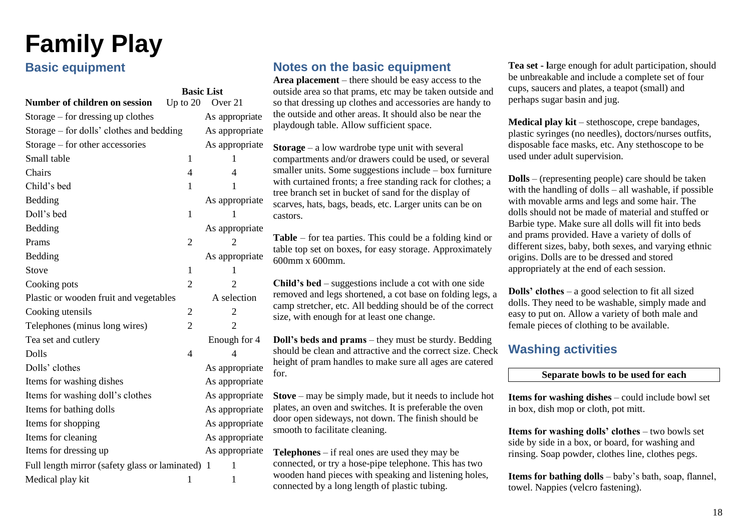# Family Play

## Basic equipment

| Number of children on session | Basic List Up to 20 | Over 21 |
|---|---|---|
| Storage – for dressing up clothes | | As appropriate |
| Storage – for dolls' clothes and bedding | | As appropriate |
| Storage – for other accessories | | As appropriate |
| Small table | 1 | 1 |
| Chairs | 4 | 4 |
| Child's bed | 1 | 1 |
| Bedding | | As appropriate |
| Doll's bed | 1 | 1 |
| Bedding | | As appropriate |
| Prams | 2 | 2 |
| Bedding | | As appropriate |
| Stove | 1 | 1 |
| Cooking pots | 2 | 2 |
| Plastic or wooden fruit and vegetables | | A selection |
| Cooking utensils | 2 | 2 |
| Telephones (minus long wires) | 2 | 2 |
| Tea set and cutlery | | Enough for 4 |
| Dolls | 4 | 4 |
| Dolls' clothes | | As appropriate |
| Items for washing dishes | | As appropriate |
| Items for washing doll's clothes | | As appropriate |
| Items for bathing dolls | | As appropriate |
| Items for shopping | | As appropriate |
| Items for cleaning | | As appropriate |
| Items for dressing up | | As appropriate |
| Full length mirror (safety glass or laminated) | 1 | 1 |
| Medical play kit | 1 | 1 |

## Notes on the basic equipment

**Area placement** – there should be easy access to the outside area so that prams, etc may be taken outside and so that dressing up clothes and accessories are handy to the outside and other areas. It should also be near the playdough table. Allow sufficient space.

**Storage** – a low wardrobe type unit with several compartments and/or drawers could be used, or several smaller units. Some suggestions include – box furniture with curtained fronts; a free standing rack for clothes; a tree branch set in bucket of sand for the display of scarves, hats, bags, beads, etc. Larger units can be on castors.

**Table** – for tea parties. This could be a folding kind or table top set on boxes, for easy storage. Approximately 600mm x 600mm.

**Child's bed** – suggestions include a cot with one side removed and legs shortened, a cot base on folding legs, a camp stretcher, etc. All bedding should be of the correct size, with enough for at least one change.

**Doll's beds and prams** – they must be sturdy. Bedding should be clean and attractive and the correct size. Check height of pram handles to make sure all ages are catered for.

**Stove** – may be simply made, but it needs to include hot plates, an oven and switches. It is preferable the oven door open sideways, not down. The finish should be smooth to facilitate cleaning.

**Telephones** – if real ones are used they may be connected, or try a hose-pipe telephone. This has two wooden hand pieces with speaking and listening holes, connected by a long length of plastic tubing.

**Tea set - l**arge enough for adult participation, should be unbreakable and include a complete set of four cups, saucers and plates, a teapot (small) and perhaps sugar basin and jug.

**Medical play kit** – stethoscope, crepe bandages, plastic syringes (no needles), doctors/nurses outfits, disposable face masks, etc. Any stethoscope to be used under adult supervision.

**Dolls** – (representing people) care should be taken with the handling of dolls – all washable, if possible with movable arms and legs and some hair. The dolls should not be made of material and stuffed or Barbie type. Make sure all dolls will fit into beds and prams provided. Have a variety of dolls of different sizes, baby, both sexes, and varying ethnic origins. Dolls are to be dressed and stored appropriately at the end of each session.

**Dolls' clothes** – a good selection to fit all sized dolls. They need to be washable, simply made and easy to put on. Allow a variety of both male and female pieces of clothing to be available.

## Washing activities

**Separate bowls to be used for each**

**Items for washing dishes** – could include bowl set in box, dish mop or cloth, pot mitt.

**Items for washing dolls' clothes** – two bowls set side by side in a box, or board, for washing and rinsing. Soap powder, clothes line, clothes pegs.

**Items for bathing dolls** – baby's bath, soap, flannel, towel. Nappies (velcro fastening).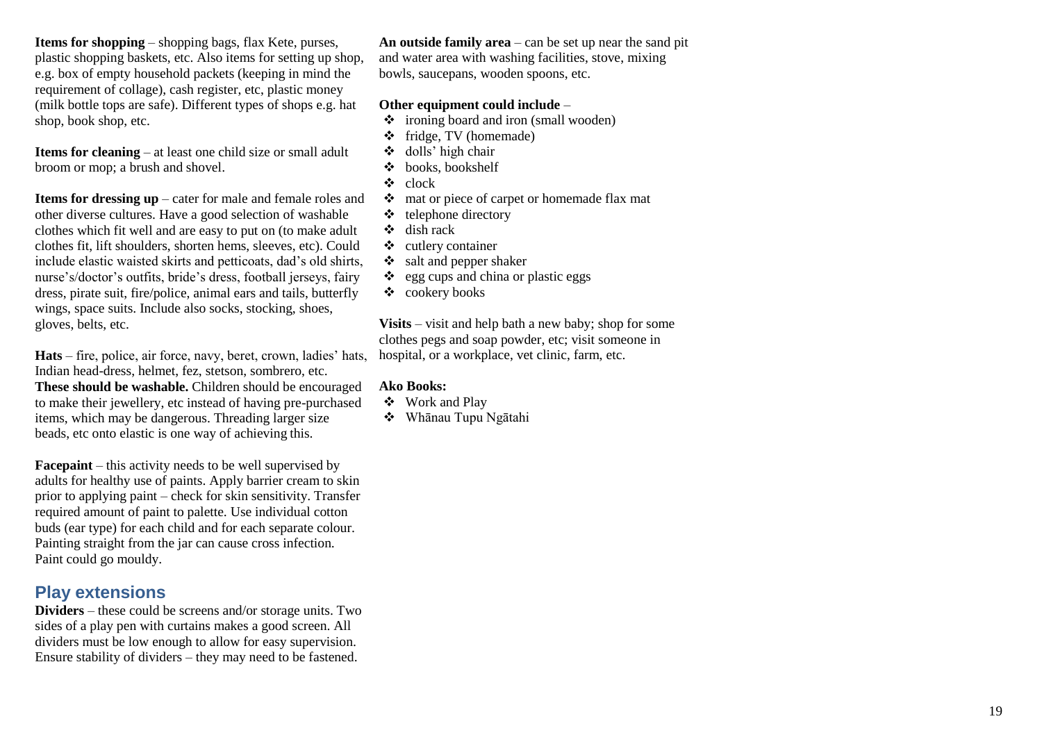**Items for shopping** – shopping bags, flax Kete, purses, plastic shopping baskets, etc. Also items for setting up shop, e.g. box of empty household packets (keeping in mind the requirement of collage), cash register, etc, plastic money (milk bottle tops are safe). Different types of shops e.g. hat shop, book shop, etc.

**Items for cleaning** – at least one child size or small adult broom or mop; a brush and shovel.

**Items for dressing up** – cater for male and female roles and other diverse cultures. Have a good selection of washable clothes which fit well and are easy to put on (to make adult clothes fit, lift shoulders, shorten hems, sleeves, etc). Could include elastic waisted skirts and petticoats, dad's old shirts, nurse's/doctor's outfits, bride's dress, football jerseys, fairy dress, pirate suit, fire/police, animal ears and tails, butterfly wings, space suits. Include also socks, stocking, shoes, gloves, belts, etc.

**Hats** – fire, police, air force, navy, beret, crown, ladies' hats, Indian head-dress, helmet, fez, stetson, sombrero, etc. **These should be washable.** Children should be encouraged to make their jewellery, etc instead of having pre-purchased items, which may be dangerous. Threading larger size beads, etc onto elastic is one way of achieving this.

**Facepaint** – this activity needs to be well supervised by adults for healthy use of paints. Apply barrier cream to skin prior to applying paint – check for skin sensitivity. Transfer required amount of paint to palette. Use individual cotton buds (ear type) for each child and for each separate colour. Painting straight from the jar can cause cross infection. Paint could go mouldy.

## Play extensions

**Dividers** – these could be screens and/or storage units. Two sides of a play pen with curtains makes a good screen. All dividers must be low enough to allow for easy supervision. Ensure stability of dividers – they may need to be fastened.

**An outside family area** – can be set up near the sand pit and water area with washing facilities, stove, mixing bowls, saucepans, wooden spoons, etc.

**Other equipment could include** –

- ironing board and iron (small wooden)
- fridge, TV (homemade)
- dolls' high chair
- books, bookshelf
- clock
- mat or piece of carpet or homemade flax mat
- telephone directory
- dish rack
- cutlery container
- salt and pepper shaker
- egg cups and china or plastic eggs
- cookery books

**Visits** – visit and help bath a new baby; shop for some clothes pegs and soap powder, etc; visit someone in hospital, or a workplace, vet clinic, farm, etc.

**Ako Books:**

- Work and Play
- Whānau Tupu Ngātahi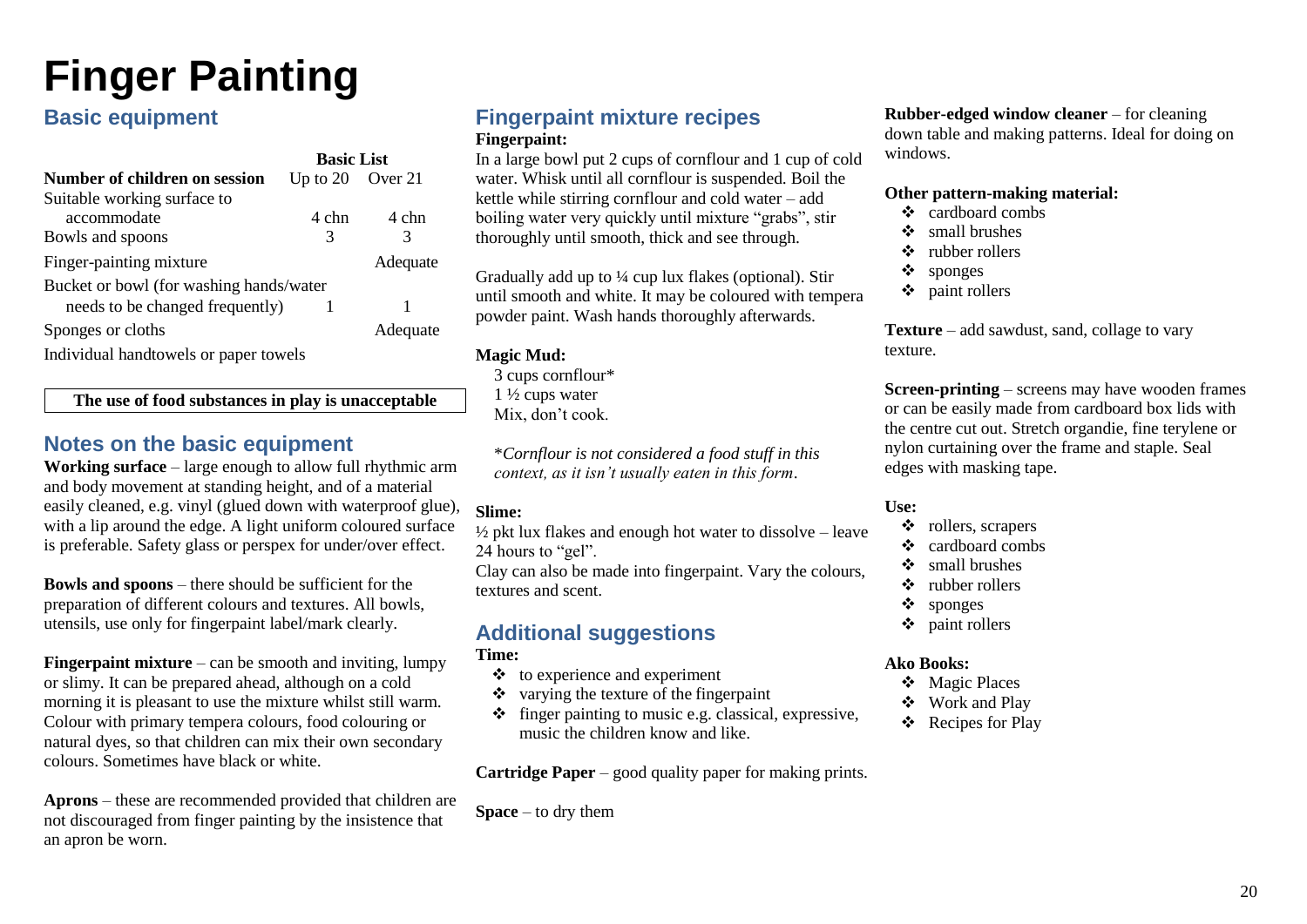# Finger Painting

## Basic equipment

| | Basic List | |
|---|---|---|
| **Number of children on session** | Up to 20 | Over 21 |
| Suitable working surface to accommodate | 4 chn | 4 chn |
| Bowls and spoons | 3 | 3 |
| Finger-painting mixture | | Adequate |
| Bucket or bowl (for washing hands/water needs to be changed frequently) | 1 | 1 |
| Sponges or cloths | | Adequate |
| Individual handtowels or paper towels | | |

**The use of food substances in play is unacceptable**

## Notes on the basic equipment

**Working surface** – large enough to allow full rhythmic arm and body movement at standing height, and of a material easily cleaned, e.g. vinyl (glued down with waterproof glue), with a lip around the edge. A light uniform coloured surface is preferable. Safety glass or perspex for under/over effect.

**Bowls and spoons** – there should be sufficient for the preparation of different colours and textures. All bowls, utensils, use only for fingerpaint label/mark clearly.

**Fingerpaint mixture** – can be smooth and inviting, lumpy or slimy. It can be prepared ahead, although on a cold morning it is pleasant to use the mixture whilst still warm. Colour with primary tempera colours, food colouring or natural dyes, so that children can mix their own secondary colours. Sometimes have black or white.

**Aprons** – these are recommended provided that children are not discouraged from finger painting by the insistence that an apron be worn.

## Fingerpaint mixture recipes

**Fingerpaint:**

In a large bowl put 2 cups of cornflour and 1 cup of cold water. Whisk until all cornflour is suspended. Boil the kettle while stirring cornflour and cold water – add boiling water very quickly until mixture "grabs", stir thoroughly until smooth, thick and see through.

Gradually add up to ¼ cup lux flakes (optional). Stir until smooth and white. It may be coloured with tempera powder paint. Wash hands thoroughly afterwards.

**Magic Mud:**

3 cups cornflour*
1 ½ cups water
Mix, don't cook.

*\*Cornflour is not considered a food stuff in this context, as it isn't usually eaten in this form.*

**Slime:**

½ pkt lux flakes and enough hot water to dissolve – leave 24 hours to "gel".
Clay can also be made into fingerpaint. Vary the colours, textures and scent.

## Additional suggestions

**Time:**

- to experience and experiment
- varying the texture of the fingerpaint
- finger painting to music e.g. classical, expressive, music the children know and like.

**Cartridge Paper** – good quality paper for making prints.

**Space** – to dry them

**Rubber-edged window cleaner** – for cleaning down table and making patterns. Ideal for doing on windows.

**Other pattern-making material:**

- cardboard combs
- small brushes
- rubber rollers
- sponges
- paint rollers

**Texture** – add sawdust, sand, collage to vary texture.

**Screen-printing** – screens may have wooden frames or can be easily made from cardboard box lids with the centre cut out. Stretch organdie, fine terylene or nylon curtaining over the frame and staple. Seal edges with masking tape.

**Use:**

- rollers, scrapers
- cardboard combs
- small brushes
- rubber rollers
- sponges
- paint rollers

**Ako Books:**

- Magic Places
- Work and Play
- Recipes for Play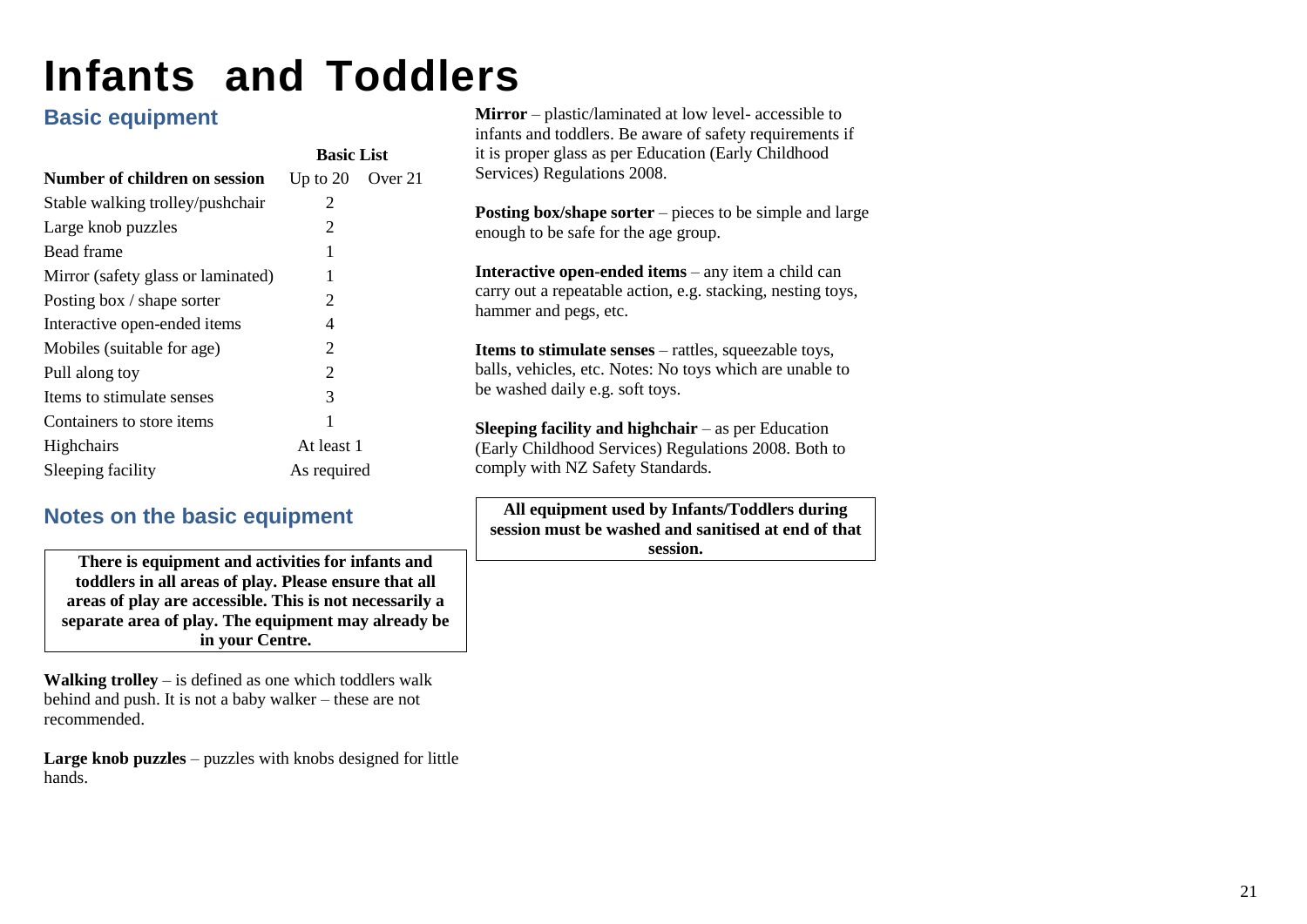# Infants and Toddlers

## Basic equipment

| | Basic List | |
|---|---|---|
| **Number of children on session** | Up to 20 | Over 21 |
| Stable walking trolley/pushchair | 2 | |
| Large knob puzzles | 2 | |
| Bead frame | 1 | |
| Mirror (safety glass or laminated) | 1 | |
| Posting box / shape sorter | 2 | |
| Interactive open-ended items | 4 | |
| Mobiles (suitable for age) | 2 | |
| Pull along toy | 2 | |
| Items to stimulate senses | 3 | |
| Containers to store items | 1 | |
| Highchairs | At least 1 | |
| Sleeping facility | As required | |

## Notes on the basic equipment

**There is equipment and activities for infants and toddlers in all areas of play. Please ensure that all areas of play are accessible. This is not necessarily a separate area of play. The equipment may already be in your Centre.**

**Walking trolley** – is defined as one which toddlers walk behind and push. It is not a baby walker – these are not recommended.

**Large knob puzzles** – puzzles with knobs designed for little hands.

**Mirror** – plastic/laminated at low level- accessible to infants and toddlers. Be aware of safety requirements if it is proper glass as per Education (Early Childhood Services) Regulations 2008.

**Posting box/shape sorter** – pieces to be simple and large enough to be safe for the age group.

**Interactive open-ended items** – any item a child can carry out a repeatable action, e.g. stacking, nesting toys, hammer and pegs, etc.

**Items to stimulate senses** – rattles, squeezable toys, balls, vehicles, etc. Notes: No toys which are unable to be washed daily e.g. soft toys.

**Sleeping facility and highchair** – as per Education (Early Childhood Services) Regulations 2008. Both to comply with NZ Safety Standards.

**All equipment used by Infants/Toddlers during session must be washed and sanitised at end of that session.**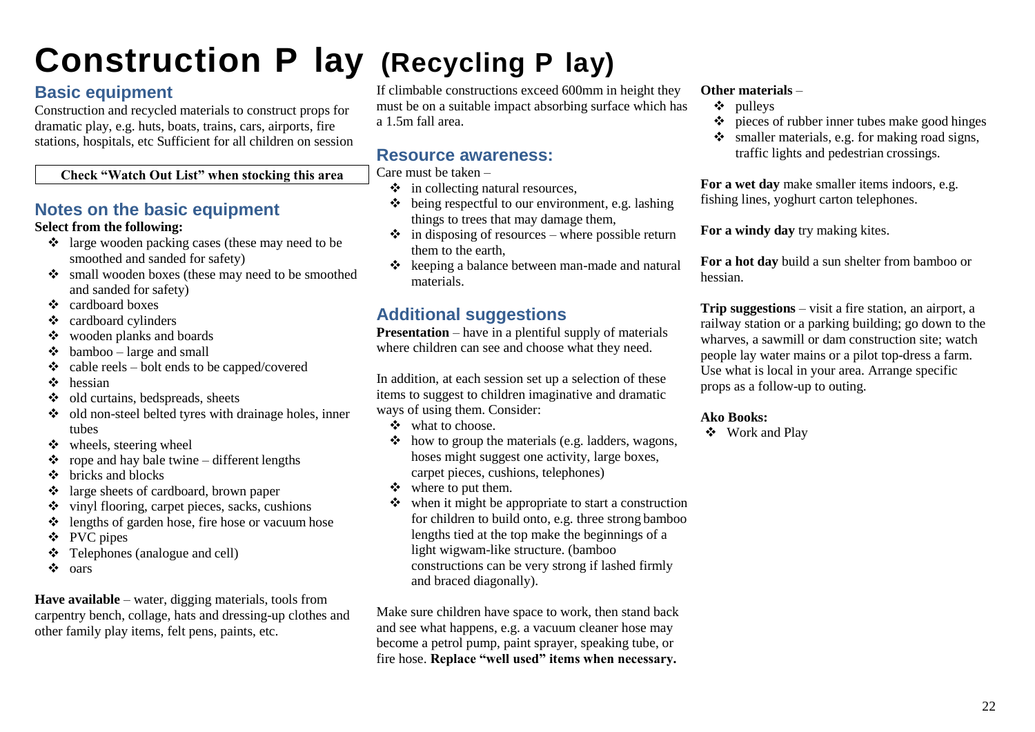# Construction P lay (Recycling P lay)

## Basic equipment

Construction and recycled materials to construct props for dramatic play, e.g. huts, boats, trains, cars, airports, fire stations, hospitals, etc Sufficient for all children on session

**Check "Watch Out List" when stocking this area**

## Notes on the basic equipment

**Select from the following:**

- large wooden packing cases (these may need to be smoothed and sanded for safety)
- small wooden boxes (these may need to be smoothed and sanded for safety)
- cardboard boxes
- cardboard cylinders
- wooden planks and boards
- bamboo – large and small
- cable reels – bolt ends to be capped/covered
- hessian
- old curtains, bedspreads, sheets
- old non-steel belted tyres with drainage holes, inner tubes
- wheels, steering wheel
- rope and hay bale twine – different lengths
- bricks and blocks
- large sheets of cardboard, brown paper
- vinyl flooring, carpet pieces, sacks, cushions
- lengths of garden hose, fire hose or vacuum hose
- PVC pipes
- Telephones (analogue and cell)
- oars

**Have available** – water, digging materials, tools from carpentry bench, collage, hats and dressing-up clothes and other family play items, felt pens, paints, etc.

If climbable constructions exceed 600mm in height they must be on a suitable impact absorbing surface which has a 1.5m fall area.

## Resource awareness:

Care must be taken –

- in collecting natural resources,
- being respectful to our environment, e.g. lashing things to trees that may damage them,
- in disposing of resources – where possible return them to the earth,
- keeping a balance between man-made and natural materials.

## Additional suggestions

**Presentation** – have in a plentiful supply of materials where children can see and choose what they need.

In addition, at each session set up a selection of these items to suggest to children imaginative and dramatic ways of using them. Consider:

- what to choose.
- how to group the materials (e.g. ladders, wagons, hoses might suggest one activity, large boxes, carpet pieces, cushions, telephones)
- where to put them.
- when it might be appropriate to start a construction for children to build onto, e.g. three strong bamboo lengths tied at the top make the beginnings of a light wigwam-like structure. (bamboo constructions can be very strong if lashed firmly and braced diagonally).

Make sure children have space to work, then stand back and see what happens, e.g. a vacuum cleaner hose may become a petrol pump, paint sprayer, speaking tube, or fire hose. **Replace "well used" items when necessary.**

**Other materials** –

- pulleys
- pieces of rubber inner tubes make good hinges
- smaller materials, e.g. for making road signs, traffic lights and pedestrian crossings.

**For a wet day** make smaller items indoors, e.g. fishing lines, yoghurt carton telephones.

**For a windy day** try making kites.

**For a hot day** build a sun shelter from bamboo or hessian.

**Trip suggestions** – visit a fire station, an airport, a railway station or a parking building; go down to the wharves, a sawmill or dam construction site; watch people lay water mains or a pilot top-dress a farm. Use what is local in your area. Arrange specific props as a follow-up to outing.

**Ako Books:**

- Work and Play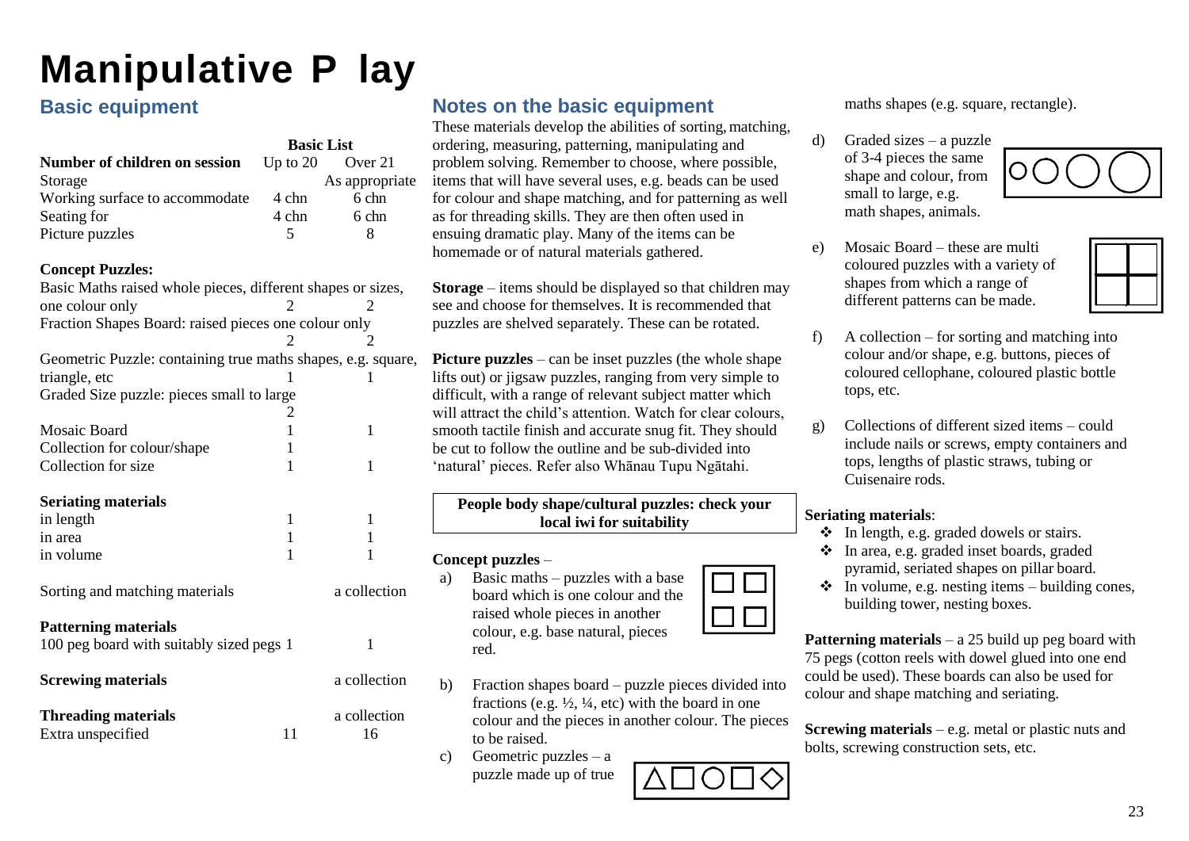# Manipulative Play

## Basic equipment

| | Basic List | |
|---|---|---|
| **Number of children on session** | Up to 20 | Over 21 |
| Storage | | As appropriate |
| Working surface to accommodate | 4 chn | 6 chn |
| Seating for | 4 chn | 6 chn |
| Picture puzzles | 5 | 8 |
| **Concept Puzzles:** | | |
| Basic Maths raised whole pieces, different shapes or sizes, one colour only | 2 | 2 |
| Fraction Shapes Board: raised pieces one colour only | 2 | 2 |
| Geometric Puzzle: containing true maths shapes, e.g. square, triangle, etc | 1 | 1 |
| Graded Size puzzle: pieces small to large | 2 | |
| Mosaic Board | 1 | 1 |
| Collection for colour/shape | 1 | |
| Collection for size | 1 | 1 |
| **Seriating materials** | | |
| in length | 1 | 1 |
| in area | 1 | 1 |
| in volume | 1 | 1 |
| Sorting and matching materials | | a collection |
| **Patterning materials** | | |
| 100 peg board with suitably sized pegs | 1 | 1 |
| **Screwing materials** | | a collection |
| **Threading materials** | | a collection |
| Extra unspecified | 11 | 16 |

## Notes on the basic equipment

These materials develop the abilities of sorting, matching, ordering, measuring, patterning, manipulating and problem solving. Remember to choose, where possible, items that will have several uses, e.g. beads can be used for colour and shape matching, and for patterning as well as for threading skills. They are then often used in ensuing dramatic play. Many of the items can be homemade or of natural materials gathered.

**Storage** – items should be displayed so that children may see and choose for themselves. It is recommended that puzzles are shelved separately. These can be rotated.

**Picture puzzles** – can be inset puzzles (the whole shape lifts out) or jigsaw puzzles, ranging from very simple to difficult, with a range of relevant subject matter which will attract the child's attention. Watch for clear colours, smooth tactile finish and accurate snug fit. They should be cut to follow the outline and be sub-divided into 'natural' pieces. Refer also Whānau Tupu Ngātahi.

**People body shape/cultural puzzles: check your local iwi for suitability**

**Concept puzzles** –

a) Basic maths – puzzles with a base board which is one colour and the raised whole pieces in another colour, e.g. base natural, pieces red.

b) Fraction shapes board – puzzle pieces divided into fractions (e.g. ½, ¼, etc) with the board in one colour and the pieces in another colour. The pieces to be raised.

c) Geometric puzzles – a puzzle made up of true maths shapes (e.g. square, rectangle).

d) Graded sizes – a puzzle of 3-4 pieces the same shape and colour, from small to large, e.g. math shapes, animals.

e) Mosaic Board – these are multi coloured puzzles with a variety of shapes from which a range of different patterns can be made.

f) A collection – for sorting and matching into colour and/or shape, e.g. buttons, pieces of coloured cellophane, coloured plastic bottle tops, etc.

g) Collections of different sized items – could include nails or screws, empty containers and tops, lengths of plastic straws, tubing or Cuisenaire rods.

**Seriating materials**:

- In length, e.g. graded dowels or stairs.
- In area, e.g. graded inset boards, graded pyramid, seriated shapes on pillar board.
- In volume, e.g. nesting items – building cones, building tower, nesting boxes.

**Patterning materials** – a 25 build up peg board with 75 pegs (cotton reels with dowel glued into one end could be used). These boards can also be used for colour and shape matching and seriating.

**Screwing materials** – e.g. metal or plastic nuts and bolts, screwing construction sets, etc.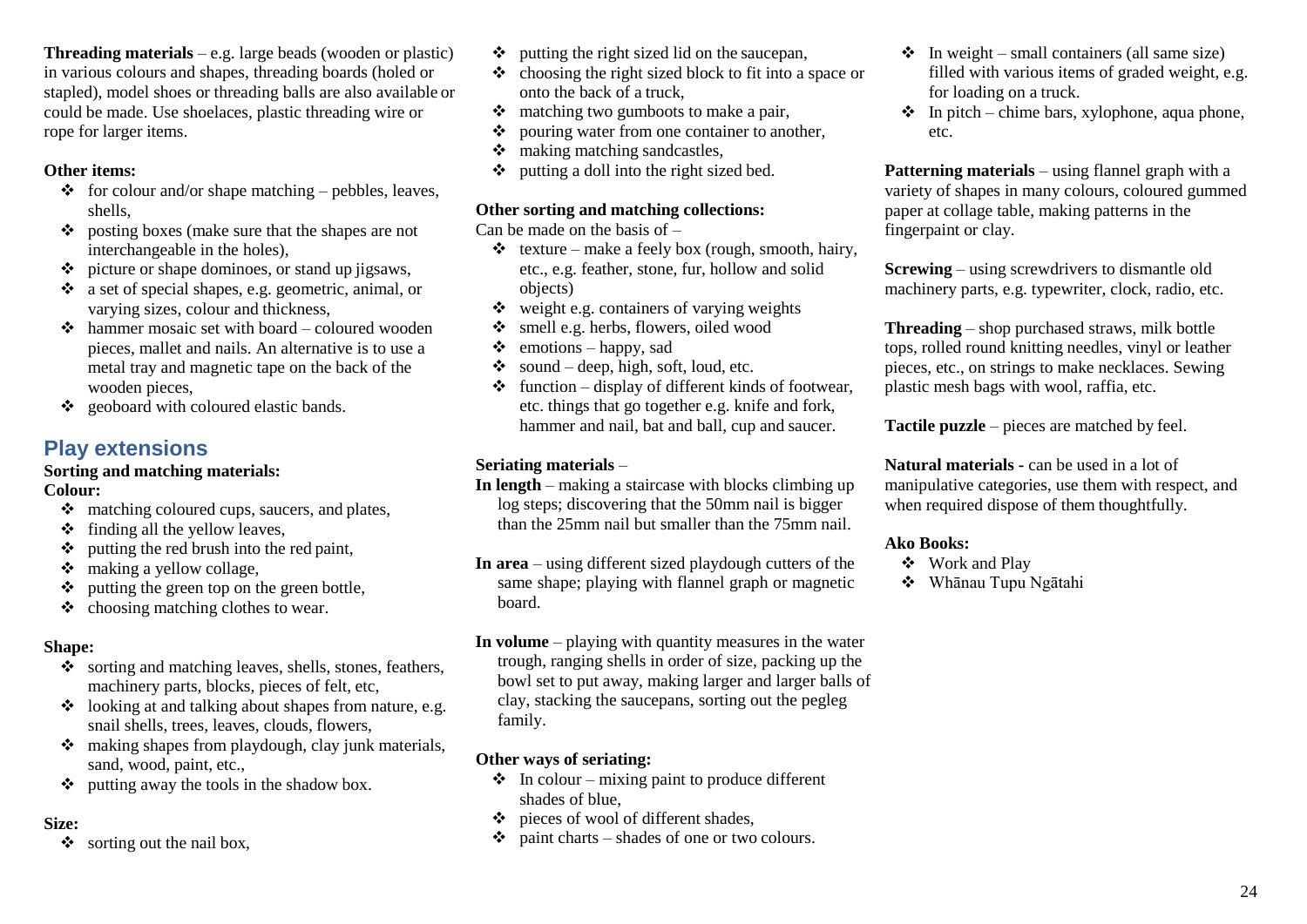**Threading materials** – e.g. large beads (wooden or plastic) in various colours and shapes, threading boards (holed or stapled), model shoes or threading balls are also available or could be made. Use shoelaces, plastic threading wire or rope for larger items.

**Other items:**

- for colour and/or shape matching – pebbles, leaves, shells,
- posting boxes (make sure that the shapes are not interchangeable in the holes),
- picture or shape dominoes, or stand up jigsaws,
- a set of special shapes, e.g. geometric, animal, or varying sizes, colour and thickness,
- hammer mosaic set with board – coloured wooden pieces, mallet and nails. An alternative is to use a metal tray and magnetic tape on the back of the wooden pieces,
- geoboard with coloured elastic bands.

## Play extensions

**Sorting and matching materials:**

**Colour:**

- matching coloured cups, saucers, and plates,
- finding all the yellow leaves,
- putting the red brush into the red paint,
- making a yellow collage,
- putting the green top on the green bottle,
- choosing matching clothes to wear.

**Shape:**

- sorting and matching leaves, shells, stones, feathers, machinery parts, blocks, pieces of felt, etc,
- looking at and talking about shapes from nature, e.g. snail shells, trees, leaves, clouds, flowers,
- making shapes from playdough, clay junk materials, sand, wood, paint, etc.,
- putting away the tools in the shadow box.

**Size:**

- sorting out the nail box,
- putting the right sized lid on the saucepan,
- choosing the right sized block to fit into a space or onto the back of a truck,
- matching two gumboots to make a pair,
- pouring water from one container to another,
- making matching sandcastles,
- putting a doll into the right sized bed.

**Other sorting and matching collections:**

Can be made on the basis of –

- texture – make a feely box (rough, smooth, hairy, etc., e.g. feather, stone, fur, hollow and solid objects)
- weight e.g. containers of varying weights
- smell e.g. herbs, flowers, oiled wood
- emotions – happy, sad
- sound – deep, high, soft, loud, etc.
- function – display of different kinds of footwear, etc. things that go together e.g. knife and fork, hammer and nail, bat and ball, cup and saucer.

**Seriating materials** –

**In length** – making a staircase with blocks climbing up log steps; discovering that the 50mm nail is bigger than the 25mm nail but smaller than the 75mm nail.

**In area** – using different sized playdough cutters of the same shape; playing with flannel graph or magnetic board.

**In volume** – playing with quantity measures in the water trough, ranging shells in order of size, packing up the bowl set to put away, making larger and larger balls of clay, stacking the saucepans, sorting out the pegleg family.

**Other ways of seriating:**

- In colour – mixing paint to produce different shades of blue,
- pieces of wool of different shades,
- paint charts – shades of one or two colours.
- In weight – small containers (all same size) filled with various items of graded weight, e.g. for loading on a truck.
- In pitch – chime bars, xylophone, aqua phone, etc.

**Patterning materials** – using flannel graph with a variety of shapes in many colours, coloured gummed paper at collage table, making patterns in the fingerpaint or clay.

**Screwing** – using screwdrivers to dismantle old machinery parts, e.g. typewriter, clock, radio, etc.

**Threading** – shop purchased straws, milk bottle tops, rolled round knitting needles, vinyl or leather pieces, etc., on strings to make necklaces. Sewing plastic mesh bags with wool, raffia, etc.

**Tactile puzzle** – pieces are matched by feel.

**Natural materials -** can be used in a lot of manipulative categories, use them with respect, and when required dispose of them thoughtfully.

**Ako Books:**

- Work and Play
- Whānau Tupu Ngātahi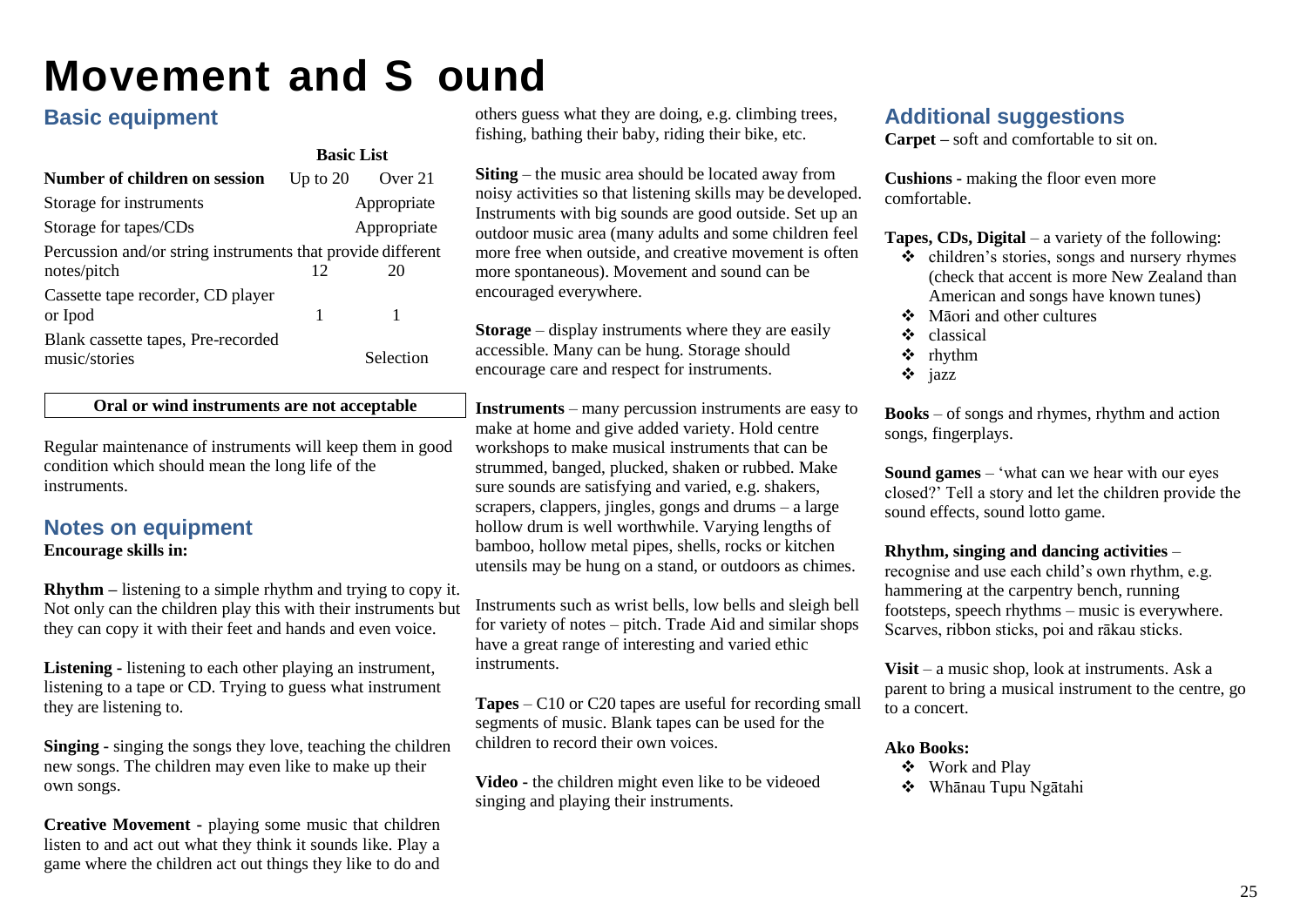# Movement and Sound

## Basic equipment

| | Basic List | |
|---|---|---|
| **Number of children on session** | Up to 20 | Over 21 |
| Storage for instruments | Appropriate | |
| Storage for tapes/CDs | Appropriate | |
| Percussion and/or string instruments that provide different notes/pitch | 12 | 20 |
| Cassette tape recorder, CD player or Ipod | 1 | 1 |
| Blank cassette tapes, Pre-recorded music/stories | Selection | |

**Oral or wind instruments are not acceptable**

Regular maintenance of instruments will keep them in good condition which should mean the long life of the instruments.

## Notes on equipment

**Encourage skills in:**

**Rhythm –** listening to a simple rhythm and trying to copy it. Not only can the children play this with their instruments but they can copy it with their feet and hands and even voice.

**Listening -** listening to each other playing an instrument, listening to a tape or CD. Trying to guess what instrument they are listening to.

**Singing -** singing the songs they love, teaching the children new songs. The children may even like to make up their own songs.

**Creative Movement** - playing some music that children listen to and act out what they think it sounds like. Play a game where the children act out things they like to do and others guess what they are doing, e.g. climbing trees, fishing, bathing their baby, riding their bike, etc.

**Siting** – the music area should be located away from noisy activities so that listening skills may be developed. Instruments with big sounds are good outside. Set up an outdoor music area (many adults and some children feel more free when outside, and creative movement is often more spontaneous). Movement and sound can be encouraged everywhere.

**Storage** – display instruments where they are easily accessible. Many can be hung. Storage should encourage care and respect for instruments.

**Instruments** – many percussion instruments are easy to make at home and give added variety. Hold centre workshops to make musical instruments that can be strummed, banged, plucked, shaken or rubbed. Make sure sounds are satisfying and varied, e.g. shakers, scrapers, clappers, jingles, gongs and drums – a large hollow drum is well worthwhile. Varying lengths of bamboo, hollow metal pipes, shells, rocks or kitchen utensils may be hung on a stand, or outdoors as chimes.

Instruments such as wrist bells, low bells and sleigh bell for variety of notes – pitch. Trade Aid and similar shops have a great range of interesting and varied ethic instruments.

**Tapes** – C10 or C20 tapes are useful for recording small segments of music. Blank tapes can be used for the children to record their own voices.

**Video** - the children might even like to be videoed singing and playing their instruments.

## Additional suggestions

**Carpet –** soft and comfortable to sit on.

**Cushions -** making the floor even more comfortable.

**Tapes, CDs, Digital** – a variety of the following:

- children's stories, songs and nursery rhymes (check that accent is more New Zealand than American and songs have known tunes)
- Māori and other cultures
- classical
- rhythm
- jazz

**Books** – of songs and rhymes, rhythm and action songs, fingerplays.

**Sound games** – 'what can we hear with our eyes closed?' Tell a story and let the children provide the sound effects, sound lotto game.

**Rhythm, singing and dancing activities** – recognise and use each child's own rhythm, e.g. hammering at the carpentry bench, running footsteps, speech rhythms – music is everywhere. Scarves, ribbon sticks, poi and rākau sticks.

**Visit** – a music shop, look at instruments. Ask a parent to bring a musical instrument to the centre, go to a concert.

**Ako Books:**

- Work and Play
- Whānau Tupu Ngātahi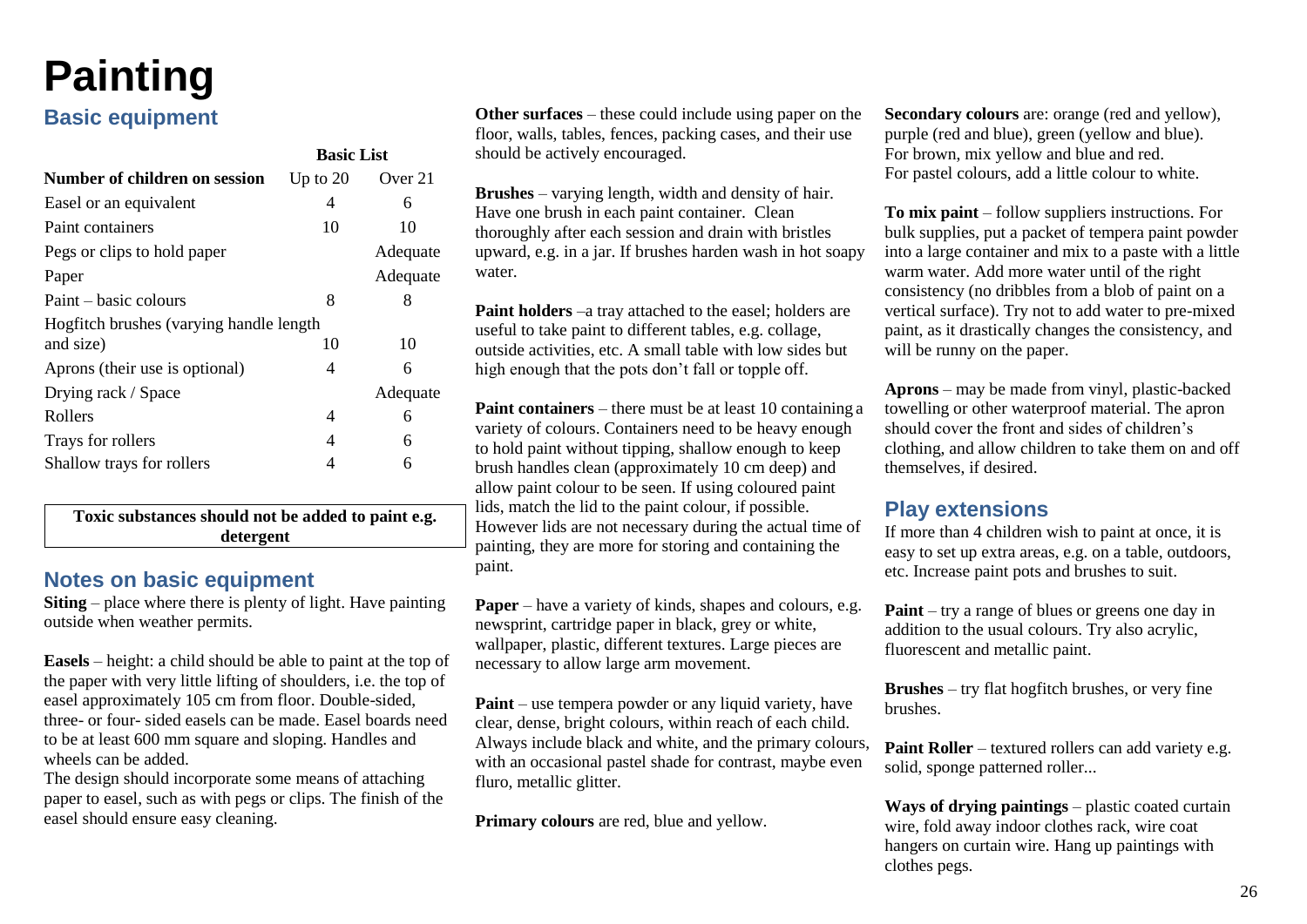# Painting

## Basic equipment

| | Basic List | |
|---|---|---|
| **Number of children on session** | Up to 20 | Over 21 |
| Easel or an equivalent | 4 | 6 |
| Paint containers | 10 | 10 |
| Pegs or clips to hold paper | | Adequate |
| Paper | | Adequate |
| Paint – basic colours | 8 | 8 |
| Hogfitch brushes (varying handle length and size) | 10 | 10 |
| Aprons (their use is optional) | 4 | 6 |
| Drying rack / Space | | Adequate |
| Rollers | 4 | 6 |
| Trays for rollers | 4 | 6 |
| Shallow trays for rollers | 4 | 6 |

**Toxic substances should not be added to paint e.g. detergent**

## Notes on basic equipment

**Siting** – place where there is plenty of light. Have painting outside when weather permits.

**Easels** – height: a child should be able to paint at the top of the paper with very little lifting of shoulders, i.e. the top of easel approximately 105 cm from floor. Double-sided, three- or four- sided easels can be made. Easel boards need to be at least 600 mm square and sloping. Handles and wheels can be added.

The design should incorporate some means of attaching paper to easel, such as with pegs or clips. The finish of the easel should ensure easy cleaning.

**Other surfaces** – these could include using paper on the floor, walls, tables, fences, packing cases, and their use should be actively encouraged.

**Brushes** – varying length, width and density of hair. Have one brush in each paint container. Clean thoroughly after each session and drain with bristles upward, e.g. in a jar. If brushes harden wash in hot soapy water.

**Paint holders** –a tray attached to the easel; holders are useful to take paint to different tables, e.g. collage, outside activities, etc. A small table with low sides but high enough that the pots don't fall or topple off.

**Paint containers** – there must be at least 10 containing a variety of colours. Containers need to be heavy enough to hold paint without tipping, shallow enough to keep brush handles clean (approximately 10 cm deep) and allow paint colour to be seen. If using coloured paint lids, match the lid to the paint colour, if possible. However lids are not necessary during the actual time of painting, they are more for storing and containing the paint.

**Paper** – have a variety of kinds, shapes and colours, e.g. newsprint, cartridge paper in black, grey or white, wallpaper, plastic, different textures. Large pieces are necessary to allow large arm movement.

**Paint** – use tempera powder or any liquid variety, have clear, dense, bright colours, within reach of each child. Always include black and white, and the primary colours, with an occasional pastel shade for contrast, maybe even fluro, metallic glitter.

**Primary colours** are red, blue and yellow.

**Secondary colours** are: orange (red and yellow), purple (red and blue), green (yellow and blue). For brown, mix yellow and blue and red. For pastel colours, add a little colour to white.

**To mix paint** – follow suppliers instructions. For bulk supplies, put a packet of tempera paint powder into a large container and mix to a paste with a little warm water. Add more water until of the right consistency (no dribbles from a blob of paint on a vertical surface). Try not to add water to pre-mixed paint, as it drastically changes the consistency, and will be runny on the paper.

**Aprons** – may be made from vinyl, plastic-backed towelling or other waterproof material. The apron should cover the front and sides of children's clothing, and allow children to take them on and off themselves, if desired.

## Play extensions

If more than 4 children wish to paint at once, it is easy to set up extra areas, e.g. on a table, outdoors, etc. Increase paint pots and brushes to suit.

**Paint** – try a range of blues or greens one day in addition to the usual colours. Try also acrylic, fluorescent and metallic paint.

**Brushes** – try flat hogfitch brushes, or very fine brushes.

**Paint Roller** – textured rollers can add variety e.g. solid, sponge patterned roller...

**Ways of drying paintings** – plastic coated curtain wire, fold away indoor clothes rack, wire coat hangers on curtain wire. Hang up paintings with clothes pegs.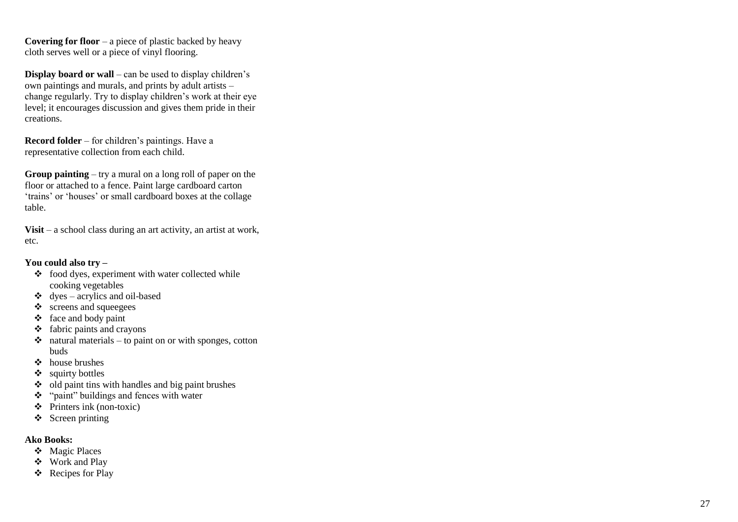**Covering for floor** – a piece of plastic backed by heavy cloth serves well or a piece of vinyl flooring.

**Display board or wall** – can be used to display children's own paintings and murals, and prints by adult artists – change regularly. Try to display children's work at their eye level; it encourages discussion and gives them pride in their creations.

**Record folder** – for children's paintings. Have a representative collection from each child.

**Group painting** – try a mural on a long roll of paper on the floor or attached to a fence. Paint large cardboard carton 'trains' or 'houses' or small cardboard boxes at the collage table.

**Visit** – a school class during an art activity, an artist at work, etc.

**You could also try –**

- food dyes, experiment with water collected while cooking vegetables
- dyes – acrylics and oil-based
- screens and squeegees
- face and body paint
- fabric paints and crayons
- natural materials – to paint on or with sponges, cotton buds
- house brushes
- squirty bottles
- old paint tins with handles and big paint brushes
- "paint" buildings and fences with water
- Printers ink (non-toxic)
- Screen printing

**Ako Books:**

- Magic Places
- Work and Play
- Recipes for Play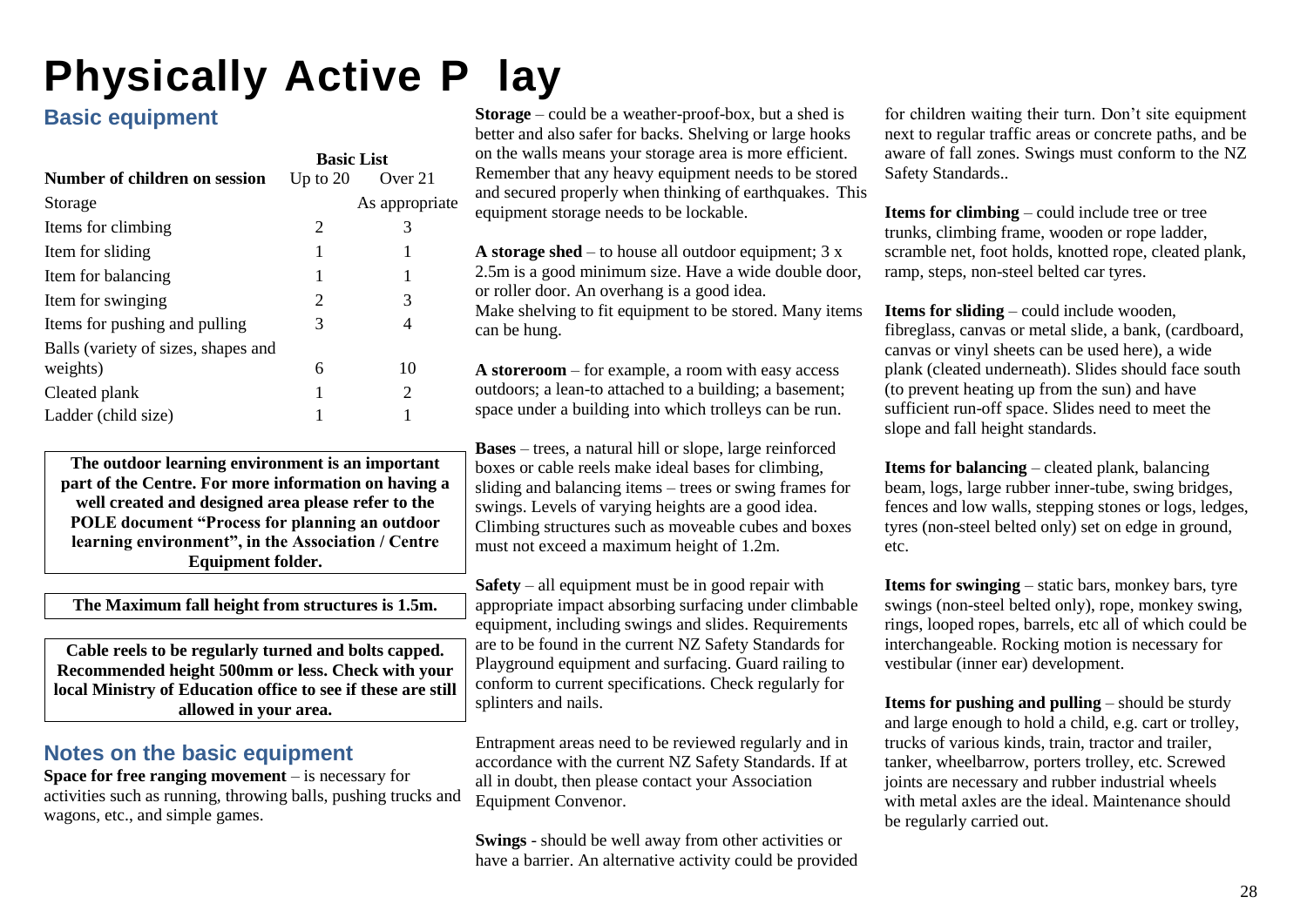# Physically Active P lay

## Basic equipment

| Number of children on session | Basic List Up to 20 | Over 21 |
|---|---|---|
| Storage | | As appropriate |
| Items for climbing | 2 | 3 |
| Item for sliding | 1 | 1 |
| Item for balancing | 1 | 1 |
| Item for swinging | 2 | 3 |
| Items for pushing and pulling | 3 | 4 |
| Balls (variety of sizes, shapes and weights) | 6 | 10 |
| Cleated plank | 1 | 2 |
| Ladder (child size) | 1 | 1 |

**The outdoor learning environment is an important part of the Centre. For more information on having a well created and designed area please refer to the POLE document "Process for planning an outdoor learning environment", in the Association / Centre Equipment folder.**

**The Maximum fall height from structures is 1.5m.**

**Cable reels to be regularly turned and bolts capped. Recommended height 500mm or less. Check with your local Ministry of Education office to see if these are still allowed in your area.**

## Notes on the basic equipment

**Space for free ranging movement** – is necessary for activities such as running, throwing balls, pushing trucks and wagons, etc., and simple games.

**Storage** – could be a weather-proof-box, but a shed is better and also safer for backs. Shelving or large hooks on the walls means your storage area is more efficient. Remember that any heavy equipment needs to be stored and secured properly when thinking of earthquakes. This equipment storage needs to be lockable.

**A storage shed** – to house all outdoor equipment; 3 x 2.5m is a good minimum size. Have a wide double door, or roller door. An overhang is a good idea. Make shelving to fit equipment to be stored. Many items can be hung.

**A storeroom** – for example, a room with easy access outdoors; a lean-to attached to a building; a basement; space under a building into which trolleys can be run.

**Bases** – trees, a natural hill or slope, large reinforced boxes or cable reels make ideal bases for climbing, sliding and balancing items – trees or swing frames for swings. Levels of varying heights are a good idea. Climbing structures such as moveable cubes and boxes must not exceed a maximum height of 1.2m.

**Safety** – all equipment must be in good repair with appropriate impact absorbing surfacing under climbable equipment, including swings and slides. Requirements are to be found in the current NZ Safety Standards for Playground equipment and surfacing. Guard railing to conform to current specifications. Check regularly for splinters and nails.

Entrapment areas need to be reviewed regularly and in accordance with the current NZ Safety Standards. If at all in doubt, then please contact your Association Equipment Convenor.

**Swings** - should be well away from other activities or have a barrier. An alternative activity could be provided for children waiting their turn. Don't site equipment next to regular traffic areas or concrete paths, and be aware of fall zones. Swings must conform to the NZ Safety Standards..

**Items for climbing** – could include tree or tree trunks, climbing frame, wooden or rope ladder, scramble net, foot holds, knotted rope, cleated plank, ramp, steps, non-steel belted car tyres.

**Items for sliding** – could include wooden, fibreglass, canvas or metal slide, a bank, (cardboard, canvas or vinyl sheets can be used here), a wide plank (cleated underneath). Slides should face south (to prevent heating up from the sun) and have sufficient run-off space. Slides need to meet the slope and fall height standards.

**Items for balancing** – cleated plank, balancing beam, logs, large rubber inner-tube, swing bridges, fences and low walls, stepping stones or logs, ledges, tyres (non-steel belted only) set on edge in ground, etc.

**Items for swinging** – static bars, monkey bars, tyre swings (non-steel belted only), rope, monkey swing, rings, looped ropes, barrels, etc all of which could be interchangeable. Rocking motion is necessary for vestibular (inner ear) development.

**Items for pushing and pulling** – should be sturdy and large enough to hold a child, e.g. cart or trolley, trucks of various kinds, train, tractor and trailer, tanker, wheelbarrow, porters trolley, etc. Screwed joints are necessary and rubber industrial wheels with metal axles are the ideal. Maintenance should be regularly carried out.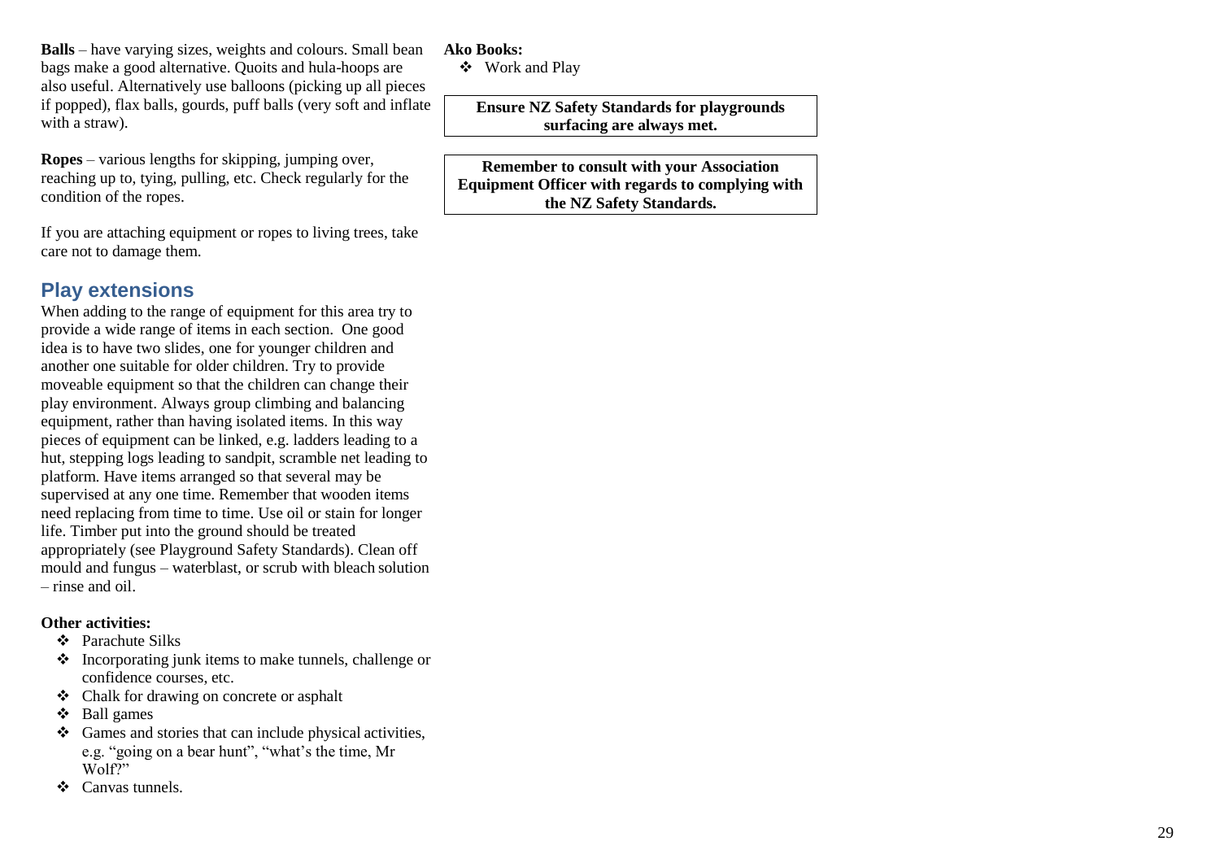**Balls** – have varying sizes, weights and colours. Small bean bags make a good alternative. Quoits and hula-hoops are also useful. Alternatively use balloons (picking up all pieces if popped), flax balls, gourds, puff balls (very soft and inflate with a straw).

**Ropes** – various lengths for skipping, jumping over, reaching up to, tying, pulling, etc. Check regularly for the condition of the ropes.

If you are attaching equipment or ropes to living trees, take care not to damage them.

## Play extensions

When adding to the range of equipment for this area try to provide a wide range of items in each section. One good idea is to have two slides, one for younger children and another one suitable for older children. Try to provide moveable equipment so that the children can change their play environment. Always group climbing and balancing equipment, rather than having isolated items. In this way pieces of equipment can be linked, e.g. ladders leading to a hut, stepping logs leading to sandpit, scramble net leading to platform. Have items arranged so that several may be supervised at any one time. Remember that wooden items need replacing from time to time. Use oil or stain for longer life. Timber put into the ground should be treated appropriately (see Playground Safety Standards). Clean off mould and fungus – waterblast, or scrub with bleach solution – rinse and oil.

**Other activities:**

- Parachute Silks
- Incorporating junk items to make tunnels, challenge or confidence courses, etc.
- Chalk for drawing on concrete or asphalt
- Ball games
- Games and stories that can include physical activities, e.g. "going on a bear hunt", "what's the time, Mr Wolf?"
- Canvas tunnels.

**Ako Books:**

- Work and Play

**Ensure NZ Safety Standards for playgrounds surfacing are always met.**

**Remember to consult with your Association Equipment Officer with regards to complying with the NZ Safety Standards.**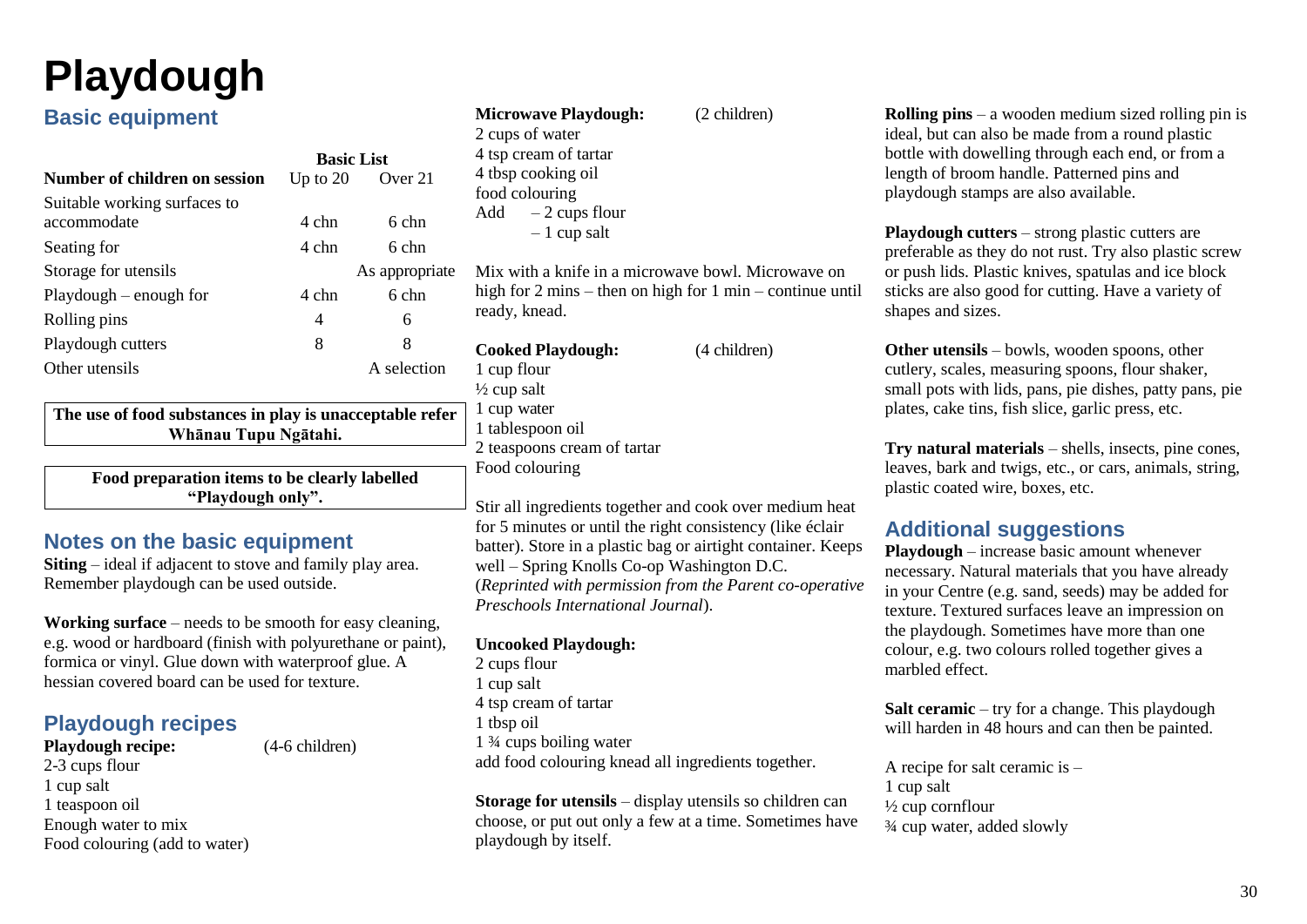# Playdough

## Basic equipment

| Number of children on session | Basic List Up to 20 | Over 21 |
|---|---|---|
| Suitable working surfaces to accommodate | 4 chn | 6 chn |
| Seating for | 4 chn | 6 chn |
| Storage for utensils | | As appropriate |
| Playdough – enough for | 4 chn | 6 chn |
| Rolling pins | 4 | 6 |
| Playdough cutters | 8 | 8 |
| Other utensils | | A selection |

**The use of food substances in play is unacceptable refer Whānau Tupu Ngātahi.**

**Food preparation items to be clearly labelled "Playdough only".**

## Notes on the basic equipment

**Siting** – ideal if adjacent to stove and family play area. Remember playdough can be used outside.

**Working surface** – needs to be smooth for easy cleaning, e.g. wood or hardboard (finish with polyurethane or paint), formica or vinyl. Glue down with waterproof glue. A hessian covered board can be used for texture.

## Playdough recipes

**Playdough recipe:** (4-6 children)
2-3 cups flour
1 cup salt
1 teaspoon oil
Enough water to mix
Food colouring (add to water)

**Microwave Playdough:** (2 children)
2 cups of water
4 tsp cream of tartar
4 tbsp cooking oil
food colouring
Add – 2 cups flour
– 1 cup salt

Mix with a knife in a microwave bowl. Microwave on high for 2 mins – then on high for 1 min – continue until ready, knead.

**Cooked Playdough:** (4 children)
1 cup flour
½ cup salt
1 cup water
1 tablespoon oil
2 teaspoons cream of tartar
Food colouring

Stir all ingredients together and cook over medium heat for 5 minutes or until the right consistency (like éclair batter). Store in a plastic bag or airtight container. Keeps well – Spring Knolls Co-op Washington D.C. (*Reprinted with permission from the Parent co-operative Preschools International Journal*).

**Uncooked Playdough:**
2 cups flour
1 cup salt
4 tsp cream of tartar
1 tbsp oil
1 ¾ cups boiling water
add food colouring knead all ingredients together.

**Storage for utensils** – display utensils so children can choose, or put out only a few at a time. Sometimes have playdough by itself.

**Rolling pins** – a wooden medium sized rolling pin is ideal, but can also be made from a round plastic bottle with dowelling through each end, or from a length of broom handle. Patterned pins and playdough stamps are also available.

**Playdough cutters** – strong plastic cutters are preferable as they do not rust. Try also plastic screw or push lids. Plastic knives, spatulas and ice block sticks are also good for cutting. Have a variety of shapes and sizes.

**Other utensils** – bowls, wooden spoons, other cutlery, scales, measuring spoons, flour shaker, small pots with lids, pans, pie dishes, patty pans, pie plates, cake tins, fish slice, garlic press, etc.

**Try natural materials** – shells, insects, pine cones, leaves, bark and twigs, etc., or cars, animals, string, plastic coated wire, boxes, etc.

## Additional suggestions

**Playdough** – increase basic amount whenever necessary. Natural materials that you have already in your Centre (e.g. sand, seeds) may be added for texture. Textured surfaces leave an impression on the playdough. Sometimes have more than one colour, e.g. two colours rolled together gives a marbled effect.

**Salt ceramic** – try for a change. This playdough will harden in 48 hours and can then be painted.

A recipe for salt ceramic is –
1 cup salt
½ cup cornflour
¾ cup water, added slowly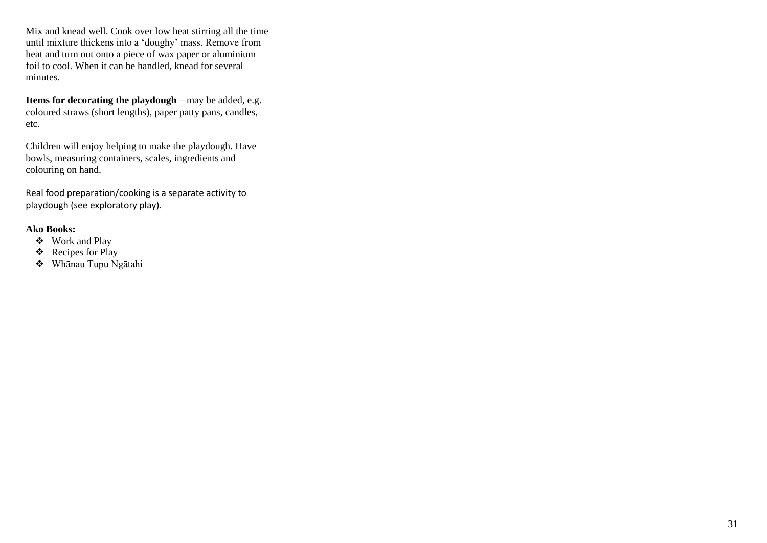Mix and knead well. Cook over low heat stirring all the time until mixture thickens into a 'doughy' mass. Remove from heat and turn out onto a piece of wax paper or aluminium foil to cool. When it can be handled, knead for several minutes.

**Items for decorating the playdough** – may be added, e.g. coloured straws (short lengths), paper patty pans, candles, etc.

Children will enjoy helping to make the playdough. Have bowls, measuring containers, scales, ingredients and colouring on hand.

Real food preparation/cooking is a separate activity to playdough (see exploratory play).

**Ako Books:**

- Work and Play
- Recipes for Play
- Whānau Tupu Ngātahi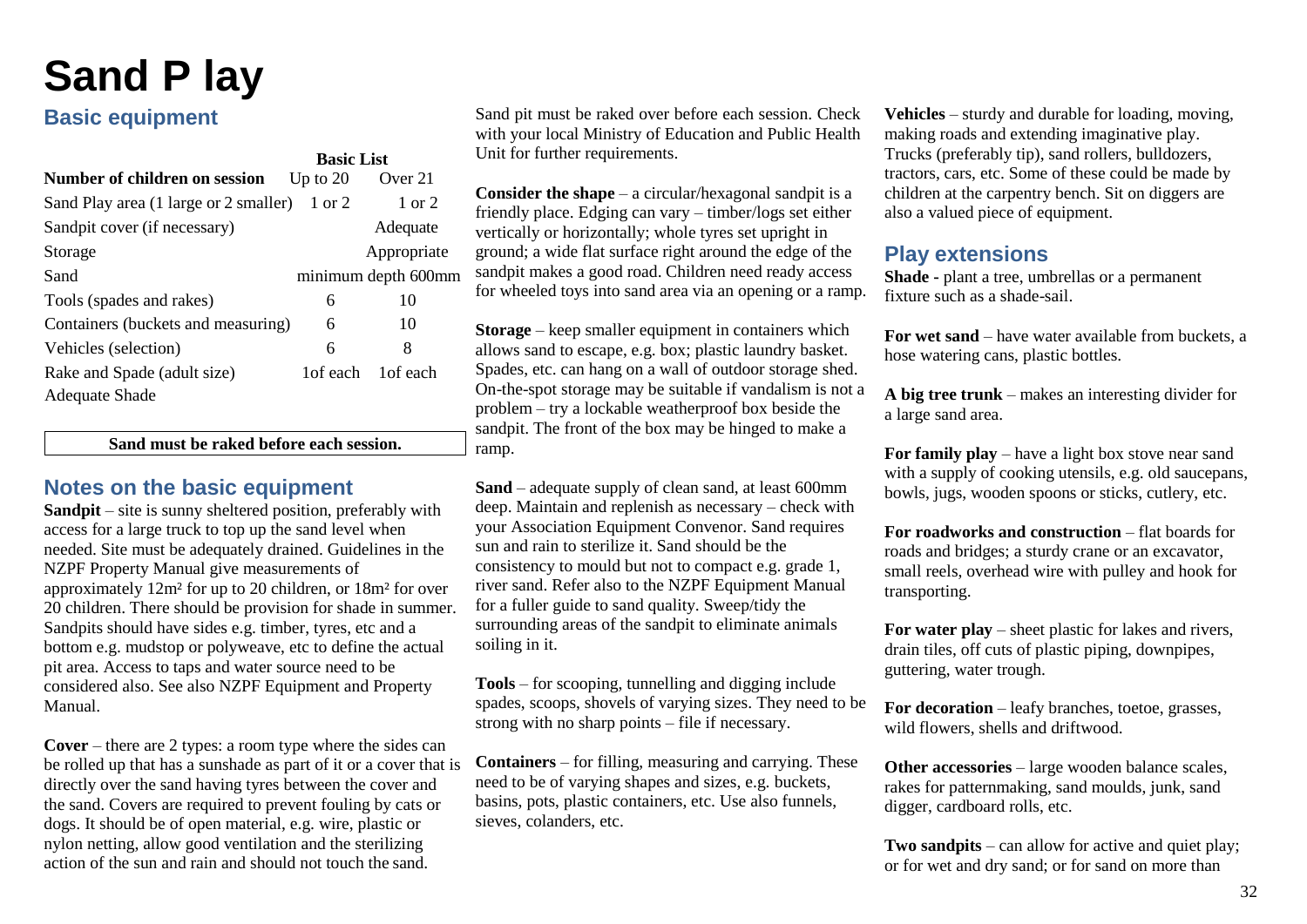# Sand P lay

## Basic equipment

| | Basic List | |
|---|---|---|
| **Number of children on session** | Up to 20 | Over 21 |
| Sand Play area (1 large or 2 smaller) | 1 or 2 | 1 or 2 |
| Sandpit cover (if necessary) | | Adequate |
| Storage | | Appropriate |
| Sand | minimum depth 600mm | |
| Tools (spades and rakes) | 6 | 10 |
| Containers (buckets and measuring) | 6 | 10 |
| Vehicles (selection) | 6 | 8 |
| Rake and Spade (adult size) | 1of each | 1of each |
| Adequate Shade | | |

**Sand must be raked before each session.**

## Notes on the basic equipment

**Sandpit** – site is sunny sheltered position, preferably with access for a large truck to top up the sand level when needed. Site must be adequately drained. Guidelines in the NZPF Property Manual give measurements of approximately 12m² for up to 20 children, or 18m² for over 20 children. There should be provision for shade in summer. Sandpits should have sides e.g. timber, tyres, etc and a bottom e.g. mudstop or polyweave, etc to define the actual pit area. Access to taps and water source need to be considered also. See also NZPF Equipment and Property Manual.

**Cover** – there are 2 types: a room type where the sides can be rolled up that has a sunshade as part of it or a cover that is directly over the sand having tyres between the cover and the sand. Covers are required to prevent fouling by cats or dogs. It should be of open material, e.g. wire, plastic or nylon netting, allow good ventilation and the sterilizing action of the sun and rain and should not touch the sand.

Sand pit must be raked over before each session. Check with your local Ministry of Education and Public Health Unit for further requirements.

**Consider the shape** – a circular/hexagonal sandpit is a friendly place. Edging can vary – timber/logs set either vertically or horizontally; whole tyres set upright in ground; a wide flat surface right around the edge of the sandpit makes a good road. Children need ready access for wheeled toys into sand area via an opening or a ramp.

**Storage** – keep smaller equipment in containers which allows sand to escape, e.g. box; plastic laundry basket. Spades, etc. can hang on a wall of outdoor storage shed. On-the-spot storage may be suitable if vandalism is not a problem – try a lockable weatherproof box beside the sandpit. The front of the box may be hinged to make a ramp.

**Sand** – adequate supply of clean sand, at least 600mm deep. Maintain and replenish as necessary – check with your Association Equipment Convenor. Sand requires sun and rain to sterilize it. Sand should be the consistency to mould but not to compact e.g. grade 1, river sand. Refer also to the NZPF Equipment Manual for a fuller guide to sand quality. Sweep/tidy the surrounding areas of the sandpit to eliminate animals soiling in it.

**Tools** – for scooping, tunnelling and digging include spades, scoops, shovels of varying sizes. They need to be strong with no sharp points – file if necessary.

**Containers** – for filling, measuring and carrying. These need to be of varying shapes and sizes, e.g. buckets, basins, pots, plastic containers, etc. Use also funnels, sieves, colanders, etc.

**Vehicles** – sturdy and durable for loading, moving, making roads and extending imaginative play. Trucks (preferably tip), sand rollers, bulldozers, tractors, cars, etc. Some of these could be made by children at the carpentry bench. Sit on diggers are also a valued piece of equipment.

## Play extensions

**Shade -** plant a tree, umbrellas or a permanent fixture such as a shade-sail.

**For wet sand** – have water available from buckets, a hose watering cans, plastic bottles.

**A big tree trunk** – makes an interesting divider for a large sand area.

**For family play** – have a light box stove near sand with a supply of cooking utensils, e.g. old saucepans, bowls, jugs, wooden spoons or sticks, cutlery, etc.

**For roadworks and construction** – flat boards for roads and bridges; a sturdy crane or an excavator, small reels, overhead wire with pulley and hook for transporting.

**For water play** – sheet plastic for lakes and rivers, drain tiles, off cuts of plastic piping, downpipes, guttering, water trough.

**For decoration** – leafy branches, toetoe, grasses, wild flowers, shells and driftwood.

**Other accessories** – large wooden balance scales, rakes for patternmaking, sand moulds, junk, sand digger, cardboard rolls, etc.

**Two sandpits** – can allow for active and quiet play; or for wet and dry sand; or for sand on more than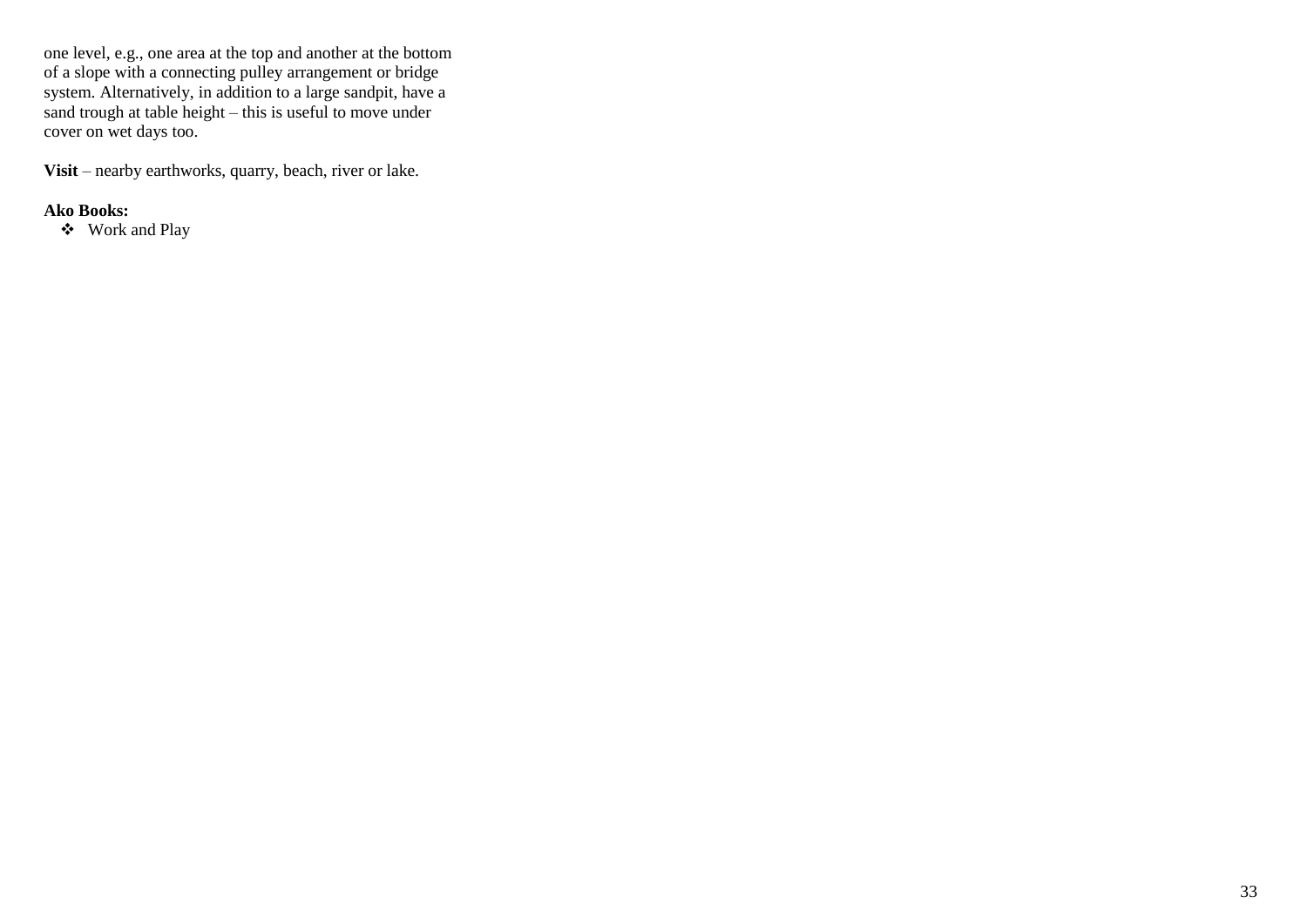one level, e.g., one area at the top and another at the bottom of a slope with a connecting pulley arrangement or bridge system. Alternatively, in addition to a large sandpit, have a sand trough at table height – this is useful to move under cover on wet days too.

**Visit** – nearby earthworks, quarry, beach, river or lake.

**Ako Books:**

- Work and Play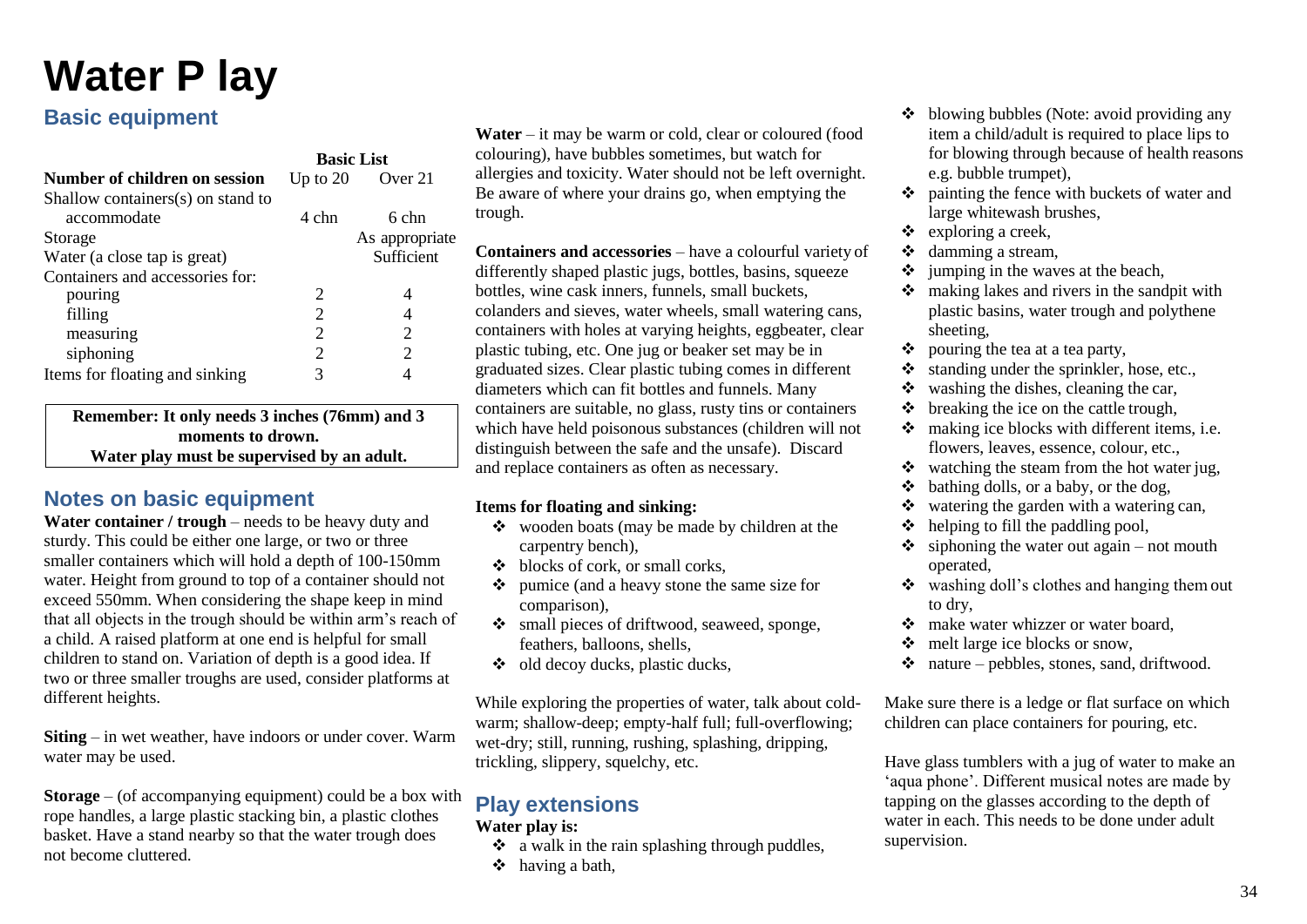# Water P lay

## Basic equipment

| | Basic List | |
|---|---|---|
| **Number of children on session** | Up to 20 | Over 21 |
| Shallow containers(s) on stand to accommodate | 4 chn | 6 chn |
| Storage | | As appropriate |
| Water (a close tap is great) | | Sufficient |
| Containers and accessories for: | | |
| pouring | 2 | 4 |
| filling | 2 | 4 |
| measuring | 2 | 2 |
| siphoning | 2 | 2 |
| Items for floating and sinking | 3 | 4 |

**Remember: It only needs 3 inches (76mm) and 3 moments to drown.**
**Water play must be supervised by an adult.**

## Notes on basic equipment

**Water container / trough** – needs to be heavy duty and sturdy. This could be either one large, or two or three smaller containers which will hold a depth of 100-150mm water. Height from ground to top of a container should not exceed 550mm. When considering the shape keep in mind that all objects in the trough should be within arm's reach of a child. A raised platform at one end is helpful for small children to stand on. Variation of depth is a good idea. If two or three smaller troughs are used, consider platforms at different heights.

**Siting** – in wet weather, have indoors or under cover. Warm water may be used.

**Storage** – (of accompanying equipment) could be a box with rope handles, a large plastic stacking bin, a plastic clothes basket. Have a stand nearby so that the water trough does not become cluttered.

**Water** – it may be warm or cold, clear or coloured (food colouring), have bubbles sometimes, but watch for allergies and toxicity. Water should not be left overnight. Be aware of where your drains go, when emptying the trough.

**Containers and accessories** – have a colourful variety of differently shaped plastic jugs, bottles, basins, squeeze bottles, wine cask inners, funnels, small buckets, colanders and sieves, water wheels, small watering cans, containers with holes at varying heights, eggbeater, clear plastic tubing, etc. One jug or beaker set may be in graduated sizes. Clear plastic tubing comes in different diameters which can fit bottles and funnels. Many containers are suitable, no glass, rusty tins or containers which have held poisonous substances (children will not distinguish between the safe and the unsafe). Discard and replace containers as often as necessary.

**Items for floating and sinking:**

- wooden boats (may be made by children at the carpentry bench),
- blocks of cork, or small corks,
- pumice (and a heavy stone the same size for comparison),
- small pieces of driftwood, seaweed, sponge, feathers, balloons, shells,
- old decoy ducks, plastic ducks,

While exploring the properties of water, talk about cold-warm; shallow-deep; empty-half full; full-overflowing; wet-dry; still, running, rushing, splashing, dripping, trickling, slippery, squelchy, etc.

## Play extensions

**Water play is:**

- a walk in the rain splashing through puddles,
- having a bath,
- blowing bubbles (Note: avoid providing any item a child/adult is required to place lips to for blowing through because of health reasons e.g. bubble trumpet),
- painting the fence with buckets of water and large whitewash brushes,
- exploring a creek,
- damming a stream,
- jumping in the waves at the beach,
- making lakes and rivers in the sandpit with plastic basins, water trough and polythene sheeting,
- pouring the tea at a tea party,
- standing under the sprinkler, hose, etc.,
- washing the dishes, cleaning the car,
- breaking the ice on the cattle trough,
- making ice blocks with different items, i.e. flowers, leaves, essence, colour, etc.,
- watching the steam from the hot water jug,
- bathing dolls, or a baby, or the dog,
- watering the garden with a watering can,
- helping to fill the paddling pool,
- siphoning the water out again – not mouth operated,
- washing doll's clothes and hanging them out to dry,
- make water whizzer or water board,
- melt large ice blocks or snow,
- nature – pebbles, stones, sand, driftwood.

Make sure there is a ledge or flat surface on which children can place containers for pouring, etc.

Have glass tumblers with a jug of water to make an 'aqua phone'. Different musical notes are made by tapping on the glasses according to the depth of water in each. This needs to be done under adult supervision.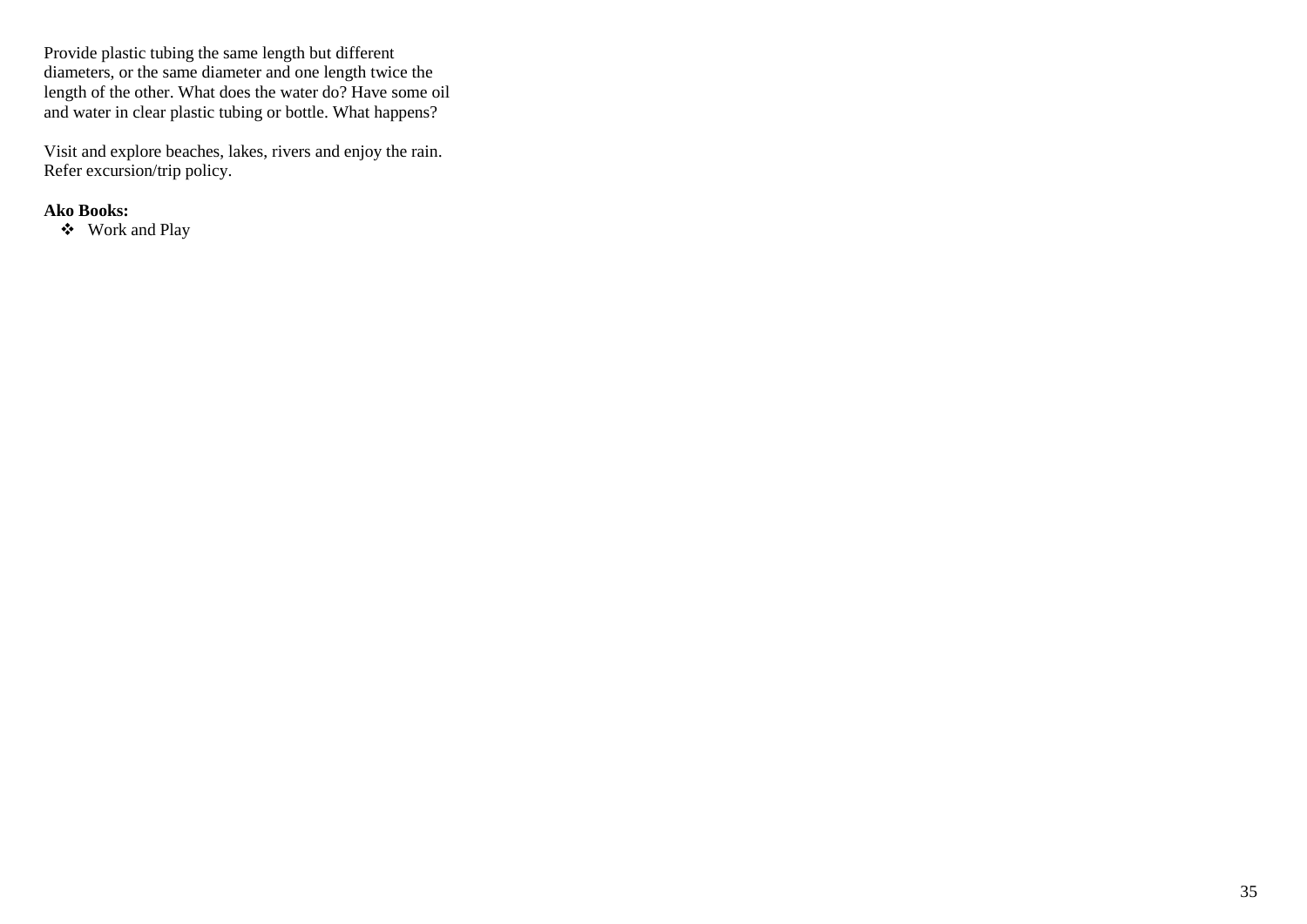Provide plastic tubing the same length but different diameters, or the same diameter and one length twice the length of the other. What does the water do? Have some oil and water in clear plastic tubing or bottle. What happens?

Visit and explore beaches, lakes, rivers and enjoy the rain. Refer excursion/trip policy.

**Ako Books:**

- Work and Play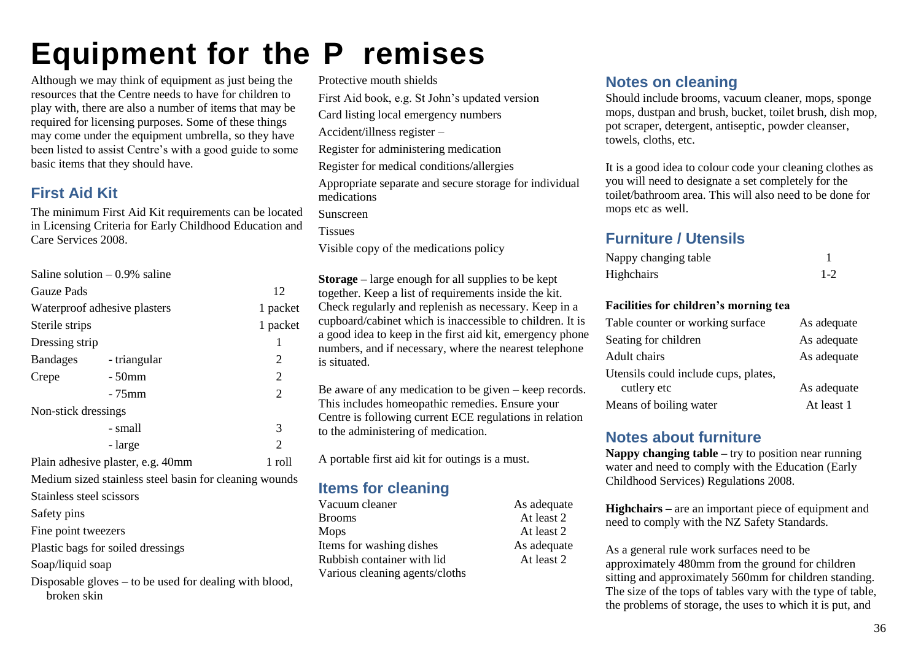# Equipment for the Premises

Although we may think of equipment as just being the resources that the Centre needs to have for children to play with, there are also a number of items that may be required for licensing purposes. Some of these things may come under the equipment umbrella, so they have been listed to assist Centre's with a good guide to some basic items that they should have.

## First Aid Kit

The minimum First Aid Kit requirements can be located in Licensing Criteria for Early Childhood Education and Care Services 2008.

| Item | | Quantity |
|---|---|---|
| Saline solution – 0.9% saline | | |
| Gauze Pads | | 12 |
| Waterproof adhesive plasters | | 1 packet |
| Sterile strips | | 1 packet |
| Dressing strip | | 1 |
| Bandages | - triangular | 2 |
| Crepe | - 50mm | 2 |
| | - 75mm | 2 |
| Non-stick dressings | | |
| | - small | 3 |
| | - large | 2 |
| Plain adhesive plaster, e.g. 40mm | | 1 roll |

Medium sized stainless steel basin for cleaning wounds

Stainless steel scissors

Safety pins

Fine point tweezers

Plastic bags for soiled dressings

Soap/liquid soap

Disposable gloves – to be used for dealing with blood, broken skin

Protective mouth shields

First Aid book, e.g. St John's updated version

Card listing local emergency numbers

Accident/illness register –

Register for administering medication

Register for medical conditions/allergies

Appropriate separate and secure storage for individual medications

Sunscreen

Tissues

Visible copy of the medications policy

**Storage –** large enough for all supplies to be kept together. Keep a list of requirements inside the kit. Check regularly and replenish as necessary. Keep in a cupboard/cabinet which is inaccessible to children. It is a good idea to keep in the first aid kit, emergency phone numbers, and if necessary, where the nearest telephone is situated.

Be aware of any medication to be given – keep records. This includes homeopathic remedies. Ensure your Centre is following current ECE regulations in relation to the administering of medication.

A portable first aid kit for outings is a must.

## Items for cleaning

| Item | Quantity |
|---|---|
| Vacuum cleaner | As adequate |
| Brooms | At least 2 |
| Mops | At least 2 |
| Items for washing dishes | As adequate |
| Rubbish container with lid | At least 2 |
| Various cleaning agents/cloths | |

## Notes on cleaning

Should include brooms, vacuum cleaner, mops, sponge mops, dustpan and brush, bucket, toilet brush, dish mop, pot scraper, detergent, antiseptic, powder cleanser, towels, cloths, etc.

It is a good idea to colour code your cleaning clothes as you will need to designate a set completely for the toilet/bathroom area. This will also need to be done for mops etc as well.

## Furniture / Utensils

| Item | Quantity |
|---|---|
| Nappy changing table | 1 |
| Highchairs | 1-2 |

**Facilities for children's morning tea**

| Item | Quantity |
|---|---|
| Table counter or working surface | As adequate |
| Seating for children | As adequate |
| Adult chairs | As adequate |
| Utensils could include cups, plates, cutlery etc | As adequate |
| Means of boiling water | At least 1 |

## Notes about furniture

**Nappy changing table –** try to position near running water and need to comply with the Education (Early Childhood Services) Regulations 2008.

**Highchairs –** are an important piece of equipment and need to comply with the NZ Safety Standards.

As a general rule work surfaces need to be approximately 480mm from the ground for children sitting and approximately 560mm for children standing. The size of the tops of tables vary with the type of table, the problems of storage, the uses to which it is put, and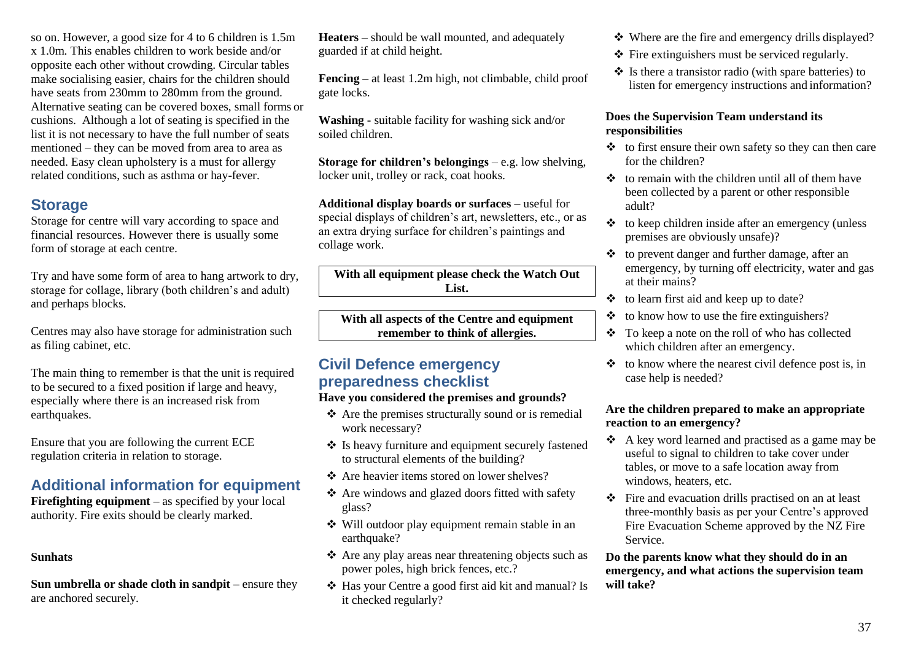so on. However, a good size for 4 to 6 children is 1.5m x 1.0m. This enables children to work beside and/or opposite each other without crowding. Circular tables make socialising easier, chairs for the children should have seats from 230mm to 280mm from the ground. Alternative seating can be covered boxes, small forms or cushions. Although a lot of seating is specified in the list it is not necessary to have the full number of seats mentioned – they can be moved from area to area as needed. Easy clean upholstery is a must for allergy related conditions, such as asthma or hay-fever.

## Storage

Storage for centre will vary according to space and financial resources. However there is usually some form of storage at each centre.

Try and have some form of area to hang artwork to dry, storage for collage, library (both children's and adult) and perhaps blocks.

Centres may also have storage for administration such as filing cabinet, etc.

The main thing to remember is that the unit is required to be secured to a fixed position if large and heavy, especially where there is an increased risk from earthquakes.

Ensure that you are following the current ECE regulation criteria in relation to storage.

## Additional information for equipment

**Firefighting equipment** – as specified by your local authority. Fire exits should be clearly marked.

**Sunhats**

**Sun umbrella or shade cloth in sandpit** – ensure they are anchored securely.

**Heaters** – should be wall mounted, and adequately guarded if at child height.

**Fencing** – at least 1.2m high, not climbable, child proof gate locks.

**Washing** - suitable facility for washing sick and/or soiled children.

**Storage for children's belongings** – e.g. low shelving, locker unit, trolley or rack, coat hooks.

**Additional display boards or surfaces** – useful for special displays of children's art, newsletters, etc., or as an extra drying surface for children's paintings and collage work.

**With all equipment please check the Watch Out List.**

**With all aspects of the Centre and equipment remember to think of allergies.**

## Civil Defence emergency preparedness checklist

**Have you considered the premises and grounds?**

- Are the premises structurally sound or is remedial work necessary?
- Is heavy furniture and equipment securely fastened to structural elements of the building?
- Are heavier items stored on lower shelves?
- Are windows and glazed doors fitted with safety glass?
- Will outdoor play equipment remain stable in an earthquake?
- Are any play areas near threatening objects such as power poles, high brick fences, etc.?
- Has your Centre a good first aid kit and manual? Is it checked regularly?
- Where are the fire and emergency drills displayed?
- Fire extinguishers must be serviced regularly.
- Is there a transistor radio (with spare batteries) to listen for emergency instructions and information?

**Does the Supervision Team understand its responsibilities**

- to first ensure their own safety so they can then care for the children?
- to remain with the children until all of them have been collected by a parent or other responsible adult?
- to keep children inside after an emergency (unless premises are obviously unsafe)?
- to prevent danger and further damage, after an emergency, by turning off electricity, water and gas at their mains?
- to learn first aid and keep up to date?
- to know how to use the fire extinguishers?
- To keep a note on the roll of who has collected which children after an emergency.
- to know where the nearest civil defence post is, in case help is needed?

**Are the children prepared to make an appropriate reaction to an emergency?**

- A key word learned and practised as a game may be useful to signal to children to take cover under tables, or move to a safe location away from windows, heaters, etc.
- Fire and evacuation drills practised on an at least three-monthly basis as per your Centre's approved Fire Evacuation Scheme approved by the NZ Fire Service.

**Do the parents know what they should do in an emergency, and what actions the supervision team will take?**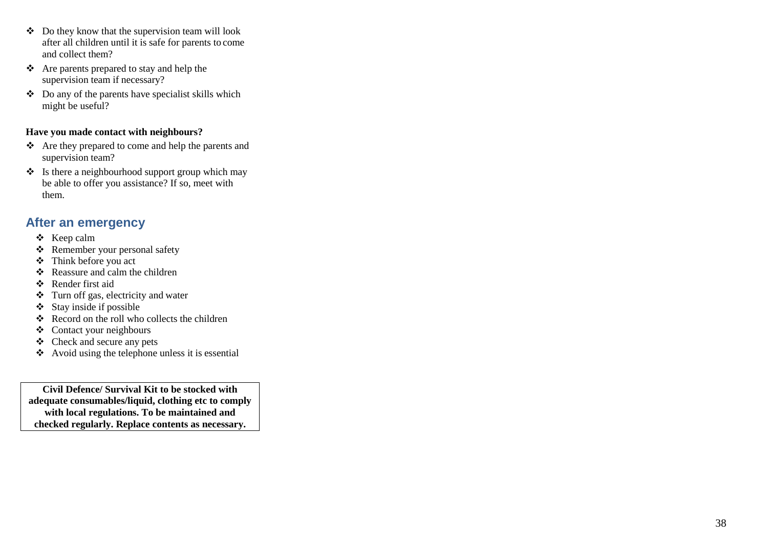- Do they know that the supervision team will look after all children until it is safe for parents to come and collect them?
- Are parents prepared to stay and help the supervision team if necessary?
- Do any of the parents have specialist skills which might be useful?

**Have you made contact with neighbours?**

- Are they prepared to come and help the parents and supervision team?
- Is there a neighbourhood support group which may be able to offer you assistance? If so, meet with them.

## After an emergency

- Keep calm
- Remember your personal safety
- Think before you act
- Reassure and calm the children
- Render first aid
- Turn off gas, electricity and water
- Stay inside if possible
- Record on the roll who collects the children
- Contact your neighbours
- Check and secure any pets
- Avoid using the telephone unless it is essential

**Civil Defence/ Survival Kit to be stocked with adequate consumables/liquid, clothing etc to comply with local regulations. To be maintained and checked regularly. Replace contents as necessary.**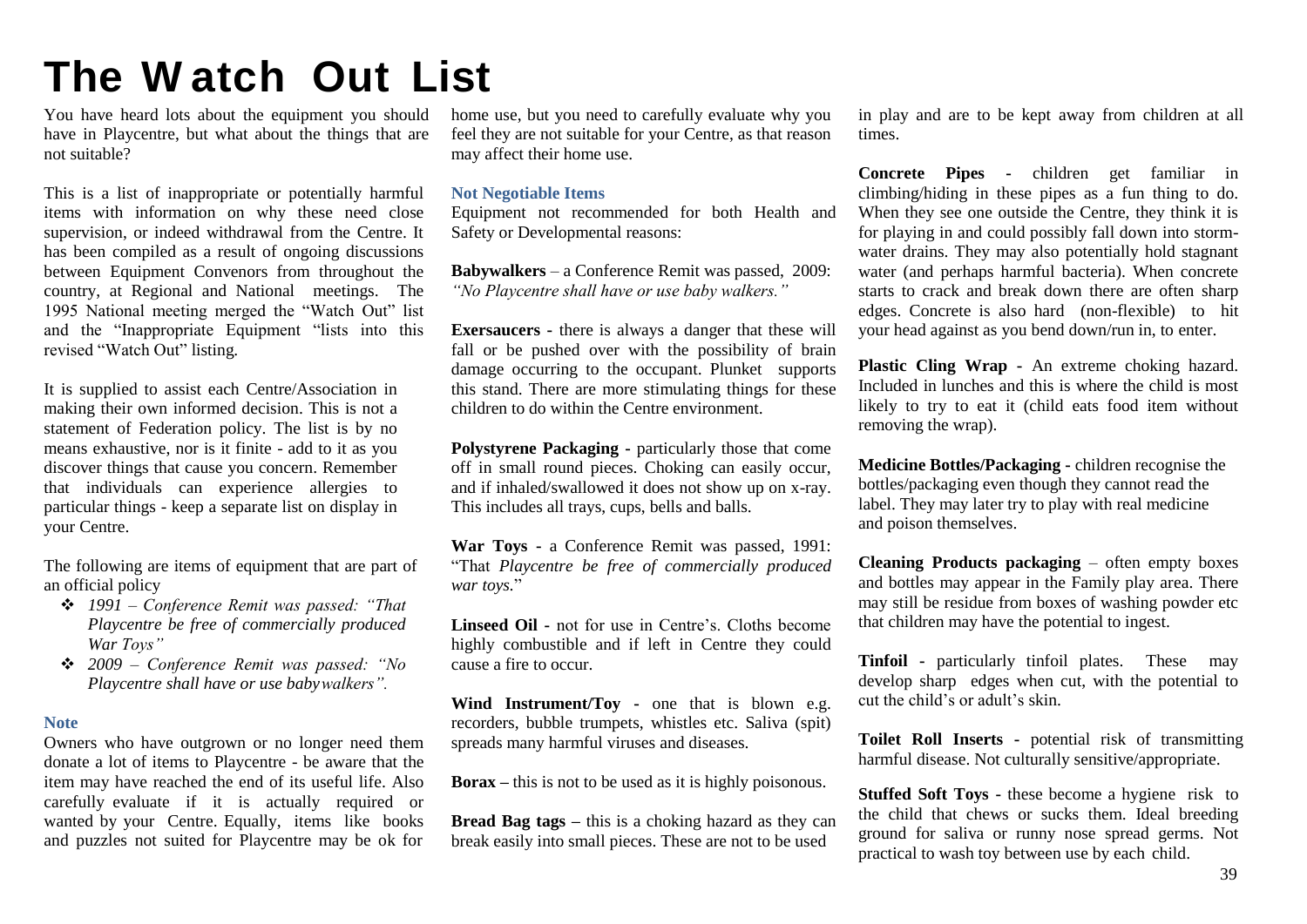# The Watch Out List

You have heard lots about the equipment you should have in Playcentre, but what about the things that are not suitable?

This is a list of inappropriate or potentially harmful items with information on why these need close supervision, or indeed withdrawal from the Centre. It has been compiled as a result of ongoing discussions between Equipment Convenors from throughout the country, at Regional and National meetings. The 1995 National meeting merged the "Watch Out" list and the "Inappropriate Equipment "lists into this revised "Watch Out" listing.

It is supplied to assist each Centre/Association in making their own informed decision. This is not a statement of Federation policy. The list is by no means exhaustive, nor is it finite - add to it as you discover things that cause you concern. Remember that individuals can experience allergies to particular things - keep a separate list on display in your Centre.

The following are items of equipment that are part of an official policy

- *1991 – Conference Remit was passed: "That Playcentre be free of commercially produced War Toys"*
- *2009 – Conference Remit was passed: "No Playcentre shall have or use babywalkers".*

### Note

Owners who have outgrown or no longer need them donate a lot of items to Playcentre - be aware that the item may have reached the end of its useful life. Also carefully evaluate if it is actually required or wanted by your Centre. Equally, items like books and puzzles not suited for Playcentre may be ok for home use, but you need to carefully evaluate why you feel they are not suitable for your Centre, as that reason may affect their home use.

### Not Negotiable Items

Equipment not recommended for both Health and Safety or Developmental reasons:

**Babywalkers** – a Conference Remit was passed, 2009: *"No Playcentre shall have or use baby walkers."*

**Exersaucers -** there is always a danger that these will fall or be pushed over with the possibility of brain damage occurring to the occupant. Plunket supports this stand. There are more stimulating things for these children to do within the Centre environment.

**Polystyrene Packaging -** particularly those that come off in small round pieces. Choking can easily occur, and if inhaled/swallowed it does not show up on x-ray. This includes all trays, cups, bells and balls.

**War Toys -** a Conference Remit was passed, 1991: "That *Playcentre be free of commercially produced war toys.*"

**Linseed Oil -** not for use in Centre's. Cloths become highly combustible and if left in Centre they could cause a fire to occur.

**Wind Instrument/Toy -** one that is blown e.g. recorders, bubble trumpets, whistles etc. Saliva (spit) spreads many harmful viruses and diseases.

**Borax –** this is not to be used as it is highly poisonous.

**Bread Bag tags –** this is a choking hazard as they can break easily into small pieces. These are not to be used in play and are to be kept away from children at all times.

**Concrete Pipes -** children get familiar in climbing/hiding in these pipes as a fun thing to do. When they see one outside the Centre, they think it is for playing in and could possibly fall down into stormwater drains. They may also potentially hold stagnant water (and perhaps harmful bacteria). When concrete starts to crack and break down there are often sharp edges. Concrete is also hard (non-flexible) to hit your head against as you bend down/run in, to enter.

**Plastic Cling Wrap -** An extreme choking hazard. Included in lunches and this is where the child is most likely to try to eat it (child eats food item without removing the wrap).

**Medicine Bottles/Packaging -** children recognise the bottles/packaging even though they cannot read the label. They may later try to play with real medicine and poison themselves.

**Cleaning Products packaging** – often empty boxes and bottles may appear in the Family play area. There may still be residue from boxes of washing powder etc that children may have the potential to ingest.

**Tinfoil -** particularly tinfoil plates. These may develop sharp edges when cut, with the potential to cut the child's or adult's skin.

**Toilet Roll Inserts -** potential risk of transmitting harmful disease. Not culturally sensitive/appropriate.

**Stuffed Soft Toys -** these become a hygiene risk to the child that chews or sucks them. Ideal breeding ground for saliva or runny nose spread germs. Not practical to wash toy between use by each child.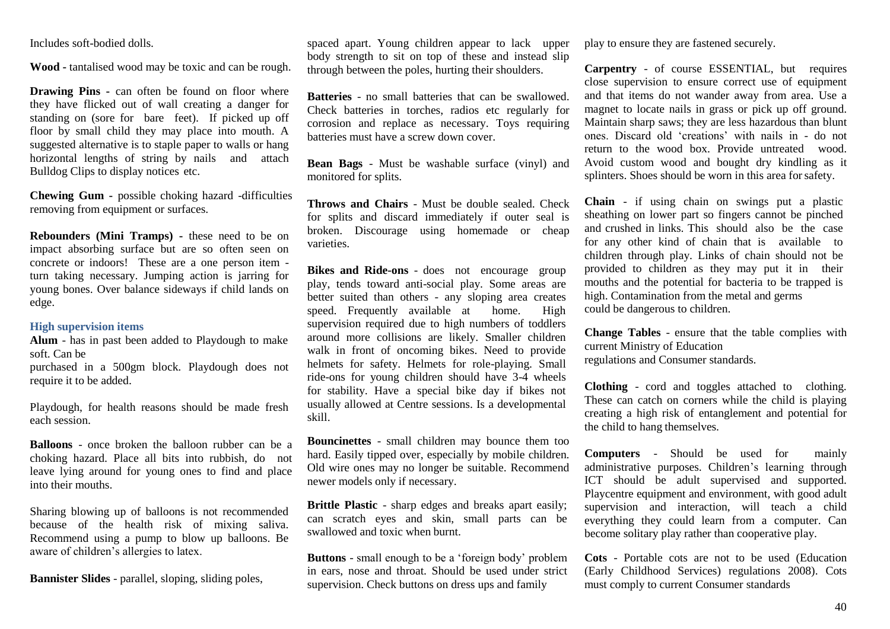Includes soft-bodied dolls.

**Wood -** tantalised wood may be toxic and can be rough.

**Drawing Pins -** can often be found on floor where they have flicked out of wall creating a danger for standing on (sore for bare feet). If picked up off floor by small child they may place into mouth. A suggested alternative is to staple paper to walls or hang horizontal lengths of string by nails and attach Bulldog Clips to display notices etc.

**Chewing Gum -** possible choking hazard -difficulties removing from equipment or surfaces.

**Rebounders (Mini Tramps) -** these need to be on impact absorbing surface but are so often seen on concrete or indoors! These are a one person item - turn taking necessary. Jumping action is jarring for young bones. Over balance sideways if child lands on edge.

### High supervision items

**Alum** - has in past been added to Playdough to make soft. Can be
purchased in a 500gm block. Playdough does not require it to be added.

Playdough, for health reasons should be made fresh each session.

**Balloons** - once broken the balloon rubber can be a choking hazard. Place all bits into rubbish, do not leave lying around for young ones to find and place into their mouths.

Sharing blowing up of balloons is not recommended because of the health risk of mixing saliva. Recommend using a pump to blow up balloons. Be aware of children's allergies to latex.

**Bannister Slides** - parallel, sloping, sliding poles, spaced apart. Young children appear to lack upper body strength to sit on top of these and instead slip through between the poles, hurting their shoulders.

**Batteries** - no small batteries that can be swallowed. Check batteries in torches, radios etc regularly for corrosion and replace as necessary. Toys requiring batteries must have a screw down cover.

**Bean Bags** - Must be washable surface (vinyl) and monitored for splits.

**Throws and Chairs** - Must be double sealed. Check for splits and discard immediately if outer seal is broken. Discourage using homemade or cheap varieties.

**Bikes and Ride-ons** - does not encourage group play, tends toward anti-social play. Some areas are better suited than others - any sloping area creates speed. Frequently available at home. High supervision required due to high numbers of toddlers around more collisions are likely. Smaller children walk in front of oncoming bikes. Need to provide helmets for safety. Helmets for role-playing. Small ride-ons for young children should have 3-4 wheels for stability. Have a special bike day if bikes not usually allowed at Centre sessions. Is a developmental skill.

**Bouncinettes** - small children may bounce them too hard. Easily tipped over, especially by mobile children. Old wire ones may no longer be suitable. Recommend newer models only if necessary.

**Brittle Plastic** - sharp edges and breaks apart easily; can scratch eyes and skin, small parts can be swallowed and toxic when burnt.

**Buttons** - small enough to be a 'foreign body' problem in ears, nose and throat. Should be used under strict supervision. Check buttons on dress ups and family play to ensure they are fastened securely.

**Carpentry** - of course ESSENTIAL, but requires close supervision to ensure correct use of equipment and that items do not wander away from area. Use a magnet to locate nails in grass or pick up off ground. Maintain sharp saws; they are less hazardous than blunt ones. Discard old 'creations' with nails in - do not return to the wood box. Provide untreated wood. Avoid custom wood and bought dry kindling as it splinters. Shoes should be worn in this area for safety.

**Chain** - if using chain on swings put a plastic sheathing on lower part so fingers cannot be pinched and crushed in links. This should also be the case for any other kind of chain that is available to children through play. Links of chain should not be provided to children as they may put it in their mouths and the potential for bacteria to be trapped is high. Contamination from the metal and germs could be dangerous to children.

**Change Tables** - ensure that the table complies with current Ministry of Education
regulations and Consumer standards.

**Clothing** - cord and toggles attached to clothing. These can catch on corners while the child is playing creating a high risk of entanglement and potential for the child to hang themselves.

**Computers** - Should be used for mainly administrative purposes. Children's learning through ICT should be adult supervised and supported. Playcentre equipment and environment, with good adult supervision and interaction, will teach a child everything they could learn from a computer. Can become solitary play rather than cooperative play.

**Cots** - Portable cots are not to be used (Education (Early Childhood Services) regulations 2008). Cots must comply to current Consumer standards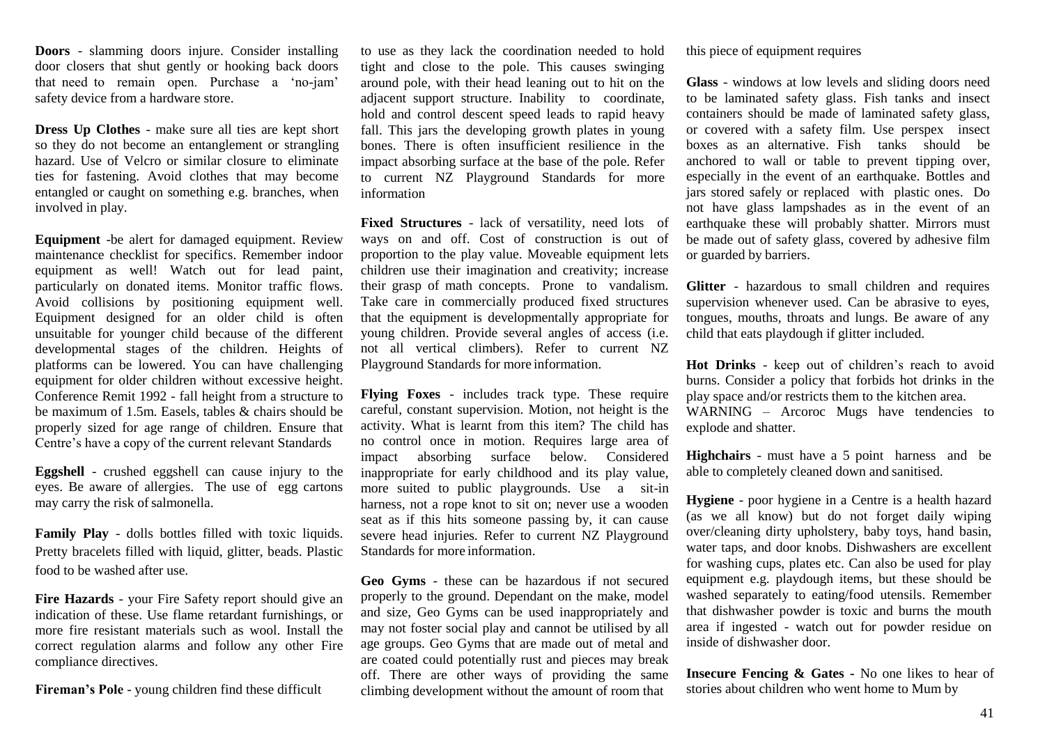**Doors** - slamming doors injure. Consider installing door closers that shut gently or hooking back doors that need to remain open. Purchase a 'no-jam' safety device from a hardware store.

**Dress Up Clothes** - make sure all ties are kept short so they do not become an entanglement or strangling hazard. Use of Velcro or similar closure to eliminate ties for fastening. Avoid clothes that may become entangled or caught on something e.g. branches, when involved in play.

**Equipment** -be alert for damaged equipment. Review maintenance checklist for specifics. Remember indoor equipment as well! Watch out for lead paint, particularly on donated items. Monitor traffic flows. Avoid collisions by positioning equipment well. Equipment designed for an older child is often unsuitable for younger child because of the different developmental stages of the children. Heights of platforms can be lowered. You can have challenging equipment for older children without excessive height. Conference Remit 1992 - fall height from a structure to be maximum of 1.5m. Easels, tables & chairs should be properly sized for age range of children. Ensure that Centre's have a copy of the current relevant Standards

**Eggshell** - crushed eggshell can cause injury to the eyes. Be aware of allergies. The use of egg cartons may carry the risk of salmonella.

**Family Play** - dolls bottles filled with toxic liquids. Pretty bracelets filled with liquid, glitter, beads. Plastic food to be washed after use.

**Fire Hazards** - your Fire Safety report should give an indication of these. Use flame retardant furnishings, or more fire resistant materials such as wool. Install the correct regulation alarms and follow any other Fire compliance directives.

**Fireman's Pole** - young children find these difficult to use as they lack the coordination needed to hold tight and close to the pole. This causes swinging around pole, with their head leaning out to hit on the adjacent support structure. Inability to coordinate, hold and control descent speed leads to rapid heavy fall. This jars the developing growth plates in young bones. There is often insufficient resilience in the impact absorbing surface at the base of the pole. Refer to current NZ Playground Standards for more information

**Fixed Structures** - lack of versatility, need lots of ways on and off. Cost of construction is out of proportion to the play value. Moveable equipment lets children use their imagination and creativity; increase their grasp of math concepts. Prone to vandalism. Take care in commercially produced fixed structures that the equipment is developmentally appropriate for young children. Provide several angles of access (i.e. not all vertical climbers). Refer to current NZ Playground Standards for more information.

**Flying Foxes** - includes track type. These require careful, constant supervision. Motion, not height is the activity. What is learnt from this item? The child has no control once in motion. Requires large area of impact absorbing surface below. Considered inappropriate for early childhood and its play value, more suited to public playgrounds. Use a sit-in harness, not a rope knot to sit on; never use a wooden seat as if this hits someone passing by, it can cause severe head injuries. Refer to current NZ Playground Standards for more information.

**Geo Gyms** - these can be hazardous if not secured properly to the ground. Dependant on the make, model and size, Geo Gyms can be used inappropriately and may not foster social play and cannot be utilised by all age groups. Geo Gyms that are made out of metal and are coated could potentially rust and pieces may break off. There are other ways of providing the same climbing development without the amount of room that this piece of equipment requires

**Glass** - windows at low levels and sliding doors need to be laminated safety glass. Fish tanks and insect containers should be made of laminated safety glass, or covered with a safety film. Use perspex insect boxes as an alternative. Fish tanks should be anchored to wall or table to prevent tipping over, especially in the event of an earthquake. Bottles and jars stored safely or replaced with plastic ones. Do not have glass lampshades as in the event of an earthquake these will probably shatter. Mirrors must be made out of safety glass, covered by adhesive film or guarded by barriers.

**Glitter** - hazardous to small children and requires supervision whenever used. Can be abrasive to eyes, tongues, mouths, throats and lungs. Be aware of any child that eats playdough if glitter included.

**Hot Drinks** - keep out of children's reach to avoid burns. Consider a policy that forbids hot drinks in the play space and/or restricts them to the kitchen area.
WARNING – Arcoroc Mugs have tendencies to explode and shatter.

**Highchairs** - must have a 5 point harness and be able to completely cleaned down and sanitised.

**Hygiene** - poor hygiene in a Centre is a health hazard (as we all know) but do not forget daily wiping over/cleaning dirty upholstery, baby toys, hand basin, water taps, and door knobs. Dishwashers are excellent for washing cups, plates etc. Can also be used for play equipment e.g. playdough items, but these should be washed separately to eating/food utensils. Remember that dishwasher powder is toxic and burns the mouth area if ingested - watch out for powder residue on inside of dishwasher door.

**Insecure Fencing & Gates -** No one likes to hear of stories about children who went home to Mum by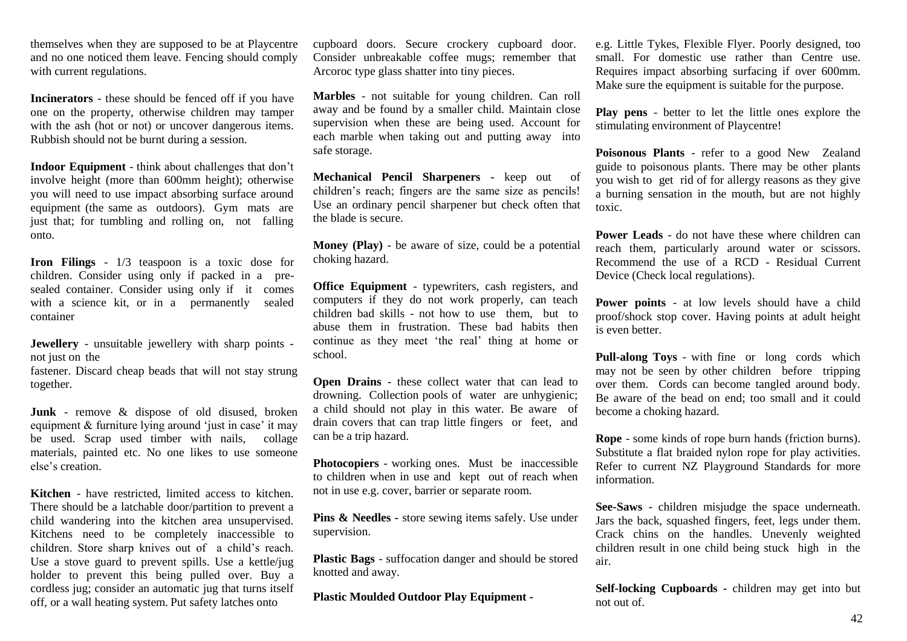themselves when they are supposed to be at Playcentre and no one noticed them leave. Fencing should comply with current regulations.

**Incinerators** - these should be fenced off if you have one on the property, otherwise children may tamper with the ash (hot or not) or uncover dangerous items. Rubbish should not be burnt during a session.

**Indoor Equipment** - think about challenges that don't involve height (more than 600mm height); otherwise you will need to use impact absorbing surface around equipment (the same as outdoors). Gym mats are just that; for tumbling and rolling on, not falling onto.

**Iron Filings** - 1/3 teaspoon is a toxic dose for children. Consider using only if packed in a pre-sealed container. Consider using only if it comes with a science kit, or in a permanently sealed container

**Jewellery** - unsuitable jewellery with sharp points - not just on the fastener. Discard cheap beads that will not stay strung together.

**Junk** - remove & dispose of old disused, broken equipment & furniture lying around 'just in case' it may be used. Scrap used timber with nails, collage materials, painted etc. No one likes to use someone else's creation.

**Kitchen** - have restricted, limited access to kitchen. There should be a latchable door/partition to prevent a child wandering into the kitchen area unsupervised. Kitchens need to be completely inaccessible to children. Store sharp knives out of a child's reach. Use a stove guard to prevent spills. Use a kettle/jug holder to prevent this being pulled over. Buy a cordless jug; consider an automatic jug that turns itself off, or a wall heating system. Put safety latches onto cupboard doors. Secure crockery cupboard door. Consider unbreakable coffee mugs; remember that Arcoroc type glass shatter into tiny pieces.

**Marbles** - not suitable for young children. Can roll away and be found by a smaller child. Maintain close supervision when these are being used. Account for each marble when taking out and putting away into safe storage.

**Mechanical Pencil Sharpeners** - keep out of children's reach; fingers are the same size as pencils! Use an ordinary pencil sharpener but check often that the blade is secure.

**Money (Play)** - be aware of size, could be a potential choking hazard.

**Office Equipment** - typewriters, cash registers, and computers if they do not work properly, can teach children bad skills - not how to use them, but to abuse them in frustration. These bad habits then continue as they meet 'the real' thing at home or school.

**Open Drains** - these collect water that can lead to drowning. Collection pools of water are unhygienic; a child should not play in this water. Be aware of drain covers that can trap little fingers or feet, and can be a trip hazard.

**Photocopiers** - working ones. Must be inaccessible to children when in use and kept out of reach when not in use e.g. cover, barrier or separate room.

**Pins & Needles** - store sewing items safely. Use under supervision.

**Plastic Bags** - suffocation danger and should be stored knotted and away.

**Plastic Moulded Outdoor Play Equipment** - e.g. Little Tykes, Flexible Flyer. Poorly designed, too small. For domestic use rather than Centre use. Requires impact absorbing surfacing if over 600mm. Make sure the equipment is suitable for the purpose.

**Play pens** - better to let the little ones explore the stimulating environment of Playcentre!

**Poisonous Plants** - refer to a good New Zealand guide to poisonous plants. There may be other plants you wish to get rid of for allergy reasons as they give a burning sensation in the mouth, but are not highly toxic.

**Power Leads** - do not have these where children can reach them, particularly around water or scissors. Recommend the use of a RCD - Residual Current Device (Check local regulations).

**Power points** - at low levels should have a child proof/shock stop cover. Having points at adult height is even better.

**Pull-along Toys** - with fine or long cords which may not be seen by other children before tripping over them. Cords can become tangled around body. Be aware of the bead on end; too small and it could become a choking hazard.

**Rope** - some kinds of rope burn hands (friction burns). Substitute a flat braided nylon rope for play activities. Refer to current NZ Playground Standards for more information.

**See-Saws** - children misjudge the space underneath. Jars the back, squashed fingers, feet, legs under them. Crack chins on the handles. Unevenly weighted children result in one child being stuck high in the air.

**Self-locking Cupboards** - children may get into but not out of.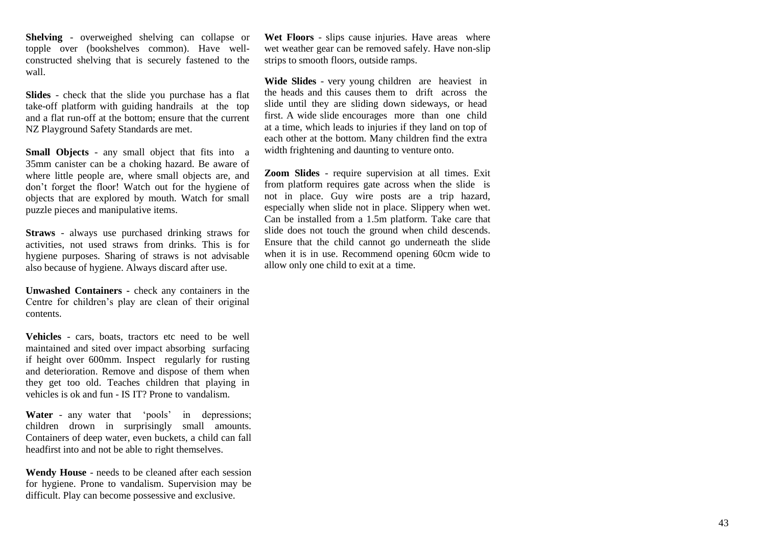**Shelving** - overweighed shelving can collapse or topple over (bookshelves common). Have well-constructed shelving that is securely fastened to the wall.

**Slides** - check that the slide you purchase has a flat take-off platform with guiding handrails at the top and a flat run-off at the bottom; ensure that the current NZ Playground Safety Standards are met.

**Small Objects** - any small object that fits into a 35mm canister can be a choking hazard. Be aware of where little people are, where small objects are, and don't forget the floor! Watch out for the hygiene of objects that are explored by mouth. Watch for small puzzle pieces and manipulative items.

**Straws** - always use purchased drinking straws for activities, not used straws from drinks. This is for hygiene purposes. Sharing of straws is not advisable also because of hygiene. Always discard after use.

**Unwashed Containers** - check any containers in the Centre for children's play are clean of their original contents.

**Vehicles** - cars, boats, tractors etc need to be well maintained and sited over impact absorbing surfacing if height over 600mm. Inspect regularly for rusting and deterioration. Remove and dispose of them when they get too old. Teaches children that playing in vehicles is ok and fun - IS IT? Prone to vandalism.

**Water** - any water that 'pools' in depressions; children drown in surprisingly small amounts. Containers of deep water, even buckets, a child can fall headfirst into and not be able to right themselves.

**Wendy House** - needs to be cleaned after each session for hygiene. Prone to vandalism. Supervision may be difficult. Play can become possessive and exclusive.

**Wet Floors** - slips cause injuries. Have areas where wet weather gear can be removed safely. Have non-slip strips to smooth floors, outside ramps.

**Wide Slides** - very young children are heaviest in the heads and this causes them to drift across the slide until they are sliding down sideways, or head first. A wide slide encourages more than one child at a time, which leads to injuries if they land on top of each other at the bottom. Many children find the extra width frightening and daunting to venture onto.

**Zoom Slides** - require supervision at all times. Exit from platform requires gate across when the slide is not in place. Guy wire posts are a trip hazard, especially when slide not in place. Slippery when wet. Can be installed from a 1.5m platform. Take care that slide does not touch the ground when child descends. Ensure that the child cannot go underneath the slide when it is in use. Recommend opening 60cm wide to allow only one child to exit at a time.